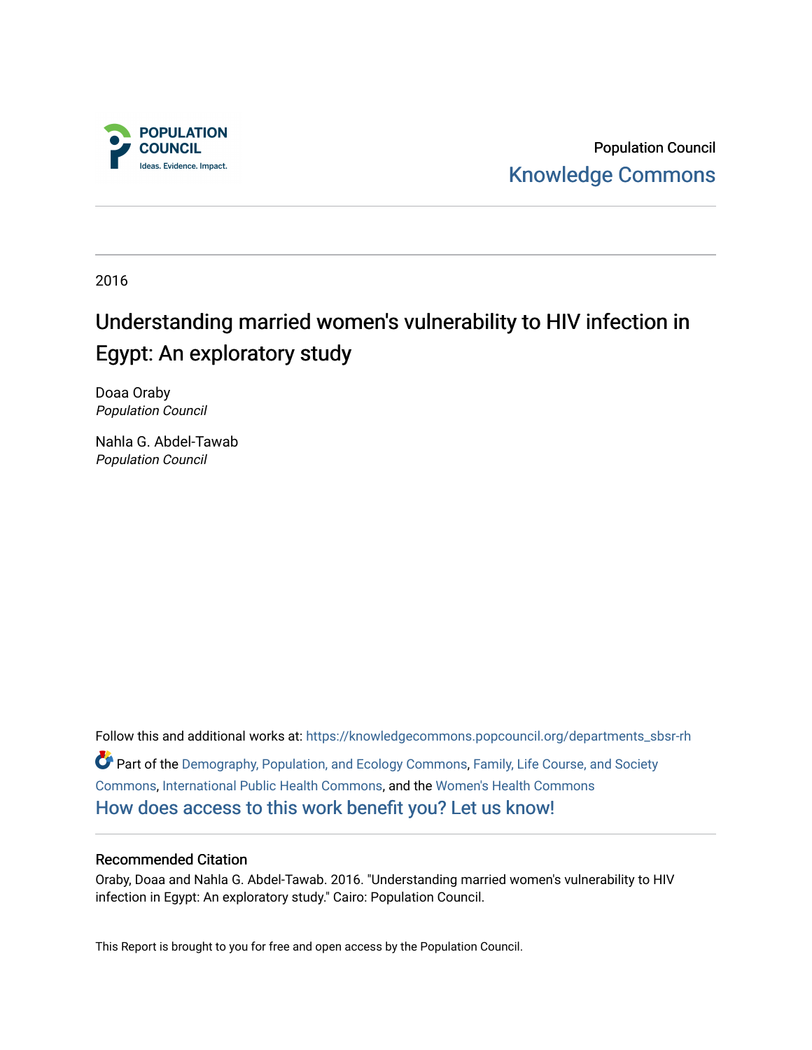Population Council
Knowledge Commons

2016

# Understanding married women's vulnerability to HIV infection in Egypt: An exploratory study

Doaa Oraby
*Population Council*

Nahla G. Abdel-Tawab
*Population Council*

Follow this and additional works at: https://knowledgecommons.popcouncil.org/departments_sbsr-rh

Part of the Demography, Population, and Ecology Commons, Family, Life Course, and Society Commons, International Public Health Commons, and the Women's Health Commons

How does access to this work benefit you? Let us know!

### Recommended Citation

Oraby, Doaa and Nahla G. Abdel-Tawab. 2016. "Understanding married women's vulnerability to HIV infection in Egypt: An exploratory study." Cairo: Population Council.

This Report is brought to you for free and open access by the Population Council.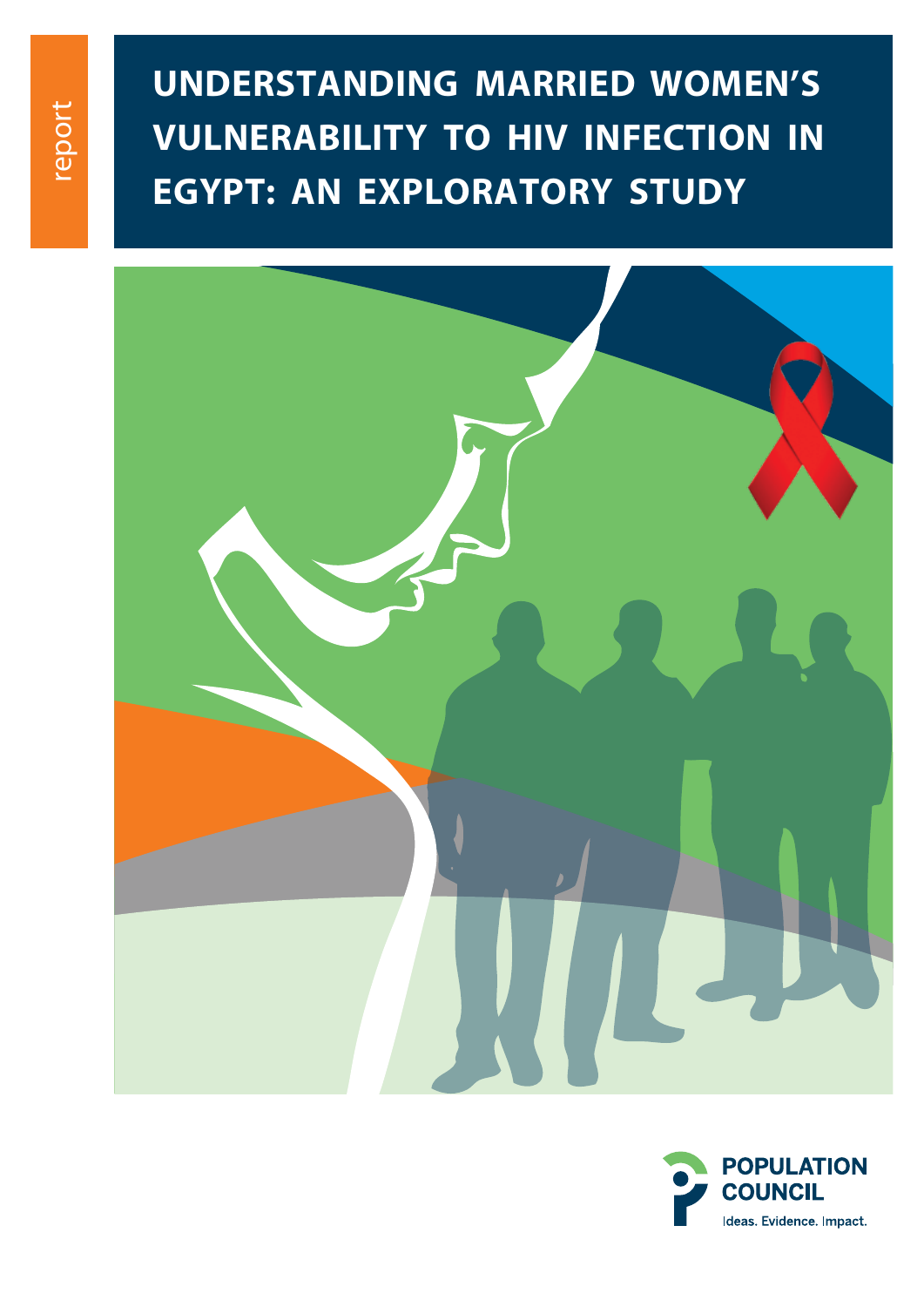report

# UNDERSTANDING MARRIED WOMEN'S VULNERABILITY TO HIV INFECTION IN EGYPT: AN EXPLORATORY STUDY

POPULATION COUNCIL

Ideas. Evidence. Impact.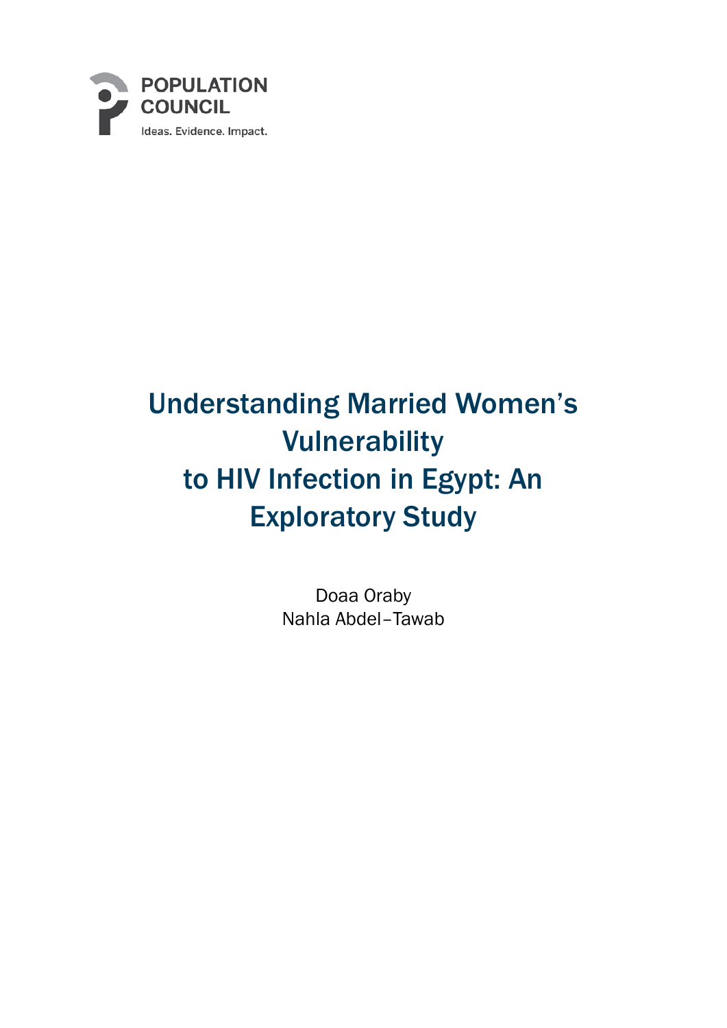POPULATION COUNCIL

Ideas. Evidence. Impact.

# Understanding Married Women's Vulnerability to HIV Infection in Egypt: An Exploratory Study

Doaa Oraby

Nahla Abdel–Tawab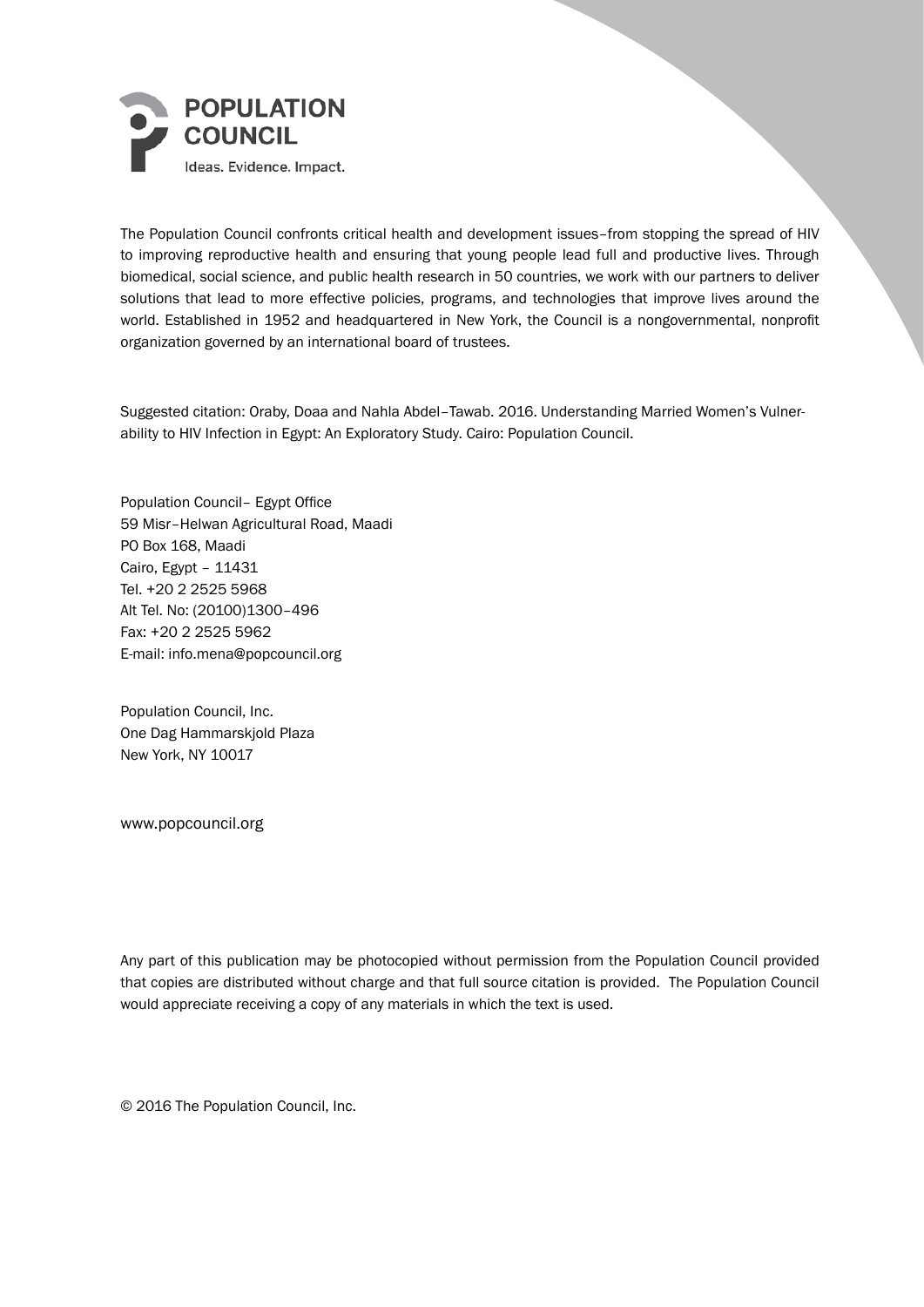**POPULATION COUNCIL**

Ideas. Evidence. Impact.

The Population Council confronts critical health and development issues–from stopping the spread of HIV to improving reproductive health and ensuring that young people lead full and productive lives. Through biomedical, social science, and public health research in 50 countries, we work with our partners to deliver solutions that lead to more effective policies, programs, and technologies that improve lives around the world. Established in 1952 and headquartered in New York, the Council is a nongovernmental, nonprofit organization governed by an international board of trustees.

Suggested citation: Oraby, Doaa and Nahla Abdel–Tawab. 2016. Understanding Married Women's Vulnerability to HIV Infection in Egypt: An Exploratory Study. Cairo: Population Council.

Population Council– Egypt Office
59 Misr–Helwan Agricultural Road, Maadi
PO Box 168, Maadi
Cairo, Egypt – 11431
Tel. +20 2 2525 5968
Alt Tel. No: (20100)1300–496
Fax: +20 2 2525 5962
E-mail: info.mena@popcouncil.org

Population Council, Inc.
One Dag Hammarskjold Plaza
New York, NY 10017

www.popcouncil.org

Any part of this publication may be photocopied without permission from the Population Council provided that copies are distributed without charge and that full source citation is provided. The Population Council would appreciate receiving a copy of any materials in which the text is used.

© 2016 The Population Council, Inc.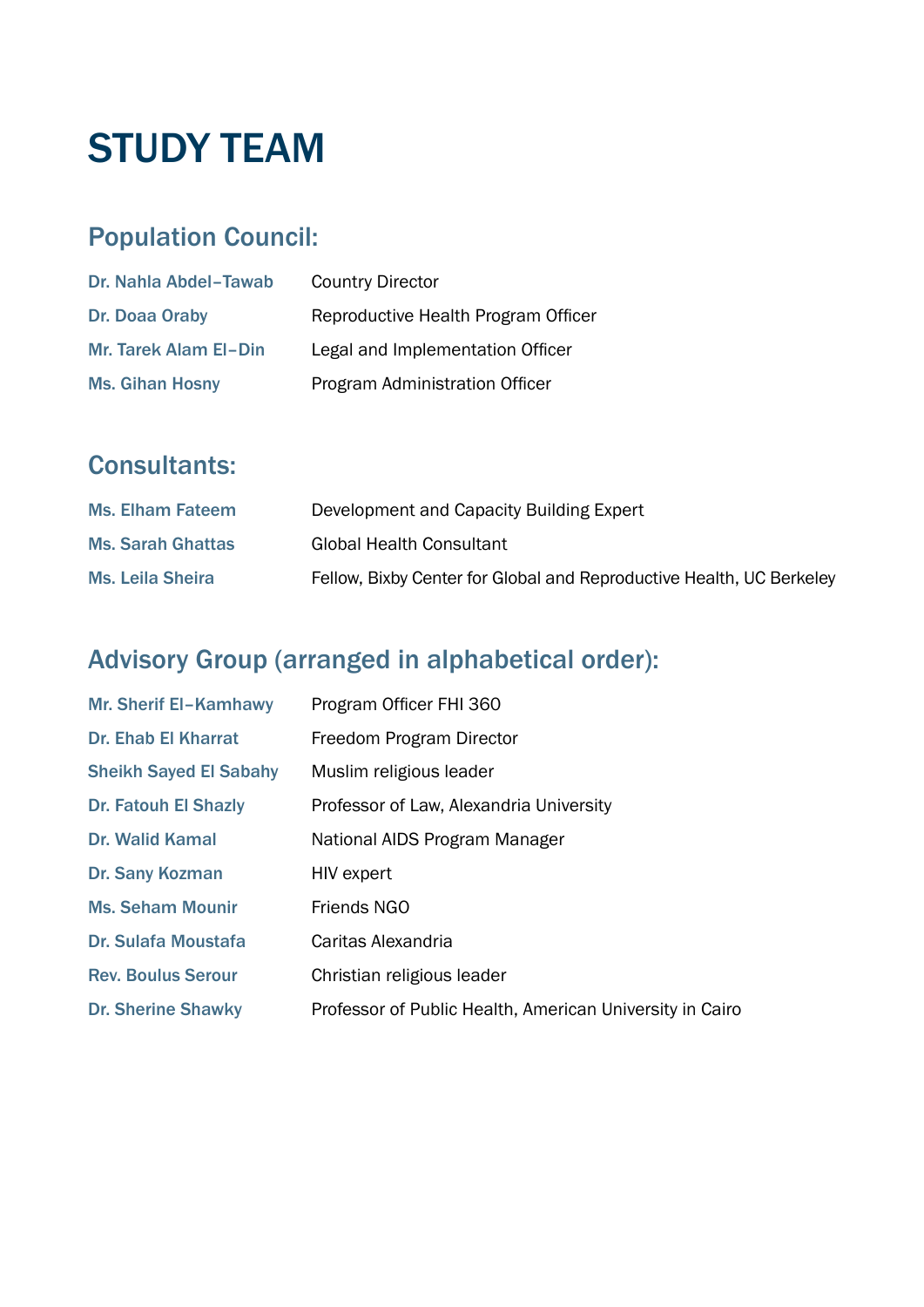# STUDY TEAM

## Population Council:

| | |
|---|---|
| **Dr. Nahla Abdel–Tawab** | Country Director |
| **Dr. Doaa Oraby** | Reproductive Health Program Officer |
| **Mr. Tarek Alam El–Din** | Legal and Implementation Officer |
| **Ms. Gihan Hosny** | Program Administration Officer |

## Consultants:

| | |
|---|---|
| **Ms. Elham Fateem** | Development and Capacity Building Expert |
| **Ms. Sarah Ghattas** | Global Health Consultant |
| **Ms. Leila Sheira** | Fellow, Bixby Center for Global and Reproductive Health, UC Berkeley |

## Advisory Group (arranged in alphabetical order):

| | |
|---|---|
| **Mr. Sherif El–Kamhawy** | Program Officer FHI 360 |
| **Dr. Ehab El Kharrat** | Freedom Program Director |
| **Sheikh Sayed El Sabahy** | Muslim religious leader |
| **Dr. Fatouh El Shazly** | Professor of Law, Alexandria University |
| **Dr. Walid Kamal** | National AIDS Program Manager |
| **Dr. Sany Kozman** | HIV expert |
| **Ms. Seham Mounir** | Friends NGO |
| **Dr. Sulafa Moustafa** | Caritas Alexandria |
| **Rev. Boulus Serour** | Christian religious leader |
| **Dr. Sherine Shawky** | Professor of Public Health, American University in Cairo |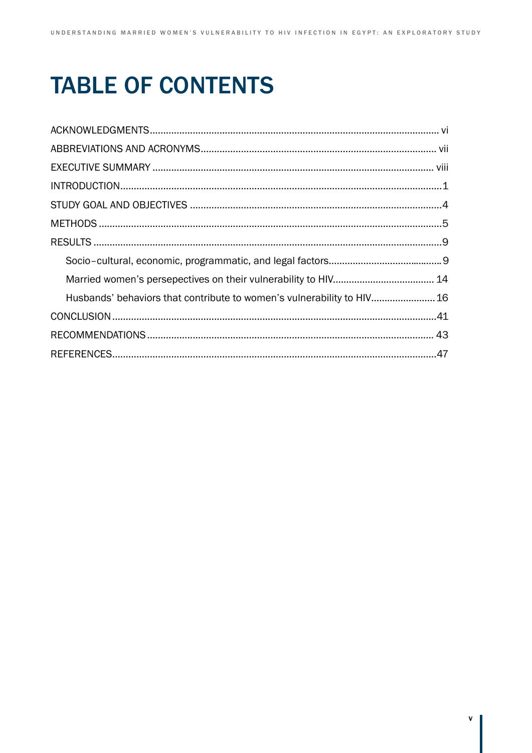# TABLE OF CONTENTS

ACKNOWLEDGMENTS........................................................................................................... vi

ABBREVIATIONS AND ACRONYMS....................................................................................... vii

EXECUTIVE SUMMARY ........................................................................................................ viii

INTRODUCTION.......................................................................................................................1

STUDY GOAL AND OBJECTIVES .............................................................................................4

METHODS ...............................................................................................................................5

RESULTS .................................................................................................................................9

- Socio–cultural, economic, programmatic, and legal factors...........................................9
- Married women's persepectives on their vulnerability to HIV...................................... 14
- Husbands' behaviors that contribute to women's vulnerability to HIV........................ 16

CONCLUSION........................................................................................................................41

RECOMMENDATIONS.......................................................................................................... 43

REFERENCES........................................................................................................................47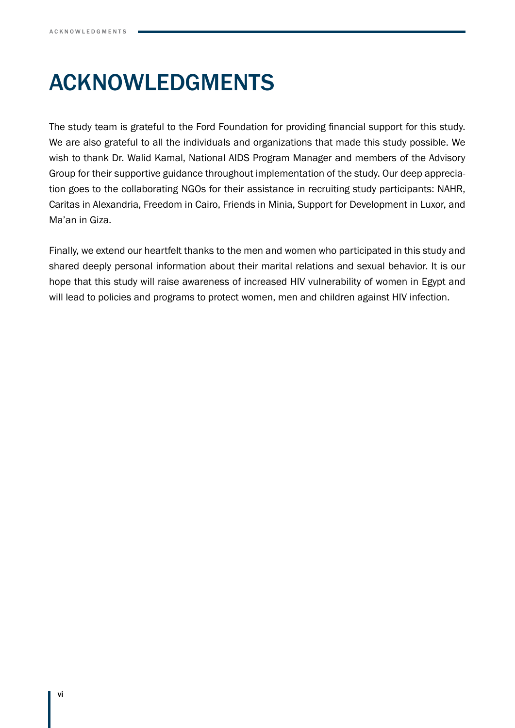# ACKNOWLEDGMENTS

The study team is grateful to the Ford Foundation for providing financial support for this study. We are also grateful to all the individuals and organizations that made this study possible. We wish to thank Dr. Walid Kamal, National AIDS Program Manager and members of the Advisory Group for their supportive guidance throughout implementation of the study. Our deep appreciation goes to the collaborating NGOs for their assistance in recruiting study participants: NAHR, Caritas in Alexandria, Freedom in Cairo, Friends in Minia, Support for Development in Luxor, and Ma'an in Giza.

Finally, we extend our heartfelt thanks to the men and women who participated in this study and shared deeply personal information about their marital relations and sexual behavior. It is our hope that this study will raise awareness of increased HIV vulnerability of women in Egypt and will lead to policies and programs to protect women, men and children against HIV infection.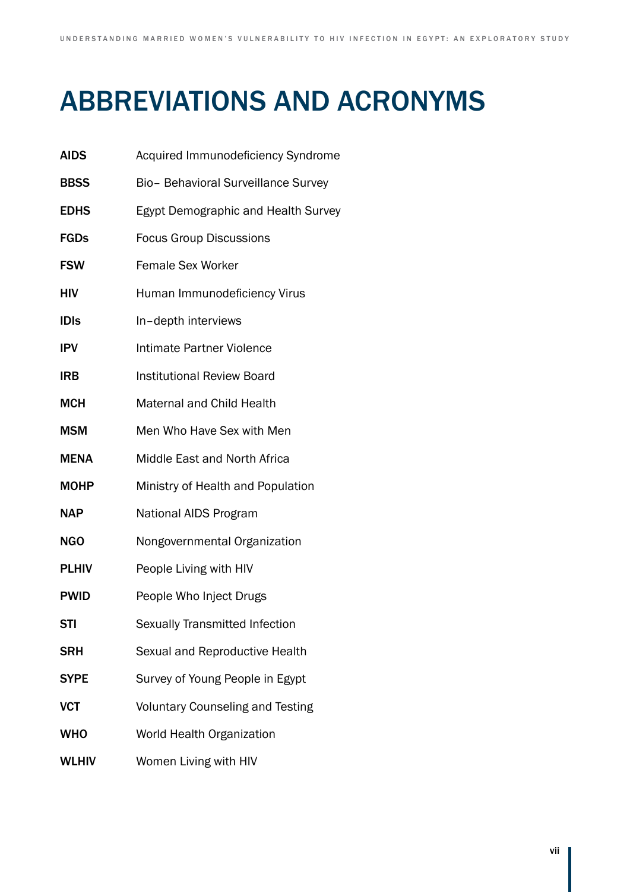# ABBREVIATIONS AND ACRONYMS

| | |
|---|---|
| **AIDS** | Acquired Immunodeficiency Syndrome |
| **BBSS** | Bio– Behavioral Surveillance Survey |
| **EDHS** | Egypt Demographic and Health Survey |
| **FGDs** | Focus Group Discussions |
| **FSW** | Female Sex Worker |
| **HIV** | Human Immunodeficiency Virus |
| **IDIs** | In–depth interviews |
| **IPV** | Intimate Partner Violence |
| **IRB** | Institutional Review Board |
| **MCH** | Maternal and Child Health |
| **MSM** | Men Who Have Sex with Men |
| **MENA** | Middle East and North Africa |
| **MOHP** | Ministry of Health and Population |
| **NAP** | National AIDS Program |
| **NGO** | Nongovernmental Organization |
| **PLHIV** | People Living with HIV |
| **PWID** | People Who Inject Drugs |
| **STI** | Sexually Transmitted Infection |
| **SRH** | Sexual and Reproductive Health |
| **SYPE** | Survey of Young People in Egypt |
| **VCT** | Voluntary Counseling and Testing |
| **WHO** | World Health Organization |
| **WLHIV** | Women Living with HIV |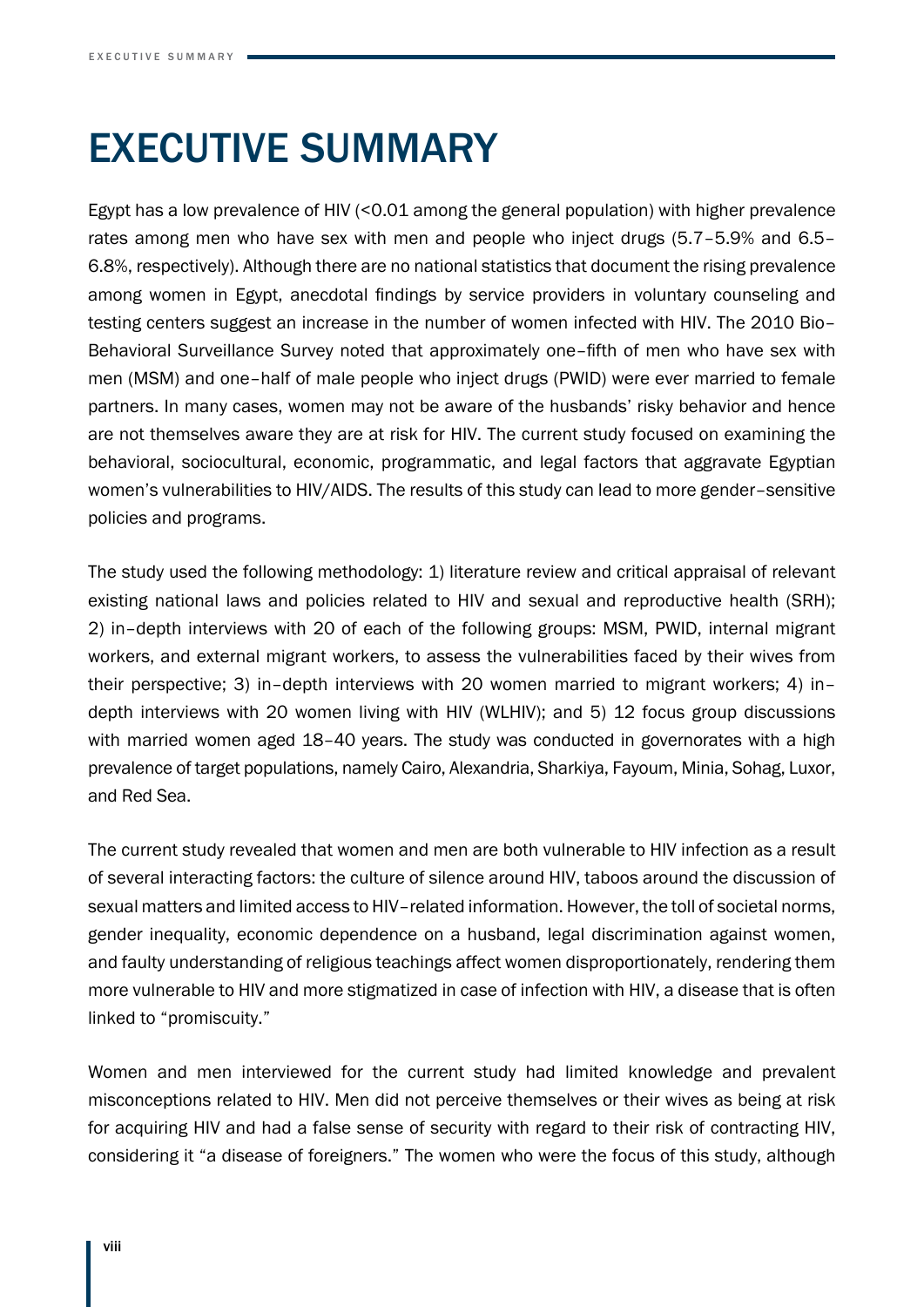# EXECUTIVE SUMMARY

Egypt has a low prevalence of HIV (<0.01 among the general population) with higher prevalence rates among men who have sex with men and people who inject drugs (5.7–5.9% and 6.5–6.8%, respectively). Although there are no national statistics that document the rising prevalence among women in Egypt, anecdotal findings by service providers in voluntary counseling and testing centers suggest an increase in the number of women infected with HIV. The 2010 Bio–Behavioral Surveillance Survey noted that approximately one–fifth of men who have sex with men (MSM) and one–half of male people who inject drugs (PWID) were ever married to female partners. In many cases, women may not be aware of the husbands' risky behavior and hence are not themselves aware they are at risk for HIV. The current study focused on examining the behavioral, sociocultural, economic, programmatic, and legal factors that aggravate Egyptian women's vulnerabilities to HIV/AIDS. The results of this study can lead to more gender–sensitive policies and programs.

The study used the following methodology: 1) literature review and critical appraisal of relevant existing national laws and policies related to HIV and sexual and reproductive health (SRH); 2) in–depth interviews with 20 of each of the following groups: MSM, PWID, internal migrant workers, and external migrant workers, to assess the vulnerabilities faced by their wives from their perspective; 3) in–depth interviews with 20 women married to migrant workers; 4) in–depth interviews with 20 women living with HIV (WLHIV); and 5) 12 focus group discussions with married women aged 18–40 years. The study was conducted in governorates with a high prevalence of target populations, namely Cairo, Alexandria, Sharkiya, Fayoum, Minia, Sohag, Luxor, and Red Sea.

The current study revealed that women and men are both vulnerable to HIV infection as a result of several interacting factors: the culture of silence around HIV, taboos around the discussion of sexual matters and limited access to HIV–related information. However, the toll of societal norms, gender inequality, economic dependence on a husband, legal discrimination against women, and faulty understanding of religious teachings affect women disproportionately, rendering them more vulnerable to HIV and more stigmatized in case of infection with HIV, a disease that is often linked to "promiscuity."

Women and men interviewed for the current study had limited knowledge and prevalent misconceptions related to HIV. Men did not perceive themselves or their wives as being at risk for acquiring HIV and had a false sense of security with regard to their risk of contracting HIV, considering it "a disease of foreigners." The women who were the focus of this study, although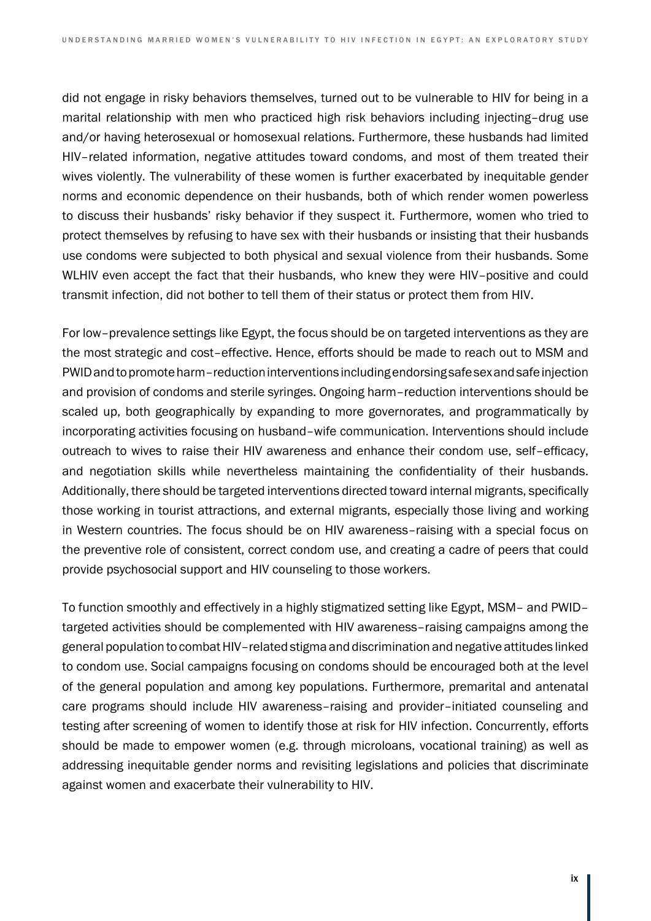did not engage in risky behaviors themselves, turned out to be vulnerable to HIV for being in a marital relationship with men who practiced high risk behaviors including injecting–drug use and/or having heterosexual or homosexual relations. Furthermore, these husbands had limited HIV–related information, negative attitudes toward condoms, and most of them treated their wives violently. The vulnerability of these women is further exacerbated by inequitable gender norms and economic dependence on their husbands, both of which render women powerless to discuss their husbands' risky behavior if they suspect it. Furthermore, women who tried to protect themselves by refusing to have sex with their husbands or insisting that their husbands use condoms were subjected to both physical and sexual violence from their husbands. Some WLHIV even accept the fact that their husbands, who knew they were HIV–positive and could transmit infection, did not bother to tell them of their status or protect them from HIV.

For low–prevalence settings like Egypt, the focus should be on targeted interventions as they are the most strategic and cost–effective. Hence, efforts should be made to reach out to MSM and PWID and to promote harm–reduction interventions including endorsing safe sex and safe injection and provision of condoms and sterile syringes. Ongoing harm–reduction interventions should be scaled up, both geographically by expanding to more governorates, and programmatically by incorporating activities focusing on husband–wife communication. Interventions should include outreach to wives to raise their HIV awareness and enhance their condom use, self–efficacy, and negotiation skills while nevertheless maintaining the confidentiality of their husbands. Additionally, there should be targeted interventions directed toward internal migrants, specifically those working in tourist attractions, and external migrants, especially those living and working in Western countries. The focus should be on HIV awareness–raising with a special focus on the preventive role of consistent, correct condom use, and creating a cadre of peers that could provide psychosocial support and HIV counseling to those workers.

To function smoothly and effectively in a highly stigmatized setting like Egypt, MSM– and PWID–targeted activities should be complemented with HIV awareness–raising campaigns among the general population to combat HIV–related stigma and discrimination and negative attitudes linked to condom use. Social campaigns focusing on condoms should be encouraged both at the level of the general population and among key populations. Furthermore, premarital and antenatal care programs should include HIV awareness–raising and provider–initiated counseling and testing after screening of women to identify those at risk for HIV infection. Concurrently, efforts should be made to empower women (e.g. through microloans, vocational training) as well as addressing inequitable gender norms and revisiting legislations and policies that discriminate against women and exacerbate their vulnerability to HIV.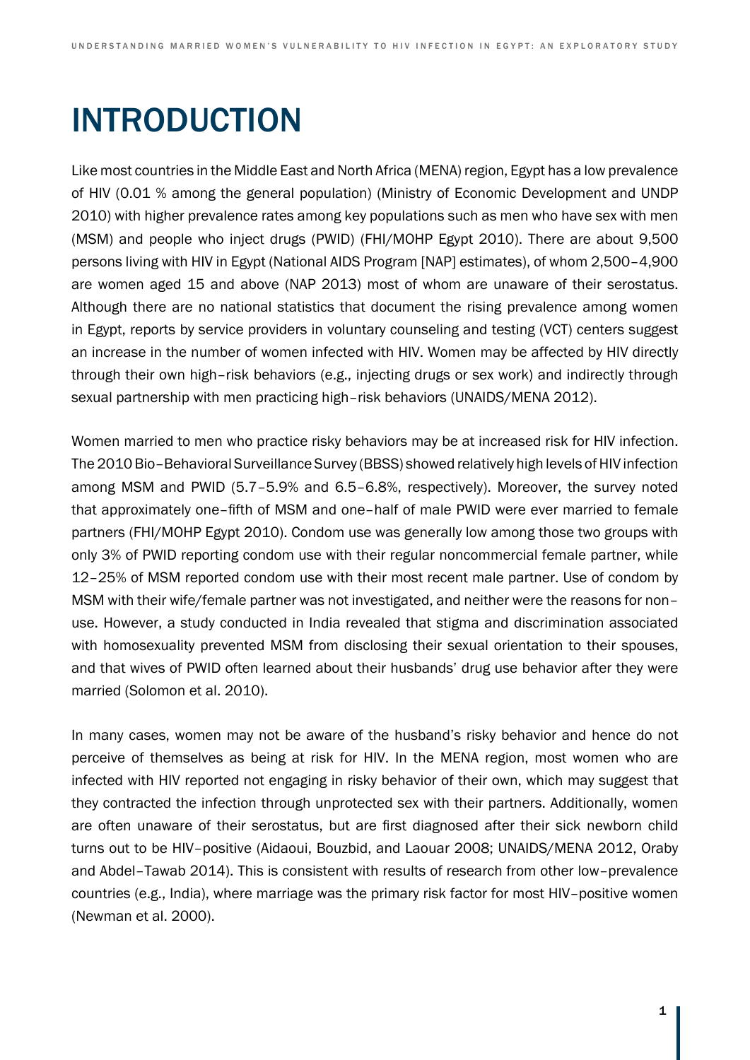# INTRODUCTION

Like most countries in the Middle East and North Africa (MENA) region, Egypt has a low prevalence of HIV (0.01 % among the general population) (Ministry of Economic Development and UNDP 2010) with higher prevalence rates among key populations such as men who have sex with men (MSM) and people who inject drugs (PWID) (FHI/MOHP Egypt 2010). There are about 9,500 persons living with HIV in Egypt (National AIDS Program [NAP] estimates), of whom 2,500–4,900 are women aged 15 and above (NAP 2013) most of whom are unaware of their serostatus. Although there are no national statistics that document the rising prevalence among women in Egypt, reports by service providers in voluntary counseling and testing (VCT) centers suggest an increase in the number of women infected with HIV. Women may be affected by HIV directly through their own high–risk behaviors (e.g., injecting drugs or sex work) and indirectly through sexual partnership with men practicing high–risk behaviors (UNAIDS/MENA 2012).

Women married to men who practice risky behaviors may be at increased risk for HIV infection. The 2010 Bio–Behavioral Surveillance Survey (BBSS) showed relatively high levels of HIV infection among MSM and PWID (5.7–5.9% and 6.5–6.8%, respectively). Moreover, the survey noted that approximately one–fifth of MSM and one–half of male PWID were ever married to female partners (FHI/MOHP Egypt 2010). Condom use was generally low among those two groups with only 3% of PWID reporting condom use with their regular noncommercial female partner, while 12–25% of MSM reported condom use with their most recent male partner. Use of condom by MSM with their wife/female partner was not investigated, and neither were the reasons for non–use. However, a study conducted in India revealed that stigma and discrimination associated with homosexuality prevented MSM from disclosing their sexual orientation to their spouses, and that wives of PWID often learned about their husbands' drug use behavior after they were married (Solomon et al. 2010).

In many cases, women may not be aware of the husband's risky behavior and hence do not perceive of themselves as being at risk for HIV. In the MENA region, most women who are infected with HIV reported not engaging in risky behavior of their own, which may suggest that they contracted the infection through unprotected sex with their partners. Additionally, women are often unaware of their serostatus, but are first diagnosed after their sick newborn child turns out to be HIV–positive (Aidaoui, Bouzbid, and Laouar 2008; UNAIDS/MENA 2012, Oraby and Abdel–Tawab 2014). This is consistent with results of research from other low–prevalence countries (e.g., India), where marriage was the primary risk factor for most HIV–positive women (Newman et al. 2000).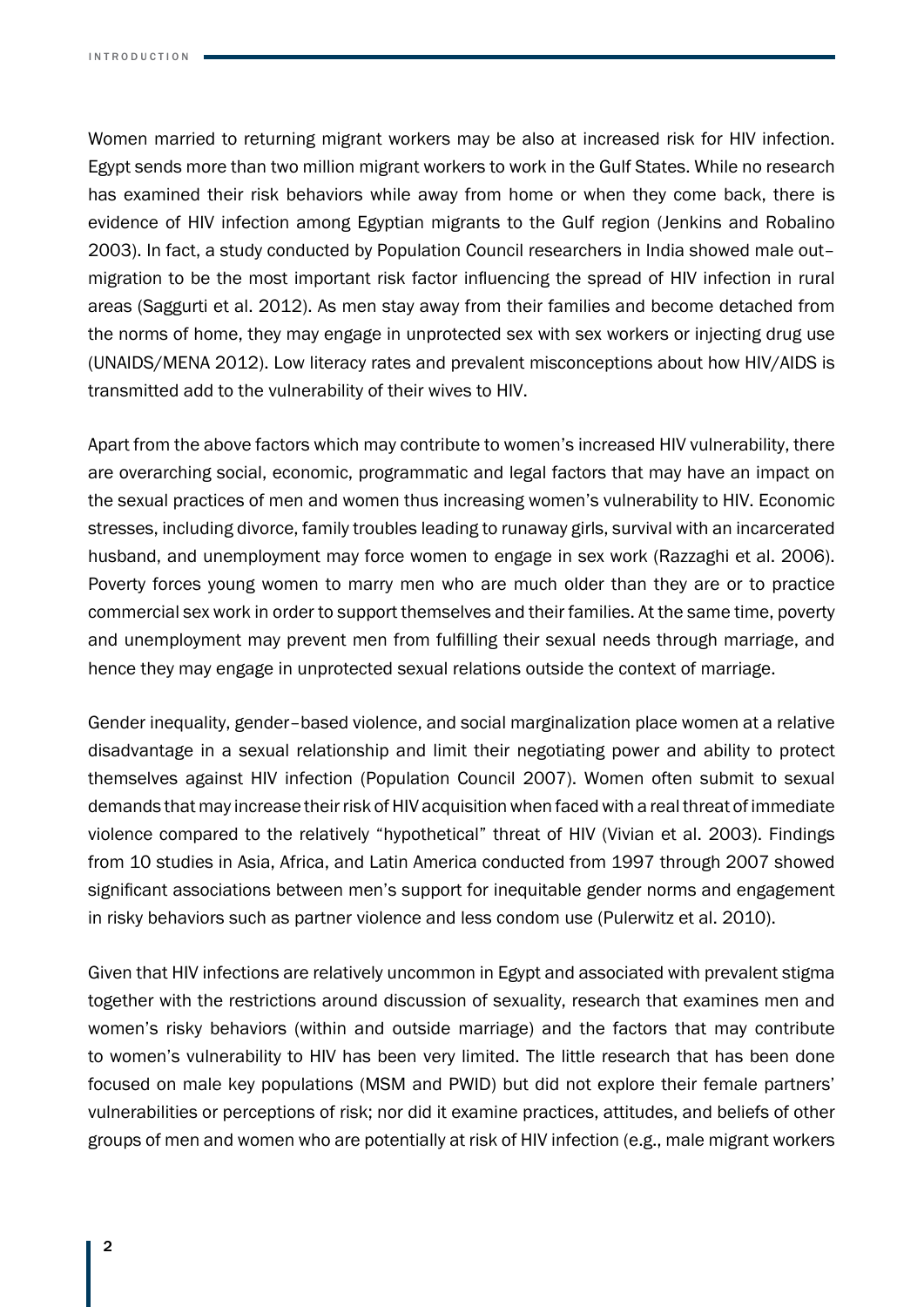Women married to returning migrant workers may be also at increased risk for HIV infection. Egypt sends more than two million migrant workers to work in the Gulf States. While no research has examined their risk behaviors while away from home or when they come back, there is evidence of HIV infection among Egyptian migrants to the Gulf region (Jenkins and Robalino 2003). In fact, a study conducted by Population Council researchers in India showed male out–migration to be the most important risk factor influencing the spread of HIV infection in rural areas (Saggurti et al. 2012). As men stay away from their families and become detached from the norms of home, they may engage in unprotected sex with sex workers or injecting drug use (UNAIDS/MENA 2012). Low literacy rates and prevalent misconceptions about how HIV/AIDS is transmitted add to the vulnerability of their wives to HIV.

Apart from the above factors which may contribute to women's increased HIV vulnerability, there are overarching social, economic, programmatic and legal factors that may have an impact on the sexual practices of men and women thus increasing women's vulnerability to HIV. Economic stresses, including divorce, family troubles leading to runaway girls, survival with an incarcerated husband, and unemployment may force women to engage in sex work (Razzaghi et al. 2006). Poverty forces young women to marry men who are much older than they are or to practice commercial sex work in order to support themselves and their families. At the same time, poverty and unemployment may prevent men from fulfilling their sexual needs through marriage, and hence they may engage in unprotected sexual relations outside the context of marriage.

Gender inequality, gender–based violence, and social marginalization place women at a relative disadvantage in a sexual relationship and limit their negotiating power and ability to protect themselves against HIV infection (Population Council 2007). Women often submit to sexual demands that may increase their risk of HIV acquisition when faced with a real threat of immediate violence compared to the relatively "hypothetical" threat of HIV (Vivian et al. 2003). Findings from 10 studies in Asia, Africa, and Latin America conducted from 1997 through 2007 showed significant associations between men's support for inequitable gender norms and engagement in risky behaviors such as partner violence and less condom use (Pulerwitz et al. 2010).

Given that HIV infections are relatively uncommon in Egypt and associated with prevalent stigma together with the restrictions around discussion of sexuality, research that examines men and women's risky behaviors (within and outside marriage) and the factors that may contribute to women's vulnerability to HIV has been very limited. The little research that has been done focused on male key populations (MSM and PWID) but did not explore their female partners' vulnerabilities or perceptions of risk; nor did it examine practices, attitudes, and beliefs of other groups of men and women who are potentially at risk of HIV infection (e.g., male migrant workers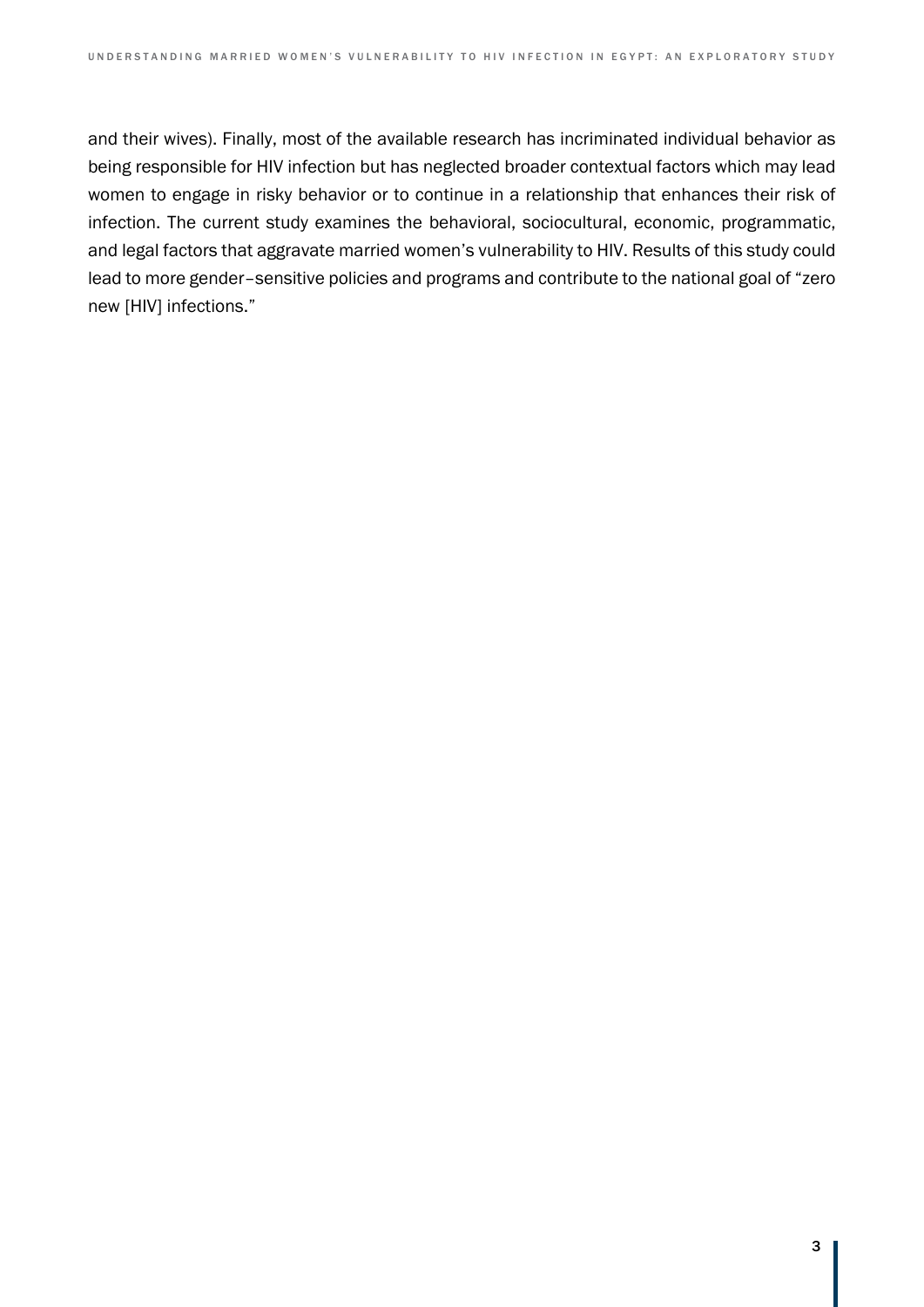and their wives). Finally, most of the available research has incriminated individual behavior as being responsible for HIV infection but has neglected broader contextual factors which may lead women to engage in risky behavior or to continue in a relationship that enhances their risk of infection. The current study examines the behavioral, sociocultural, economic, programmatic, and legal factors that aggravate married women's vulnerability to HIV. Results of this study could lead to more gender–sensitive policies and programs and contribute to the national goal of "zero new [HIV] infections."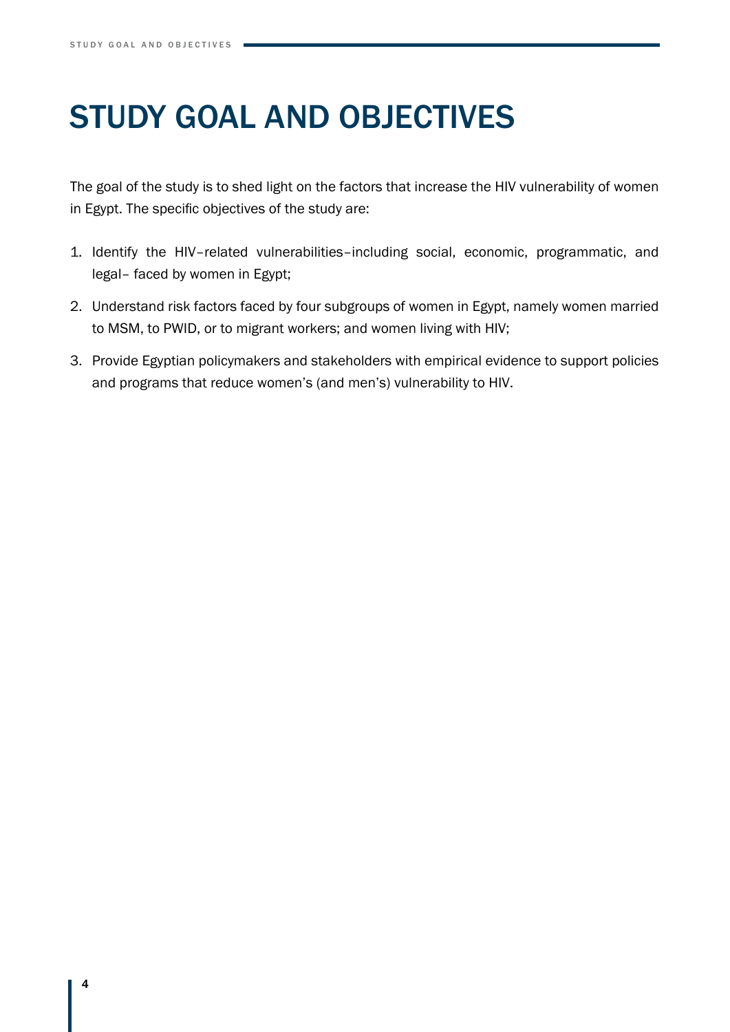# STUDY GOAL AND OBJECTIVES

The goal of the study is to shed light on the factors that increase the HIV vulnerability of women in Egypt. The specific objectives of the study are:

1. Identify the HIV–related vulnerabilities–including social, economic, programmatic, and legal– faced by women in Egypt;
2. Understand risk factors faced by four subgroups of women in Egypt, namely women married to MSM, to PWID, or to migrant workers; and women living with HIV;
3. Provide Egyptian policymakers and stakeholders with empirical evidence to support policies and programs that reduce women's (and men's) vulnerability to HIV.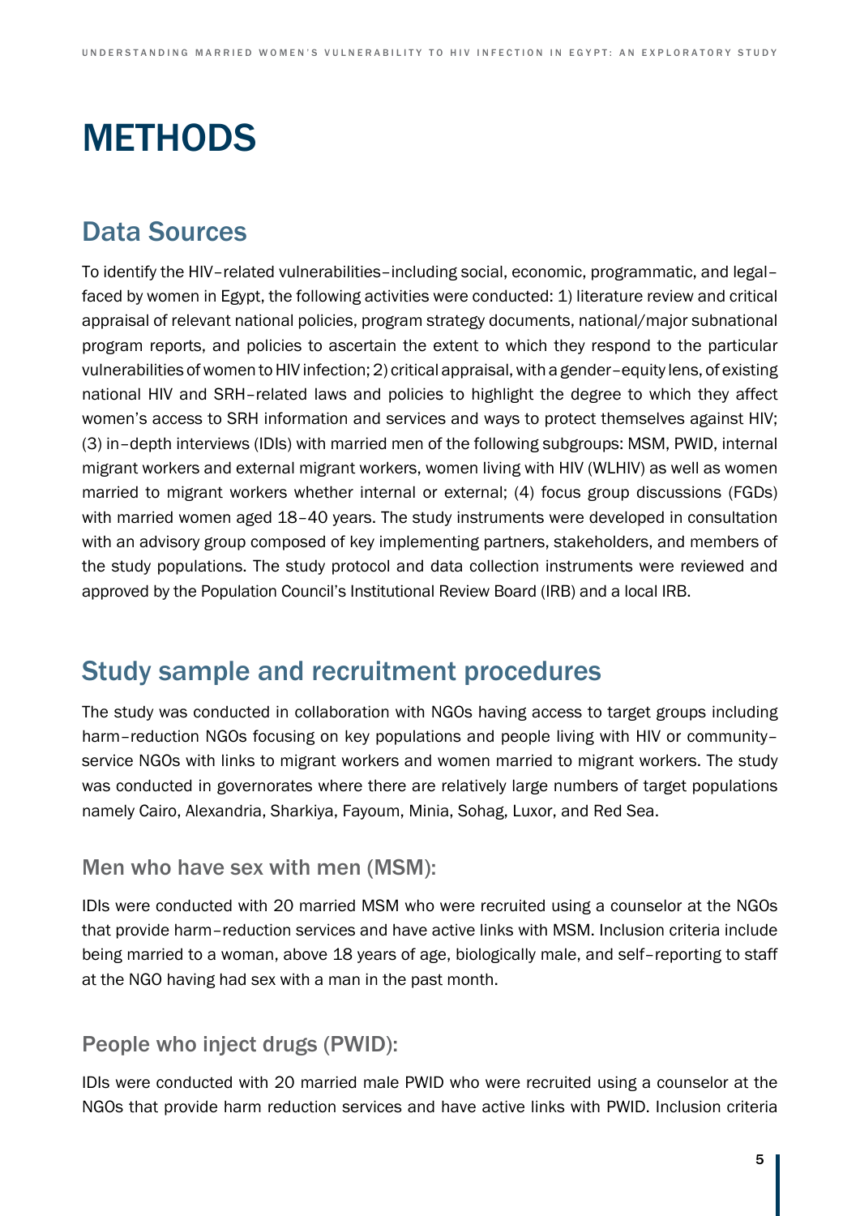# METHODS

## Data Sources

To identify the HIV–related vulnerabilities–including social, economic, programmatic, and legal–faced by women in Egypt, the following activities were conducted: 1) literature review and critical appraisal of relevant national policies, program strategy documents, national/major subnational program reports, and policies to ascertain the extent to which they respond to the particular vulnerabilities of women to HIV infection; 2) critical appraisal, with a gender–equity lens, of existing national HIV and SRH–related laws and policies to highlight the degree to which they affect women's access to SRH information and services and ways to protect themselves against HIV; (3) in–depth interviews (IDIs) with married men of the following subgroups: MSM, PWID, internal migrant workers and external migrant workers, women living with HIV (WLHIV) as well as women married to migrant workers whether internal or external; (4) focus group discussions (FGDs) with married women aged 18–40 years. The study instruments were developed in consultation with an advisory group composed of key implementing partners, stakeholders, and members of the study populations. The study protocol and data collection instruments were reviewed and approved by the Population Council's Institutional Review Board (IRB) and a local IRB.

## Study sample and recruitment procedures

The study was conducted in collaboration with NGOs having access to target groups including harm–reduction NGOs focusing on key populations and people living with HIV or community–service NGOs with links to migrant workers and women married to migrant workers. The study was conducted in governorates where there are relatively large numbers of target populations namely Cairo, Alexandria, Sharkiya, Fayoum, Minia, Sohag, Luxor, and Red Sea.

### Men who have sex with men (MSM):

IDIs were conducted with 20 married MSM who were recruited using a counselor at the NGOs that provide harm–reduction services and have active links with MSM. Inclusion criteria include being married to a woman, above 18 years of age, biologically male, and self–reporting to staff at the NGO having had sex with a man in the past month.

### People who inject drugs (PWID):

IDIs were conducted with 20 married male PWID who were recruited using a counselor at the NGOs that provide harm reduction services and have active links with PWID. Inclusion criteria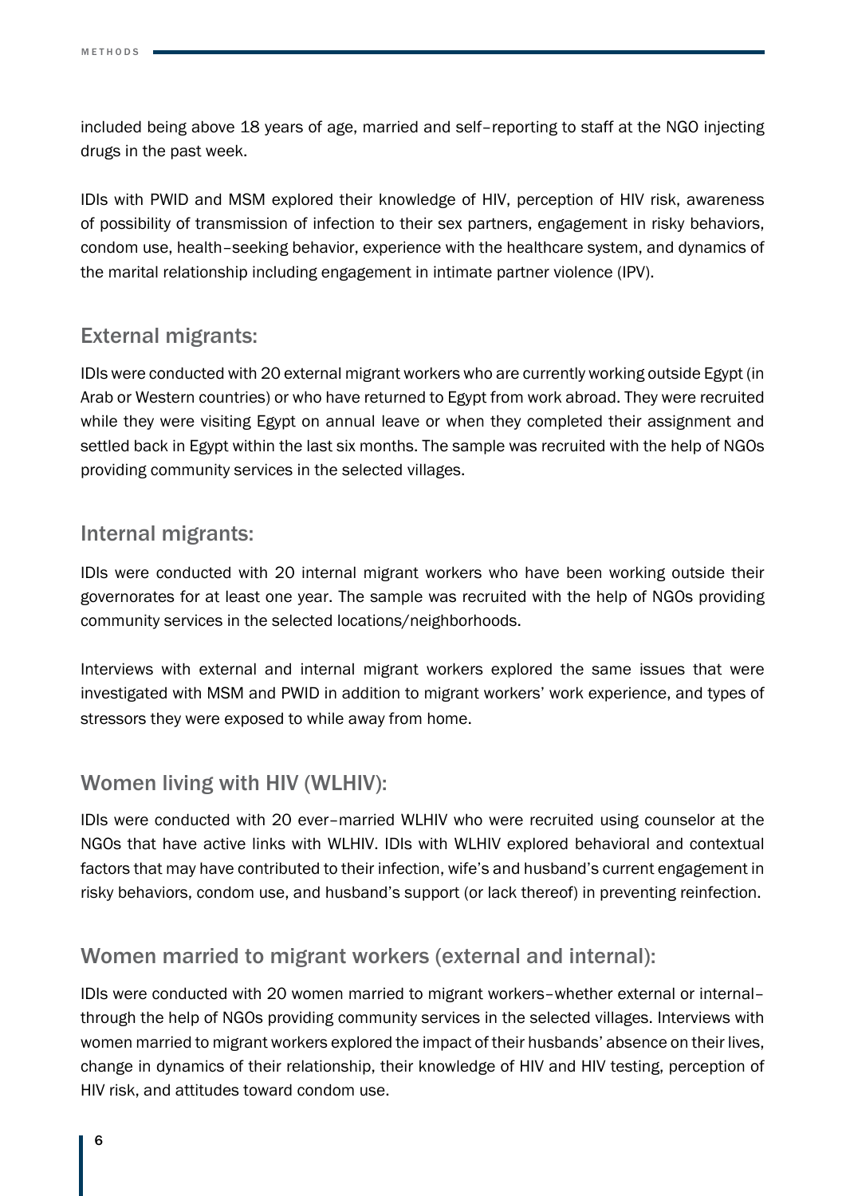included being above 18 years of age, married and self–reporting to staff at the NGO injecting drugs in the past week.

IDIs with PWID and MSM explored their knowledge of HIV, perception of HIV risk, awareness of possibility of transmission of infection to their sex partners, engagement in risky behaviors, condom use, health–seeking behavior, experience with the healthcare system, and dynamics of the marital relationship including engagement in intimate partner violence (IPV).

### External migrants:

IDIs were conducted with 20 external migrant workers who are currently working outside Egypt (in Arab or Western countries) or who have returned to Egypt from work abroad. They were recruited while they were visiting Egypt on annual leave or when they completed their assignment and settled back in Egypt within the last six months. The sample was recruited with the help of NGOs providing community services in the selected villages.

### Internal migrants:

IDIs were conducted with 20 internal migrant workers who have been working outside their governorates for at least one year. The sample was recruited with the help of NGOs providing community services in the selected locations/neighborhoods.

Interviews with external and internal migrant workers explored the same issues that were investigated with MSM and PWID in addition to migrant workers' work experience, and types of stressors they were exposed to while away from home.

### Women living with HIV (WLHIV):

IDIs were conducted with 20 ever–married WLHIV who were recruited using counselor at the NGOs that have active links with WLHIV. IDIs with WLHIV explored behavioral and contextual factors that may have contributed to their infection, wife's and husband's current engagement in risky behaviors, condom use, and husband's support (or lack thereof) in preventing reinfection.

### Women married to migrant workers (external and internal):

IDIs were conducted with 20 women married to migrant workers–whether external or internal–through the help of NGOs providing community services in the selected villages. Interviews with women married to migrant workers explored the impact of their husbands' absence on their lives, change in dynamics of their relationship, their knowledge of HIV and HIV testing, perception of HIV risk, and attitudes toward condom use.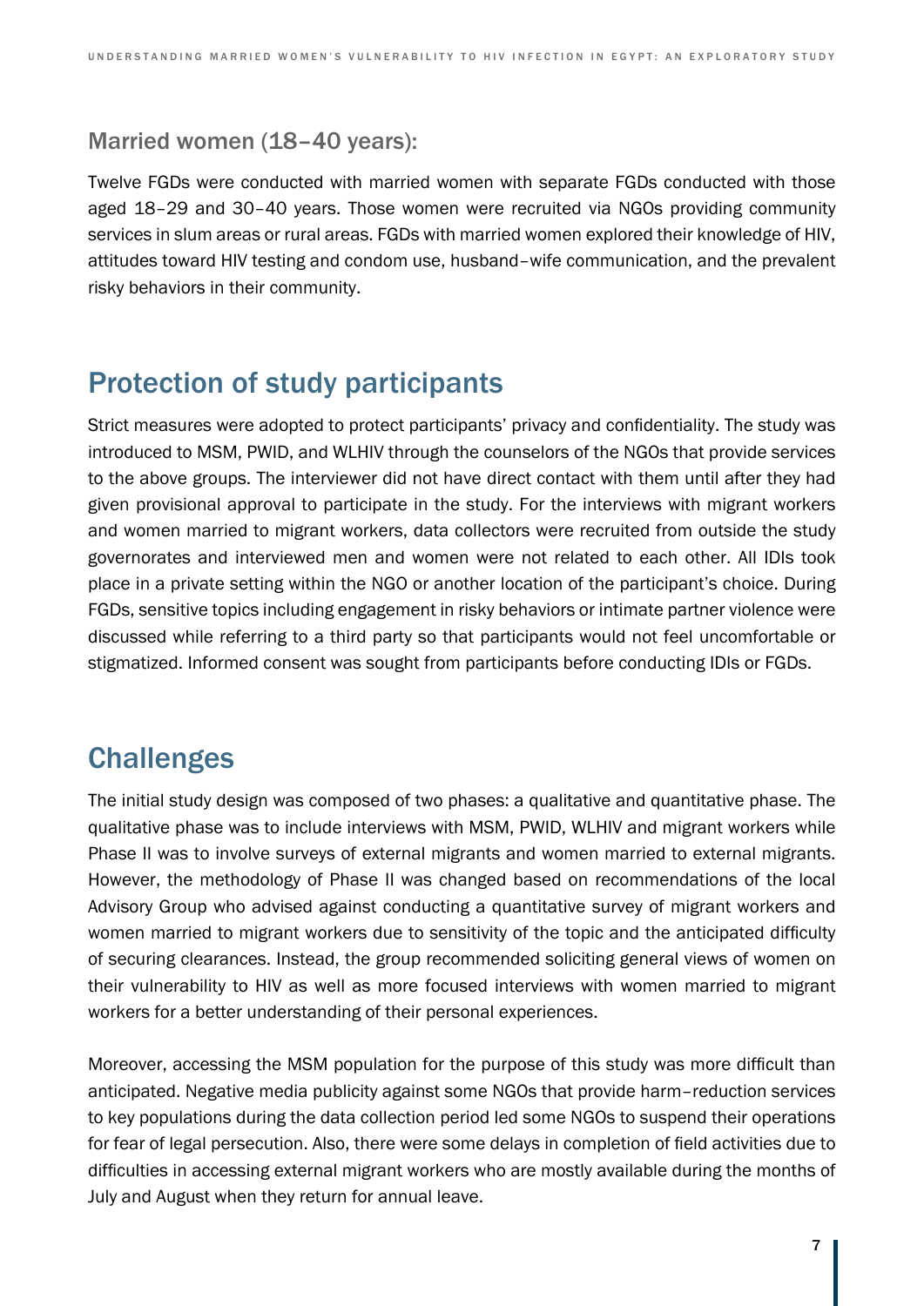### Married women (18–40 years):

Twelve FGDs were conducted with married women with separate FGDs conducted with those aged 18–29 and 30–40 years. Those women were recruited via NGOs providing community services in slum areas or rural areas. FGDs with married women explored their knowledge of HIV, attitudes toward HIV testing and condom use, husband–wife communication, and the prevalent risky behaviors in their community.

## Protection of study participants

Strict measures were adopted to protect participants' privacy and confidentiality. The study was introduced to MSM, PWID, and WLHIV through the counselors of the NGOs that provide services to the above groups. The interviewer did not have direct contact with them until after they had given provisional approval to participate in the study. For the interviews with migrant workers and women married to migrant workers, data collectors were recruited from outside the study governorates and interviewed men and women were not related to each other. All IDIs took place in a private setting within the NGO or another location of the participant's choice. During FGDs, sensitive topics including engagement in risky behaviors or intimate partner violence were discussed while referring to a third party so that participants would not feel uncomfortable or stigmatized. Informed consent was sought from participants before conducting IDIs or FGDs.

## Challenges

The initial study design was composed of two phases: a qualitative and quantitative phase. The qualitative phase was to include interviews with MSM, PWID, WLHIV and migrant workers while Phase II was to involve surveys of external migrants and women married to external migrants. However, the methodology of Phase II was changed based on recommendations of the local Advisory Group who advised against conducting a quantitative survey of migrant workers and women married to migrant workers due to sensitivity of the topic and the anticipated difficulty of securing clearances. Instead, the group recommended soliciting general views of women on their vulnerability to HIV as well as more focused interviews with women married to migrant workers for a better understanding of their personal experiences.

Moreover, accessing the MSM population for the purpose of this study was more difficult than anticipated. Negative media publicity against some NGOs that provide harm–reduction services to key populations during the data collection period led some NGOs to suspend their operations for fear of legal persecution. Also, there were some delays in completion of field activities due to difficulties in accessing external migrant workers who are mostly available during the months of July and August when they return for annual leave.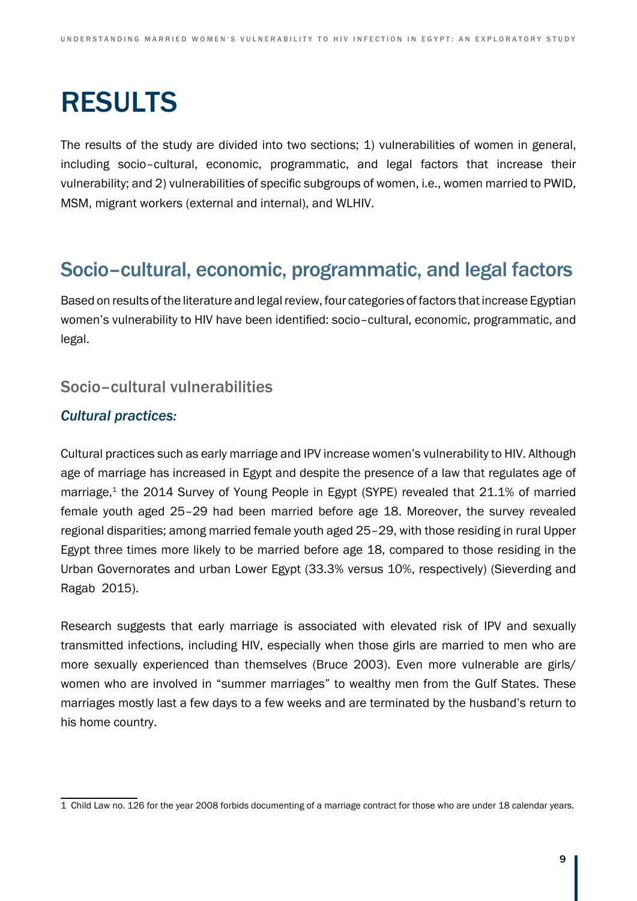# RESULTS

The results of the study are divided into two sections; 1) vulnerabilities of women in general, including socio–cultural, economic, programmatic, and legal factors that increase their vulnerability; and 2) vulnerabilities of specific subgroups of women, i.e., women married to PWID, MSM, migrant workers (external and internal), and WLHIV.

## Socio–cultural, economic, programmatic, and legal factors

Based on results of the literature and legal review, four categories of factors that increase Egyptian women's vulnerability to HIV have been identified: socio–cultural, economic, programmatic, and legal.

### Socio–cultural vulnerabilities

#### *Cultural practices:*

Cultural practices such as early marriage and IPV increase women's vulnerability to HIV. Although age of marriage has increased in Egypt and despite the presence of a law that regulates age of marriage,[1] the 2014 Survey of Young People in Egypt (SYPE) revealed that 21.1% of married female youth aged 25–29 had been married before age 18. Moreover, the survey revealed regional disparities; among married female youth aged 25–29, with those residing in rural Upper Egypt three times more likely to be married before age 18, compared to those residing in the Urban Governorates and urban Lower Egypt (33.3% versus 10%, respectively) (Sieverding and Ragab 2015).

Research suggests that early marriage is associated with elevated risk of IPV and sexually transmitted infections, including HIV, especially when those girls are married to men who are more sexually experienced than themselves (Bruce 2003). Even more vulnerable are girls/women who are involved in "summer marriages" to wealthy men from the Gulf States. These marriages mostly last a few days to a few weeks and are terminated by the husband's return to his home country.

1 Child Law no. 126 for the year 2008 forbids documenting of a marriage contract for those who are under 18 calendar years.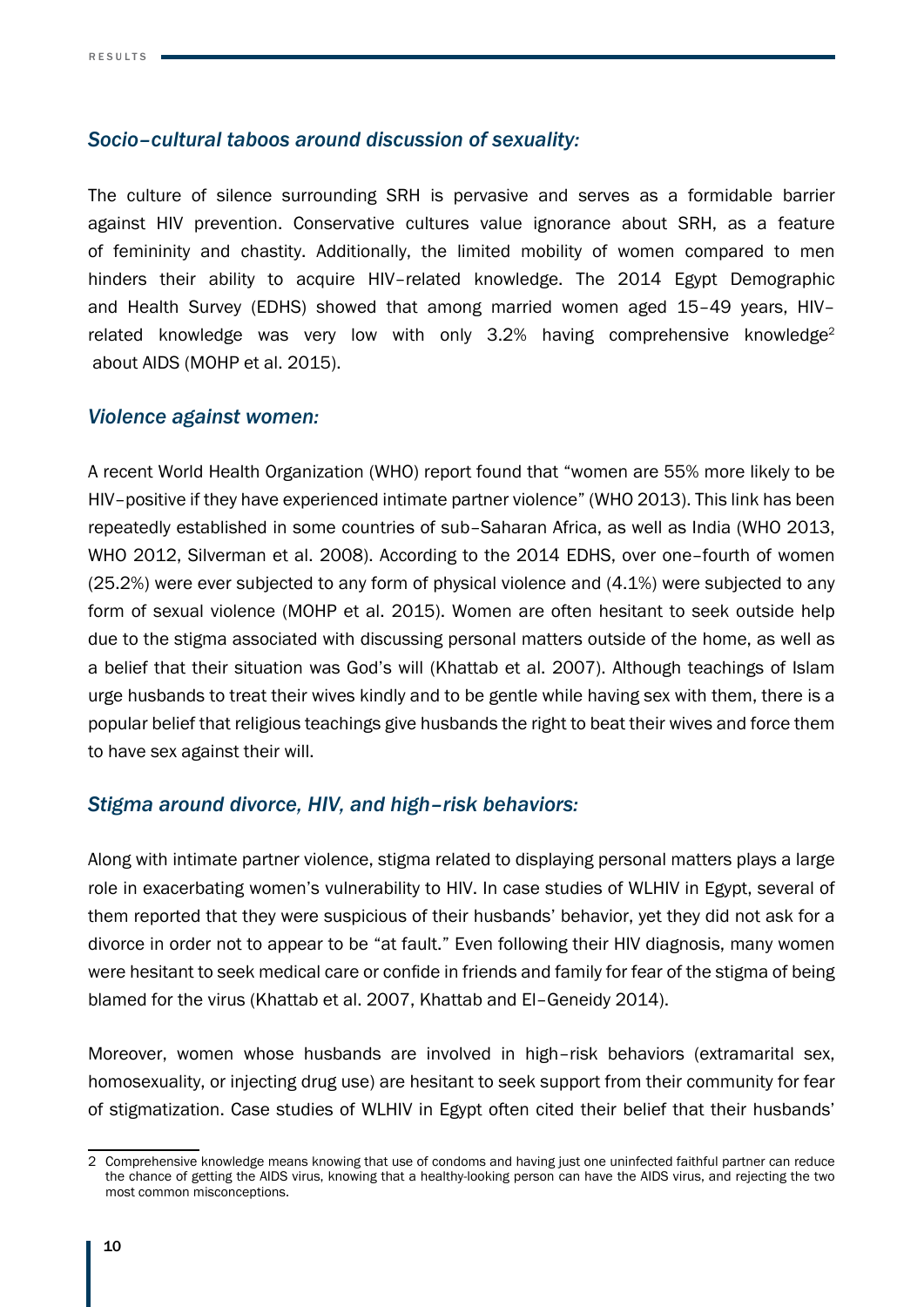### *Socio–cultural taboos around discussion of sexuality:*

The culture of silence surrounding SRH is pervasive and serves as a formidable barrier against HIV prevention. Conservative cultures value ignorance about SRH, as a feature of femininity and chastity. Additionally, the limited mobility of women compared to men hinders their ability to acquire HIV–related knowledge. The 2014 Egypt Demographic and Health Survey (EDHS) showed that among married women aged 15–49 years, HIV–related knowledge was very low with only 3.2% having comprehensive knowledge[2] about AIDS (MOHP et al. 2015).

### *Violence against women:*

A recent World Health Organization (WHO) report found that "women are 55% more likely to be HIV–positive if they have experienced intimate partner violence" (WHO 2013). This link has been repeatedly established in some countries of sub–Saharan Africa, as well as India (WHO 2013, WHO 2012, Silverman et al. 2008). According to the 2014 EDHS, over one–fourth of women (25.2%) were ever subjected to any form of physical violence and (4.1%) were subjected to any form of sexual violence (MOHP et al. 2015). Women are often hesitant to seek outside help due to the stigma associated with discussing personal matters outside of the home, as well as a belief that their situation was God's will (Khattab et al. 2007). Although teachings of Islam urge husbands to treat their wives kindly and to be gentle while having sex with them, there is a popular belief that religious teachings give husbands the right to beat their wives and force them to have sex against their will.

### *Stigma around divorce, HIV, and high–risk behaviors:*

Along with intimate partner violence, stigma related to displaying personal matters plays a large role in exacerbating women's vulnerability to HIV. In case studies of WLHIV in Egypt, several of them reported that they were suspicious of their husbands' behavior, yet they did not ask for a divorce in order not to appear to be "at fault." Even following their HIV diagnosis, many women were hesitant to seek medical care or confide in friends and family for fear of the stigma of being blamed for the virus (Khattab et al. 2007, Khattab and El–Geneidy 2014).

Moreover, women whose husbands are involved in high–risk behaviors (extramarital sex, homosexuality, or injecting drug use) are hesitant to seek support from their community for fear of stigmatization. Case studies of WLHIV in Egypt often cited their belief that their husbands'

---

2 Comprehensive knowledge means knowing that use of condoms and having just one uninfected faithful partner can reduce the chance of getting the AIDS virus, knowing that a healthy-looking person can have the AIDS virus, and rejecting the two most common misconceptions.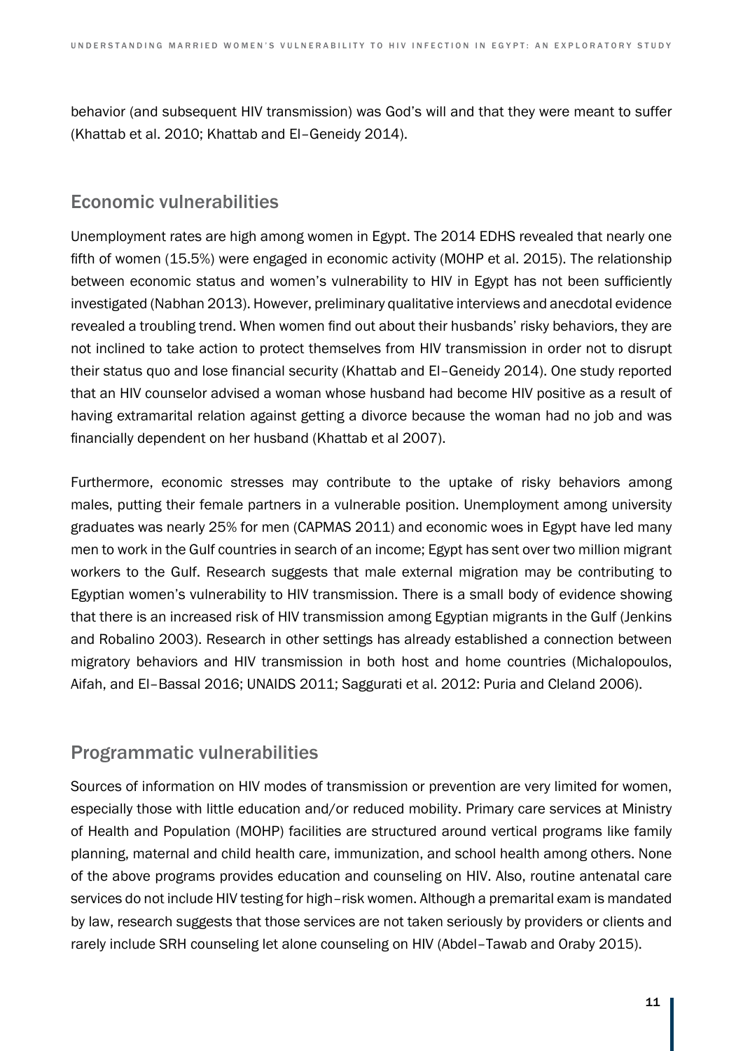behavior (and subsequent HIV transmission) was God's will and that they were meant to suffer (Khattab et al. 2010; Khattab and El–Geneidy 2014).

## Economic vulnerabilities

Unemployment rates are high among women in Egypt. The 2014 EDHS revealed that nearly one fifth of women (15.5%) were engaged in economic activity (MOHP et al. 2015). The relationship between economic status and women's vulnerability to HIV in Egypt has not been sufficiently investigated (Nabhan 2013). However, preliminary qualitative interviews and anecdotal evidence revealed a troubling trend. When women find out about their husbands' risky behaviors, they are not inclined to take action to protect themselves from HIV transmission in order not to disrupt their status quo and lose financial security (Khattab and El–Geneidy 2014). One study reported that an HIV counselor advised a woman whose husband had become HIV positive as a result of having extramarital relation against getting a divorce because the woman had no job and was financially dependent on her husband (Khattab et al 2007).

Furthermore, economic stresses may contribute to the uptake of risky behaviors among males, putting their female partners in a vulnerable position. Unemployment among university graduates was nearly 25% for men (CAPMAS 2011) and economic woes in Egypt have led many men to work in the Gulf countries in search of an income; Egypt has sent over two million migrant workers to the Gulf. Research suggests that male external migration may be contributing to Egyptian women's vulnerability to HIV transmission. There is a small body of evidence showing that there is an increased risk of HIV transmission among Egyptian migrants in the Gulf (Jenkins and Robalino 2003). Research in other settings has already established a connection between migratory behaviors and HIV transmission in both host and home countries (Michalopoulos, Aifah, and El–Bassal 2016; UNAIDS 2011; Saggurati et al. 2012: Puria and Cleland 2006).

## Programmatic vulnerabilities

Sources of information on HIV modes of transmission or prevention are very limited for women, especially those with little education and/or reduced mobility. Primary care services at Ministry of Health and Population (MOHP) facilities are structured around vertical programs like family planning, maternal and child health care, immunization, and school health among others. None of the above programs provides education and counseling on HIV. Also, routine antenatal care services do not include HIV testing for high–risk women. Although a premarital exam is mandated by law, research suggests that those services are not taken seriously by providers or clients and rarely include SRH counseling let alone counseling on HIV (Abdel–Tawab and Oraby 2015).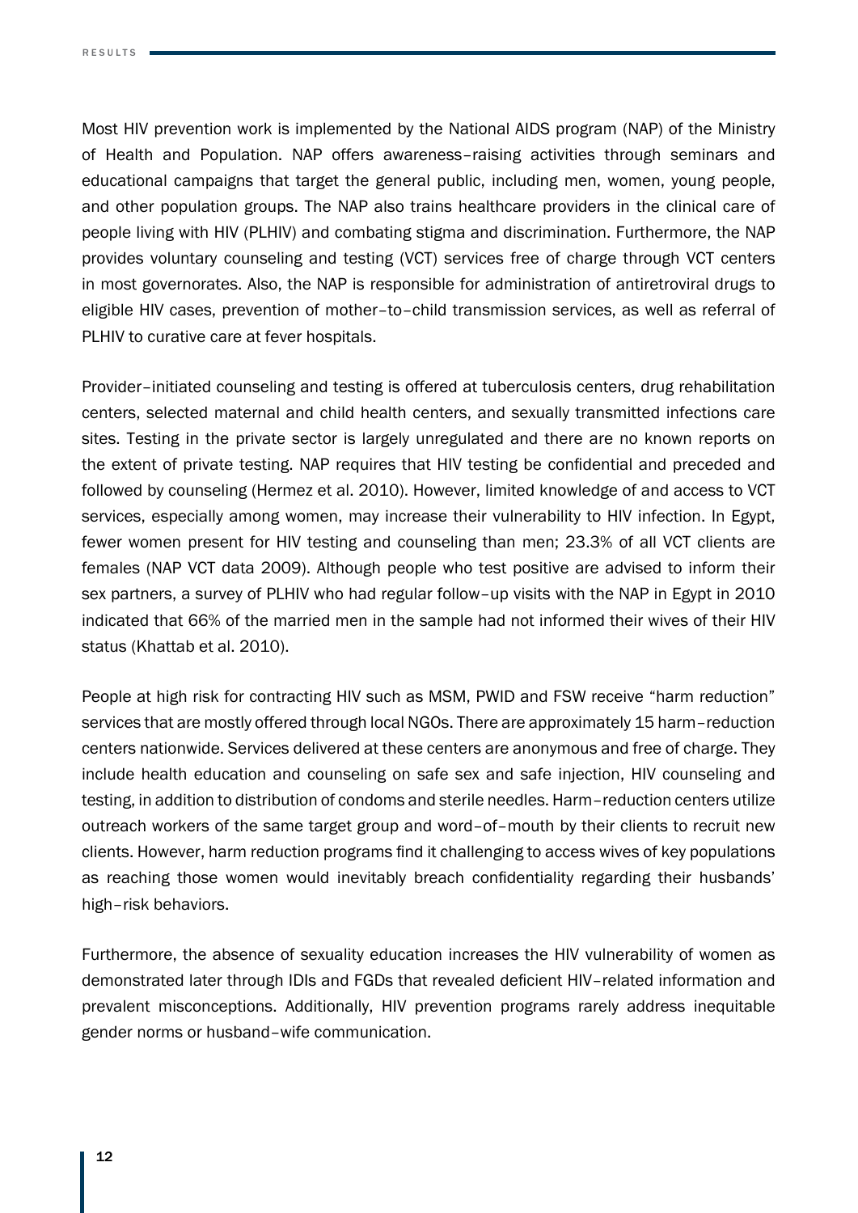Most HIV prevention work is implemented by the National AIDS program (NAP) of the Ministry of Health and Population. NAP offers awareness–raising activities through seminars and educational campaigns that target the general public, including men, women, young people, and other population groups. The NAP also trains healthcare providers in the clinical care of people living with HIV (PLHIV) and combating stigma and discrimination. Furthermore, the NAP provides voluntary counseling and testing (VCT) services free of charge through VCT centers in most governorates. Also, the NAP is responsible for administration of antiretroviral drugs to eligible HIV cases, prevention of mother–to–child transmission services, as well as referral of PLHIV to curative care at fever hospitals.

Provider–initiated counseling and testing is offered at tuberculosis centers, drug rehabilitation centers, selected maternal and child health centers, and sexually transmitted infections care sites. Testing in the private sector is largely unregulated and there are no known reports on the extent of private testing. NAP requires that HIV testing be confidential and preceded and followed by counseling (Hermez et al. 2010). However, limited knowledge of and access to VCT services, especially among women, may increase their vulnerability to HIV infection. In Egypt, fewer women present for HIV testing and counseling than men; 23.3% of all VCT clients are females (NAP VCT data 2009). Although people who test positive are advised to inform their sex partners, a survey of PLHIV who had regular follow–up visits with the NAP in Egypt in 2010 indicated that 66% of the married men in the sample had not informed their wives of their HIV status (Khattab et al. 2010).

People at high risk for contracting HIV such as MSM, PWID and FSW receive "harm reduction" services that are mostly offered through local NGOs. There are approximately 15 harm–reduction centers nationwide. Services delivered at these centers are anonymous and free of charge. They include health education and counseling on safe sex and safe injection, HIV counseling and testing, in addition to distribution of condoms and sterile needles. Harm–reduction centers utilize outreach workers of the same target group and word–of–mouth by their clients to recruit new clients. However, harm reduction programs find it challenging to access wives of key populations as reaching those women would inevitably breach confidentiality regarding their husbands' high–risk behaviors.

Furthermore, the absence of sexuality education increases the HIV vulnerability of women as demonstrated later through IDIs and FGDs that revealed deficient HIV–related information and prevalent misconceptions. Additionally, HIV prevention programs rarely address inequitable gender norms or husband–wife communication.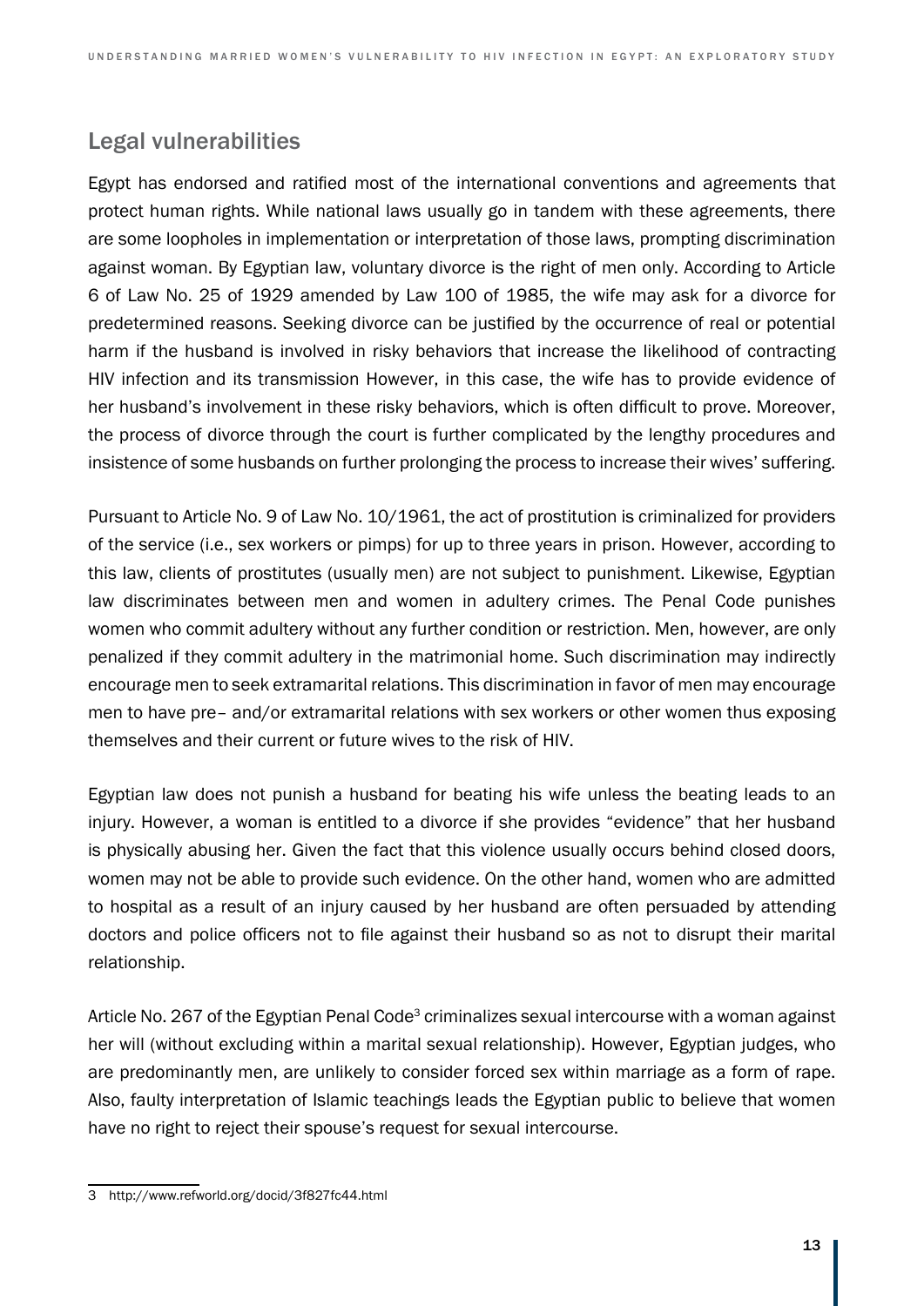## Legal vulnerabilities

Egypt has endorsed and ratified most of the international conventions and agreements that protect human rights. While national laws usually go in tandem with these agreements, there are some loopholes in implementation or interpretation of those laws, prompting discrimination against woman. By Egyptian law, voluntary divorce is the right of men only. According to Article 6 of Law No. 25 of 1929 amended by Law 100 of 1985, the wife may ask for a divorce for predetermined reasons. Seeking divorce can be justified by the occurrence of real or potential harm if the husband is involved in risky behaviors that increase the likelihood of contracting HIV infection and its transmission However, in this case, the wife has to provide evidence of her husband's involvement in these risky behaviors, which is often difficult to prove. Moreover, the process of divorce through the court is further complicated by the lengthy procedures and insistence of some husbands on further prolonging the process to increase their wives' suffering.

Pursuant to Article No. 9 of Law No. 10/1961, the act of prostitution is criminalized for providers of the service (i.e., sex workers or pimps) for up to three years in prison. However, according to this law, clients of prostitutes (usually men) are not subject to punishment. Likewise, Egyptian law discriminates between men and women in adultery crimes. The Penal Code punishes women who commit adultery without any further condition or restriction. Men, however, are only penalized if they commit adultery in the matrimonial home. Such discrimination may indirectly encourage men to seek extramarital relations. This discrimination in favor of men may encourage men to have pre– and/or extramarital relations with sex workers or other women thus exposing themselves and their current or future wives to the risk of HIV.

Egyptian law does not punish a husband for beating his wife unless the beating leads to an injury. However, a woman is entitled to a divorce if she provides "evidence" that her husband is physically abusing her. Given the fact that this violence usually occurs behind closed doors, women may not be able to provide such evidence. On the other hand, women who are admitted to hospital as a result of an injury caused by her husband are often persuaded by attending doctors and police officers not to file against their husband so as not to disrupt their marital relationship.

Article No. 267 of the Egyptian Penal Code[3] criminalizes sexual intercourse with a woman against her will (without excluding within a marital sexual relationship). However, Egyptian judges, who are predominantly men, are unlikely to consider forced sex within marriage as a form of rape. Also, faulty interpretation of Islamic teachings leads the Egyptian public to believe that women have no right to reject their spouse's request for sexual intercourse.

---

3 http://www.refworld.org/docid/3f827fc44.html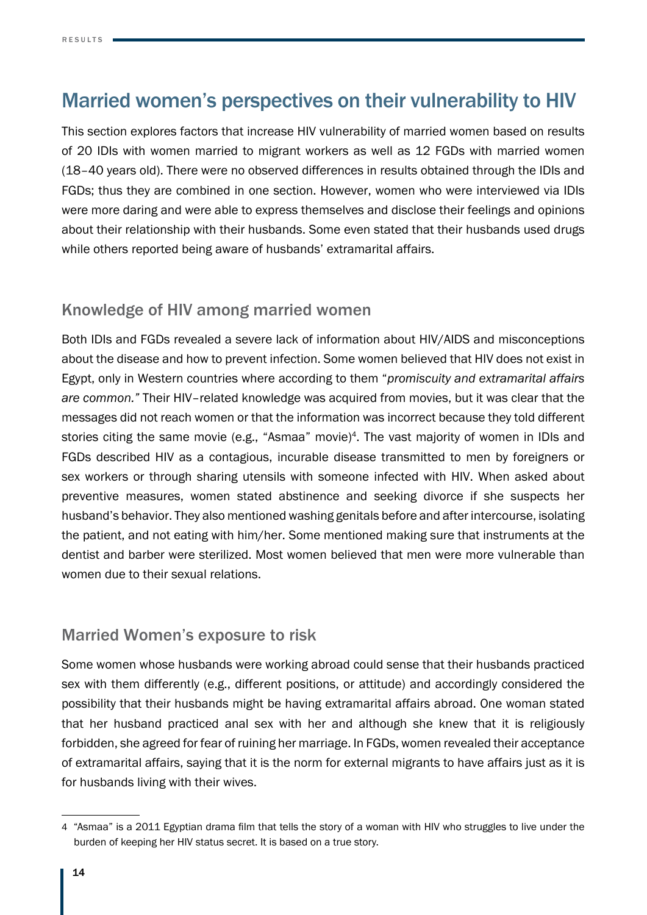## Married women's perspectives on their vulnerability to HIV

This section explores factors that increase HIV vulnerability of married women based on results of 20 IDIs with women married to migrant workers as well as 12 FGDs with married women (18–40 years old). There were no observed differences in results obtained through the IDIs and FGDs; thus they are combined in one section. However, women who were interviewed via IDIs were more daring and were able to express themselves and disclose their feelings and opinions about their relationship with their husbands. Some even stated that their husbands used drugs while others reported being aware of husbands' extramarital affairs.

### Knowledge of HIV among married women

Both IDIs and FGDs revealed a severe lack of information about HIV/AIDS and misconceptions about the disease and how to prevent infection. Some women believed that HIV does not exist in Egypt, only in Western countries where according to them *"promiscuity and extramarital affairs are common."* Their HIV–related knowledge was acquired from movies, but it was clear that the messages did not reach women or that the information was incorrect because they told different stories citing the same movie (e.g., "Asmaa" movie)[4]. The vast majority of women in IDIs and FGDs described HIV as a contagious, incurable disease transmitted to men by foreigners or sex workers or through sharing utensils with someone infected with HIV. When asked about preventive measures, women stated abstinence and seeking divorce if she suspects her husband's behavior. They also mentioned washing genitals before and after intercourse, isolating the patient, and not eating with him/her. Some mentioned making sure that instruments at the dentist and barber were sterilized. Most women believed that men were more vulnerable than women due to their sexual relations.

### Married Women's exposure to risk

Some women whose husbands were working abroad could sense that their husbands practiced sex with them differently (e.g., different positions, or attitude) and accordingly considered the possibility that their husbands might be having extramarital affairs abroad. One woman stated that her husband practiced anal sex with her and although she knew that it is religiously forbidden, she agreed for fear of ruining her marriage. In FGDs, women revealed their acceptance of extramarital affairs, saying that it is the norm for external migrants to have affairs just as it is for husbands living with their wives.

---

4 "Asmaa" is a 2011 Egyptian drama film that tells the story of a woman with HIV who struggles to live under the burden of keeping her HIV status secret. It is based on a true story.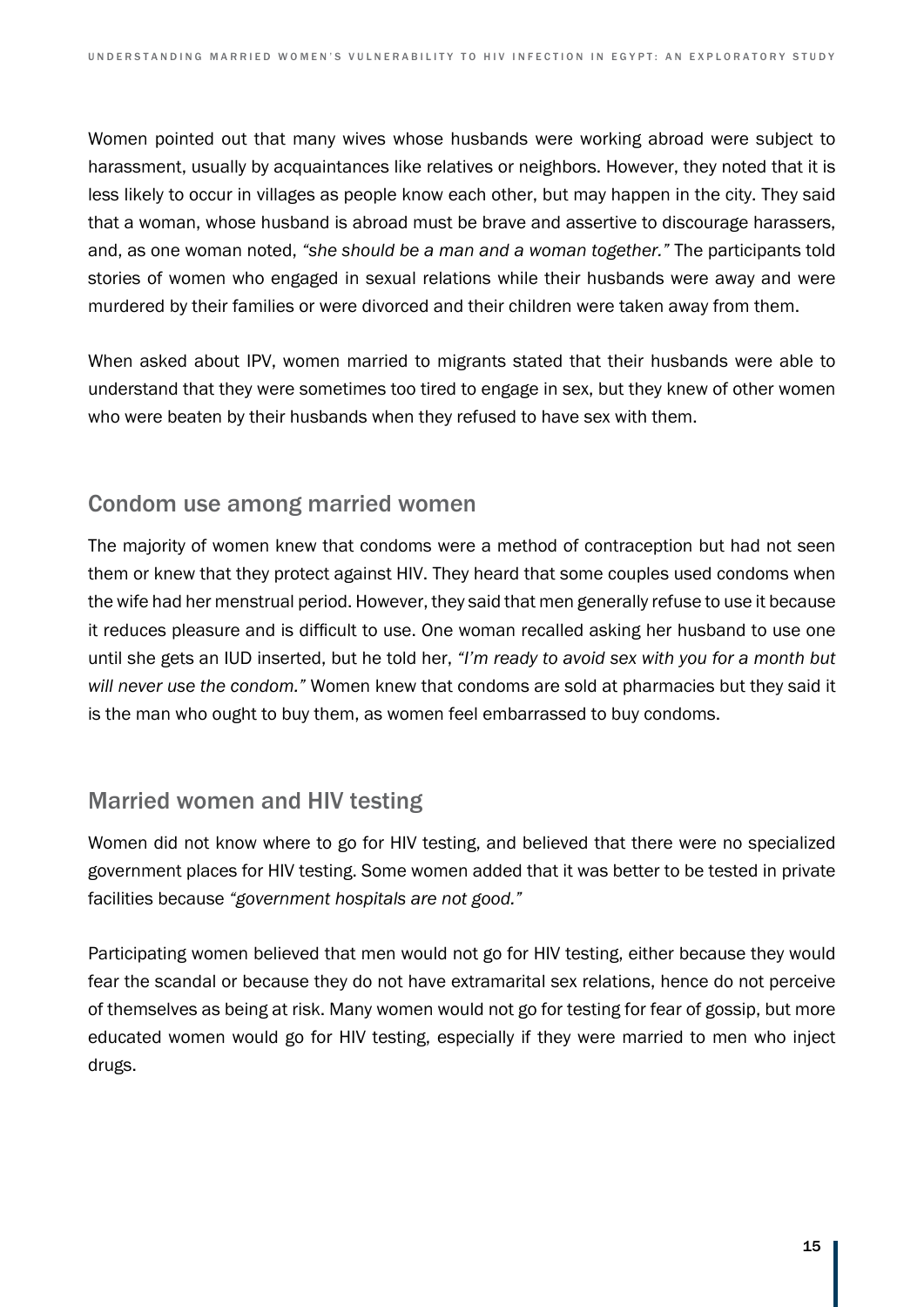Women pointed out that many wives whose husbands were working abroad were subject to harassment, usually by acquaintances like relatives or neighbors. However, they noted that it is less likely to occur in villages as people know each other, but may happen in the city. They said that a woman, whose husband is abroad must be brave and assertive to discourage harassers, and, as one woman noted, *"she should be a man and a woman together."* The participants told stories of women who engaged in sexual relations while their husbands were away and were murdered by their families or were divorced and their children were taken away from them.

When asked about IPV, women married to migrants stated that their husbands were able to understand that they were sometimes too tired to engage in sex, but they knew of other women who were beaten by their husbands when they refused to have sex with them.

## Condom use among married women

The majority of women knew that condoms were a method of contraception but had not seen them or knew that they protect against HIV. They heard that some couples used condoms when the wife had her menstrual period. However, they said that men generally refuse to use it because it reduces pleasure and is difficult to use. One woman recalled asking her husband to use one until she gets an IUD inserted, but he told her, *"I'm ready to avoid sex with you for a month but will never use the condom."* Women knew that condoms are sold at pharmacies but they said it is the man who ought to buy them, as women feel embarrassed to buy condoms.

## Married women and HIV testing

Women did not know where to go for HIV testing, and believed that there were no specialized government places for HIV testing. Some women added that it was better to be tested in private facilities because *"government hospitals are not good."*

Participating women believed that men would not go for HIV testing, either because they would fear the scandal or because they do not have extramarital sex relations, hence do not perceive of themselves as being at risk. Many women would not go for testing for fear of gossip, but more educated women would go for HIV testing, especially if they were married to men who inject drugs.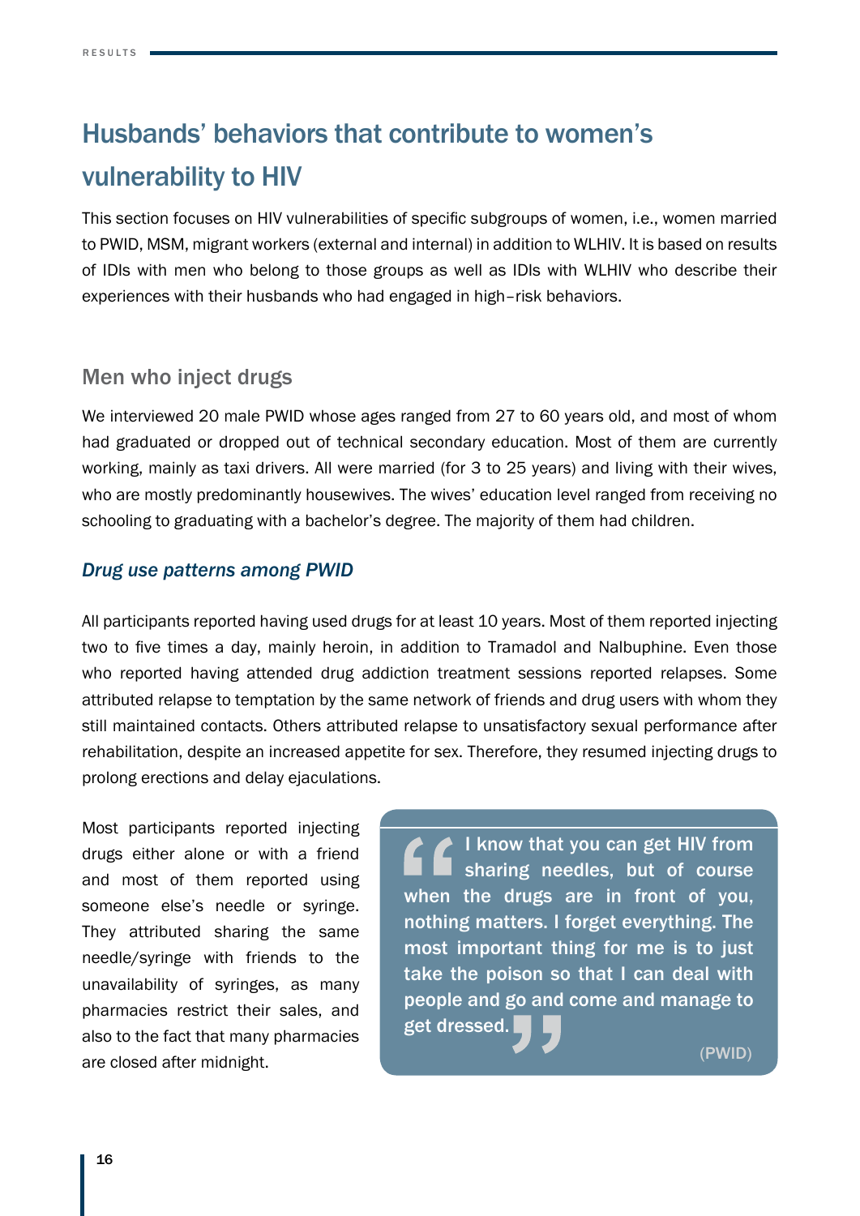# Husbands' behaviors that contribute to women's vulnerability to HIV

This section focuses on HIV vulnerabilities of specific subgroups of women, i.e., women married to PWID, MSM, migrant workers (external and internal) in addition to WLHIV. It is based on results of IDIs with men who belong to those groups as well as IDIs with WLHIV who describe their experiences with their husbands who had engaged in high–risk behaviors.

## Men who inject drugs

We interviewed 20 male PWID whose ages ranged from 27 to 60 years old, and most of whom had graduated or dropped out of technical secondary education. Most of them are currently working, mainly as taxi drivers. All were married (for 3 to 25 years) and living with their wives, who are mostly predominantly housewives. The wives' education level ranged from receiving no schooling to graduating with a bachelor's degree. The majority of them had children.

### *Drug use patterns among PWID*

All participants reported having used drugs for at least 10 years. Most of them reported injecting two to five times a day, mainly heroin, in addition to Tramadol and Nalbuphine. Even those who reported having attended drug addiction treatment sessions reported relapses. Some attributed relapse to temptation by the same network of friends and drug users with whom they still maintained contacts. Others attributed relapse to unsatisfactory sexual performance after rehabilitation, despite an increased appetite for sex. Therefore, they resumed injecting drugs to prolong erections and delay ejaculations.

Most participants reported injecting drugs either alone or with a friend and most of them reported using someone else's needle or syringe. They attributed sharing the same needle/syringe with friends to the unavailability of syringes, as many pharmacies restrict their sales, and also to the fact that many pharmacies are closed after midnight.

> **"I know that you can get HIV from sharing needles, but of course when the drugs are in front of you, nothing matters. I forget everything. The most important thing for me is to just take the poison so that I can deal with people and go and come and manage to get dressed."**
>
> (PWID)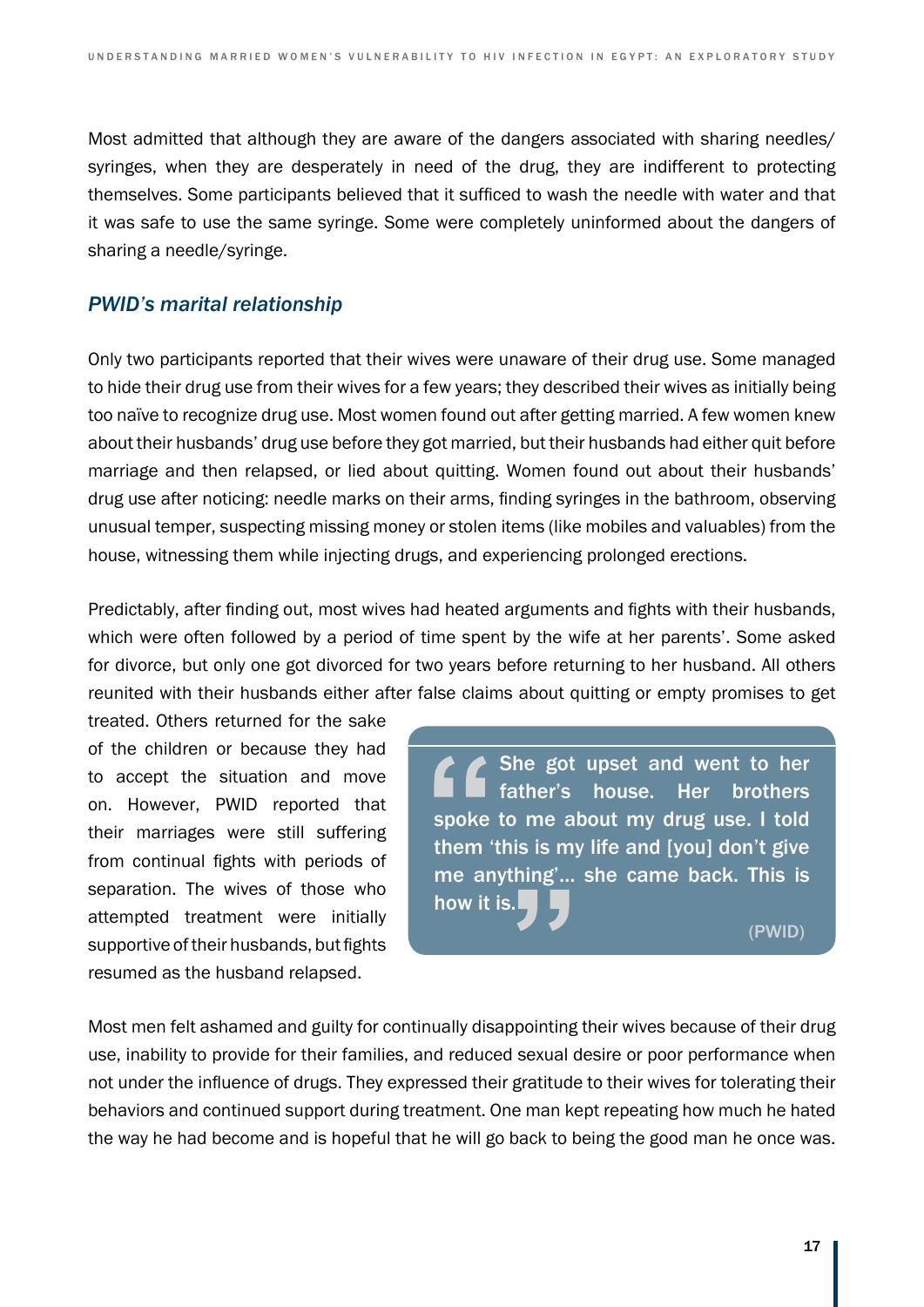Most admitted that although they are aware of the dangers associated with sharing needles/syringes, when they are desperately in need of the drug, they are indifferent to protecting themselves. Some participants believed that it sufficed to wash the needle with water and that it was safe to use the same syringe. Some were completely uninformed about the dangers of sharing a needle/syringe.

### *PWID's marital relationship*

Only two participants reported that their wives were unaware of their drug use. Some managed to hide their drug use from their wives for a few years; they described their wives as initially being too naïve to recognize drug use. Most women found out after getting married. A few women knew about their husbands' drug use before they got married, but their husbands had either quit before marriage and then relapsed, or lied about quitting. Women found out about their husbands' drug use after noticing: needle marks on their arms, finding syringes in the bathroom, observing unusual temper, suspecting missing money or stolen items (like mobiles and valuables) from the house, witnessing them while injecting drugs, and experiencing prolonged erections.

Predictably, after finding out, most wives had heated arguments and fights with their husbands, which were often followed by a period of time spent by the wife at her parents'. Some asked for divorce, but only one got divorced for two years before returning to her husband. All others reunited with their husbands either after false claims about quitting or empty promises to get treated. Others returned for the sake of the children or because they had to accept the situation and move on. However, PWID reported that their marriages were still suffering from continual fights with periods of separation. The wives of those who attempted treatment were initially supportive of their husbands, but fights resumed as the husband relapsed.

> **"She got upset and went to her father's house. Her brothers spoke to me about my drug use. I told them 'this is my life and [you] don't give me anything'... she came back. This is how it is."**
>
> (PWID)

Most men felt ashamed and guilty for continually disappointing their wives because of their drug use, inability to provide for their families, and reduced sexual desire or poor performance when not under the influence of drugs. They expressed their gratitude to their wives for tolerating their behaviors and continued support during treatment. One man kept repeating how much he hated the way he had become and is hopeful that he will go back to being the good man he once was.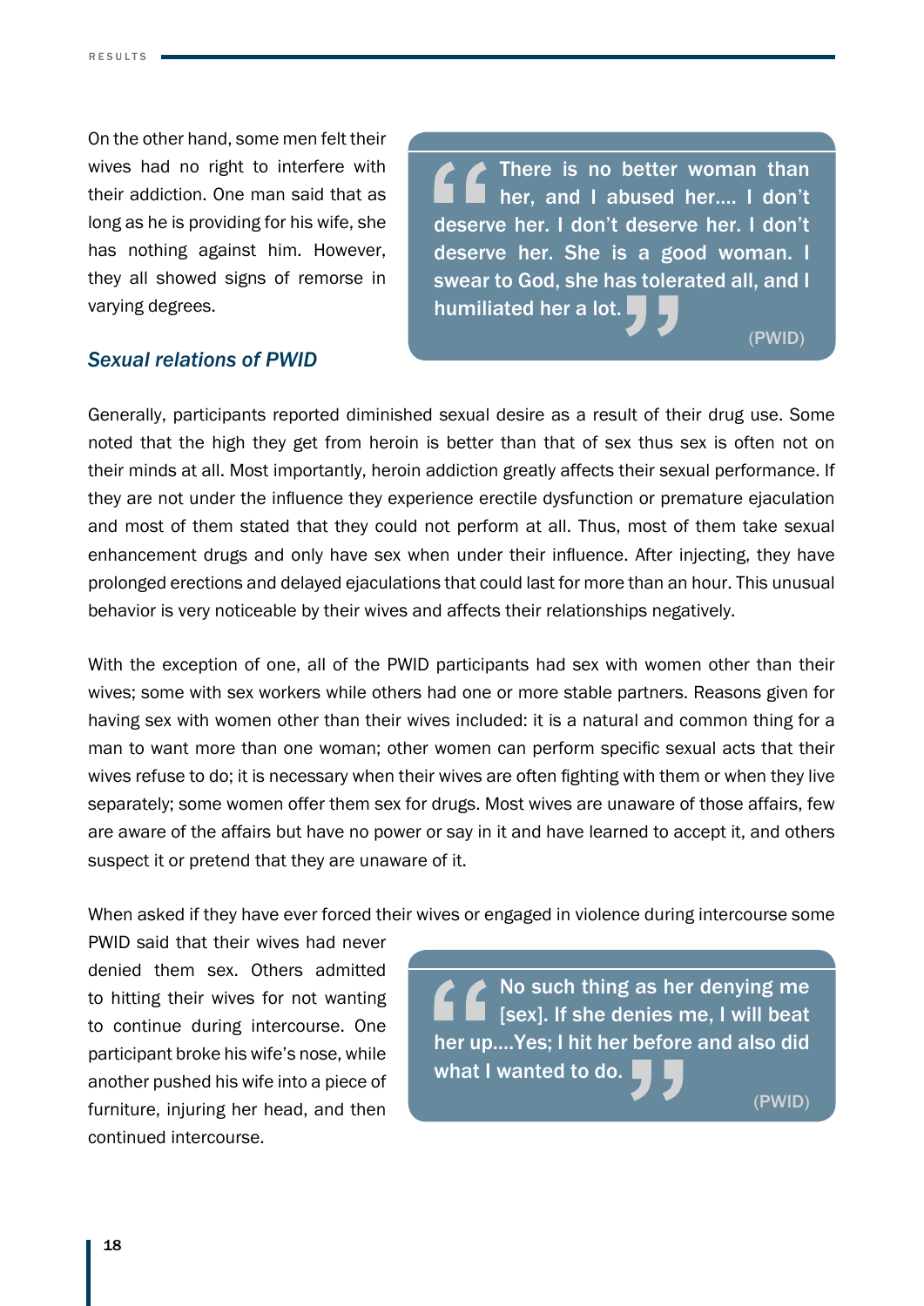On the other hand, some men felt their wives had no right to interfere with their addiction. One man said that as long as he is providing for his wife, she has nothing against him. However, they all showed signs of remorse in varying degrees.

> There is no better woman than her, and I abused her.... I don't deserve her. I don't deserve her. I don't deserve her. She is a good woman. I swear to God, she has tolerated all, and I humiliated her a lot.
>
> (PWID)

### *Sexual relations of PWID*

Generally, participants reported diminished sexual desire as a result of their drug use. Some noted that the high they get from heroin is better than that of sex thus sex is often not on their minds at all. Most importantly, heroin addiction greatly affects their sexual performance. If they are not under the influence they experience erectile dysfunction or premature ejaculation and most of them stated that they could not perform at all. Thus, most of them take sexual enhancement drugs and only have sex when under their influence. After injecting, they have prolonged erections and delayed ejaculations that could last for more than an hour. This unusual behavior is very noticeable by their wives and affects their relationships negatively.

With the exception of one, all of the PWID participants had sex with women other than their wives; some with sex workers while others had one or more stable partners. Reasons given for having sex with women other than their wives included: it is a natural and common thing for a man to want more than one woman; other women can perform specific sexual acts that their wives refuse to do; it is necessary when their wives are often fighting with them or when they live separately; some women offer them sex for drugs. Most wives are unaware of those affairs, few are aware of the affairs but have no power or say in it and have learned to accept it, and others suspect it or pretend that they are unaware of it.

When asked if they have ever forced their wives or engaged in violence during intercourse some PWID said that their wives had never denied them sex. Others admitted to hitting their wives for not wanting to continue during intercourse. One participant broke his wife's nose, while another pushed his wife into a piece of furniture, injuring her head, and then continued intercourse.

> No such thing as her denying me [sex]. If she denies me, I will beat her up....Yes; I hit her before and also did what I wanted to do.
>
> (PWID)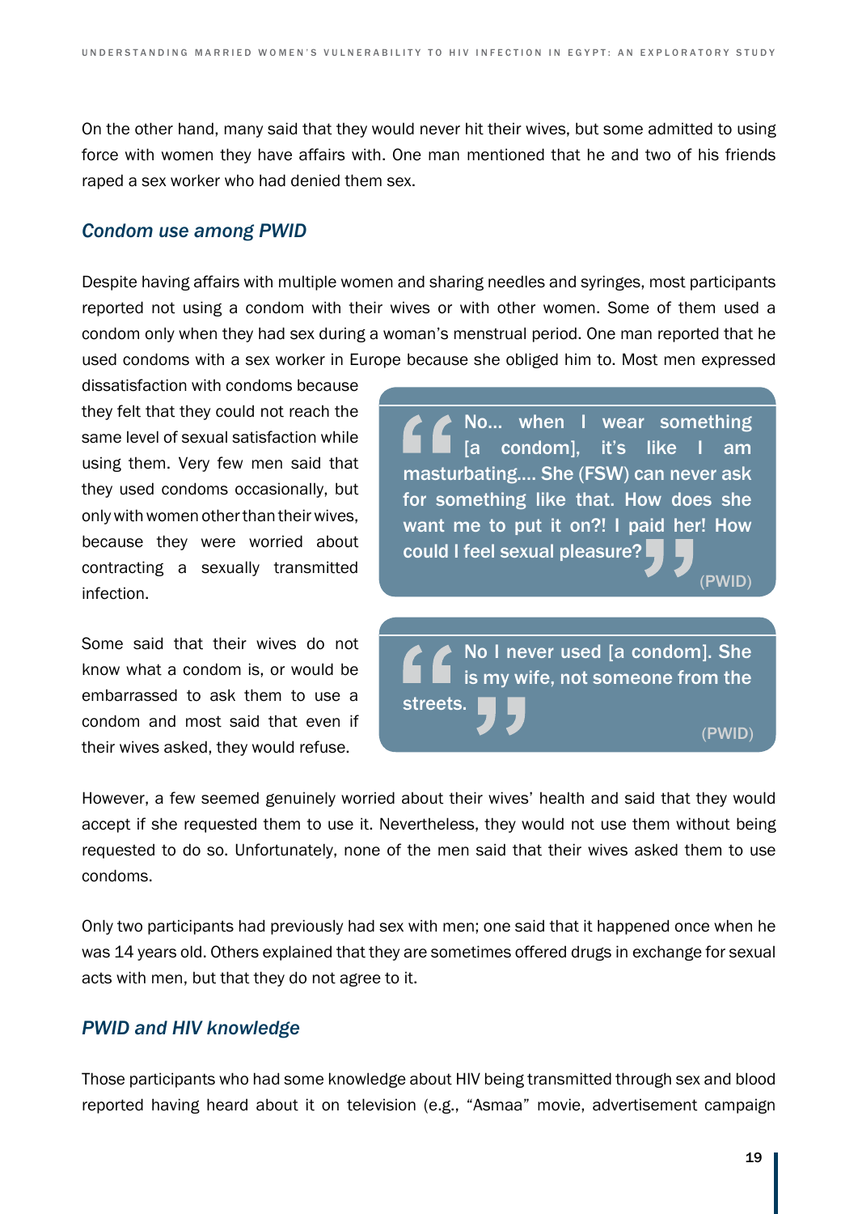On the other hand, many said that they would never hit their wives, but some admitted to using force with women they have affairs with. One man mentioned that he and two of his friends raped a sex worker who had denied them sex.

### *Condom use among PWID*

Despite having affairs with multiple women and sharing needles and syringes, most participants reported not using a condom with their wives or with other women. Some of them used a condom only when they had sex during a woman's menstrual period. One man reported that he used condoms with a sex worker in Europe because she obliged him to. Most men expressed dissatisfaction with condoms because they felt that they could not reach the same level of sexual satisfaction while using them. Very few men said that they used condoms occasionally, but only with women other than their wives, because they were worried about contracting a sexually transmitted infection.

> No… when I wear something [a condom], it's like I am masturbating…. She (FSW) can never ask for something like that. How does she want me to put it on?! I paid her! How could I feel sexual pleasure?
>
> (PWID)

Some said that their wives do not know what a condom is, or would be embarrassed to ask them to use a condom and most said that even if their wives asked, they would refuse.

> No I never used [a condom]. She is my wife, not someone from the streets.
>
> (PWID)

However, a few seemed genuinely worried about their wives' health and said that they would accept if she requested them to use it. Nevertheless, they would not use them without being requested to do so. Unfortunately, none of the men said that their wives asked them to use condoms.

Only two participants had previously had sex with men; one said that it happened once when he was 14 years old. Others explained that they are sometimes offered drugs in exchange for sexual acts with men, but that they do not agree to it.

### *PWID and HIV knowledge*

Those participants who had some knowledge about HIV being transmitted through sex and blood reported having heard about it on television (e.g., "Asmaa" movie, advertisement campaign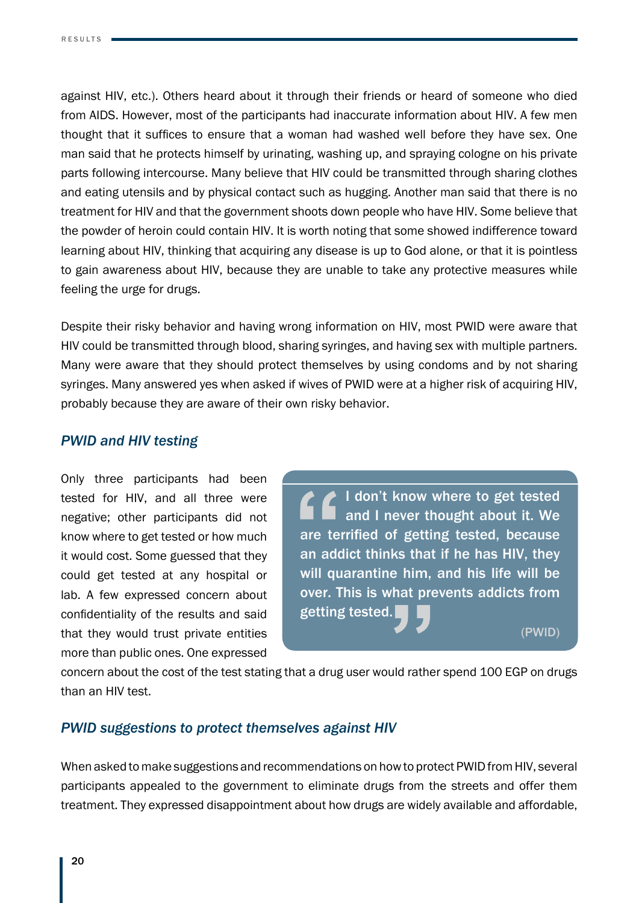against HIV, etc.). Others heard about it through their friends or heard of someone who died from AIDS. However, most of the participants had inaccurate information about HIV. A few men thought that it suffices to ensure that a woman had washed well before they have sex. One man said that he protects himself by urinating, washing up, and spraying cologne on his private parts following intercourse. Many believe that HIV could be transmitted through sharing clothes and eating utensils and by physical contact such as hugging. Another man said that there is no treatment for HIV and that the government shoots down people who have HIV. Some believe that the powder of heroin could contain HIV. It is worth noting that some showed indifference toward learning about HIV, thinking that acquiring any disease is up to God alone, or that it is pointless to gain awareness about HIV, because they are unable to take any protective measures while feeling the urge for drugs.

Despite their risky behavior and having wrong information on HIV, most PWID were aware that HIV could be transmitted through blood, sharing syringes, and having sex with multiple partners. Many were aware that they should protect themselves by using condoms and by not sharing syringes. Many answered yes when asked if wives of PWID were at a higher risk of acquiring HIV, probably because they are aware of their own risky behavior.

### *PWID and HIV testing*

Only three participants had been tested for HIV, and all three were negative; other participants did not know where to get tested or how much it would cost. Some guessed that they could get tested at any hospital or lab. A few expressed concern about confidentiality of the results and said that they would trust private entities more than public ones. One expressed concern about the cost of the test stating that a drug user would rather spend 100 EGP on drugs than an HIV test.

> **"I don't know where to get tested and I never thought about it. We are terrified of getting tested, because an addict thinks that if he has HIV, they will quarantine him, and his life will be over. This is what prevents addicts from getting tested."**
>
> (PWID)

### *PWID suggestions to protect themselves against HIV*

When asked to make suggestions and recommendations on how to protect PWID from HIV, several participants appealed to the government to eliminate drugs from the streets and offer them treatment. They expressed disappointment about how drugs are widely available and affordable,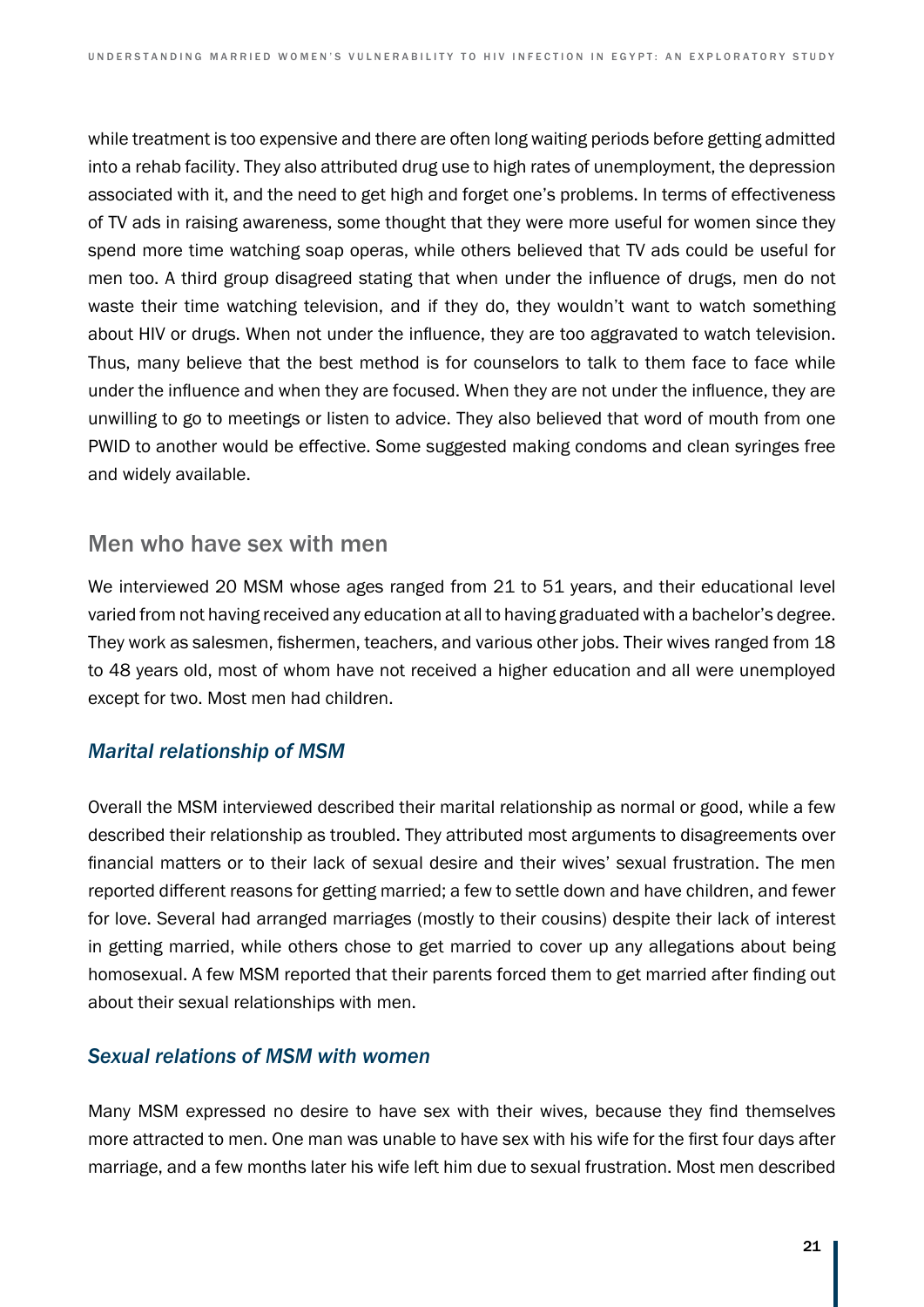while treatment is too expensive and there are often long waiting periods before getting admitted into a rehab facility. They also attributed drug use to high rates of unemployment, the depression associated with it, and the need to get high and forget one's problems. In terms of effectiveness of TV ads in raising awareness, some thought that they were more useful for women since they spend more time watching soap operas, while others believed that TV ads could be useful for men too. A third group disagreed stating that when under the influence of drugs, men do not waste their time watching television, and if they do, they wouldn't want to watch something about HIV or drugs. When not under the influence, they are too aggravated to watch television. Thus, many believe that the best method is for counselors to talk to them face to face while under the influence and when they are focused. When they are not under the influence, they are unwilling to go to meetings or listen to advice. They also believed that word of mouth from one PWID to another would be effective. Some suggested making condoms and clean syringes free and widely available.

## Men who have sex with men

We interviewed 20 MSM whose ages ranged from 21 to 51 years, and their educational level varied from not having received any education at all to having graduated with a bachelor's degree. They work as salesmen, fishermen, teachers, and various other jobs. Their wives ranged from 18 to 48 years old, most of whom have not received a higher education and all were unemployed except for two. Most men had children.

### *Marital relationship of MSM*

Overall the MSM interviewed described their marital relationship as normal or good, while a few described their relationship as troubled. They attributed most arguments to disagreements over financial matters or to their lack of sexual desire and their wives' sexual frustration. The men reported different reasons for getting married; a few to settle down and have children, and fewer for love. Several had arranged marriages (mostly to their cousins) despite their lack of interest in getting married, while others chose to get married to cover up any allegations about being homosexual. A few MSM reported that their parents forced them to get married after finding out about their sexual relationships with men.

### *Sexual relations of MSM with women*

Many MSM expressed no desire to have sex with their wives, because they find themselves more attracted to men. One man was unable to have sex with his wife for the first four days after marriage, and a few months later his wife left him due to sexual frustration. Most men described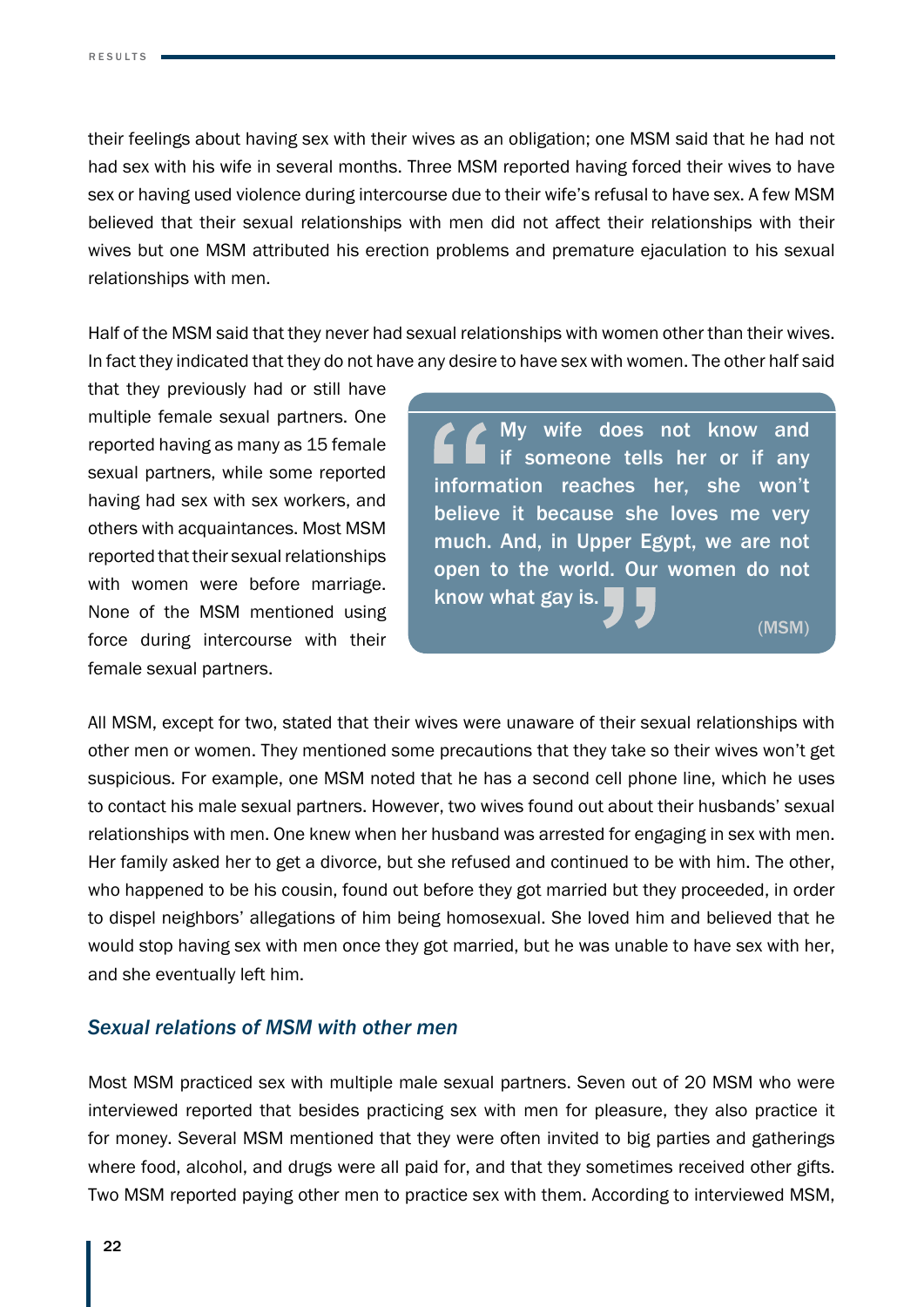their feelings about having sex with their wives as an obligation; one MSM said that he had not had sex with his wife in several months. Three MSM reported having forced their wives to have sex or having used violence during intercourse due to their wife's refusal to have sex. A few MSM believed that their sexual relationships with men did not affect their relationships with their wives but one MSM attributed his erection problems and premature ejaculation to his sexual relationships with men.

Half of the MSM said that they never had sexual relationships with women other than their wives. In fact they indicated that they do not have any desire to have sex with women. The other half said that they previously had or still have multiple female sexual partners. One reported having as many as 15 female sexual partners, while some reported having had sex with sex workers, and others with acquaintances. Most MSM reported that their sexual relationships with women were before marriage. None of the MSM mentioned using force during intercourse with their female sexual partners.

> "My wife does not know and if someone tells her or if any information reaches her, she won't believe it because she loves me very much. And, in Upper Egypt, we are not open to the world. Our women do not know what gay is."
>
> (MSM)

All MSM, except for two, stated that their wives were unaware of their sexual relationships with other men or women. They mentioned some precautions that they take so their wives won't get suspicious. For example, one MSM noted that he has a second cell phone line, which he uses to contact his male sexual partners. However, two wives found out about their husbands' sexual relationships with men. One knew when her husband was arrested for engaging in sex with men. Her family asked her to get a divorce, but she refused and continued to be with him. The other, who happened to be his cousin, found out before they got married but they proceeded, in order to dispel neighbors' allegations of him being homosexual. She loved him and believed that he would stop having sex with men once they got married, but he was unable to have sex with her, and she eventually left him.

### *Sexual relations of MSM with other men*

Most MSM practiced sex with multiple male sexual partners. Seven out of 20 MSM who were interviewed reported that besides practicing sex with men for pleasure, they also practice it for money. Several MSM mentioned that they were often invited to big parties and gatherings where food, alcohol, and drugs were all paid for, and that they sometimes received other gifts. Two MSM reported paying other men to practice sex with them. According to interviewed MSM,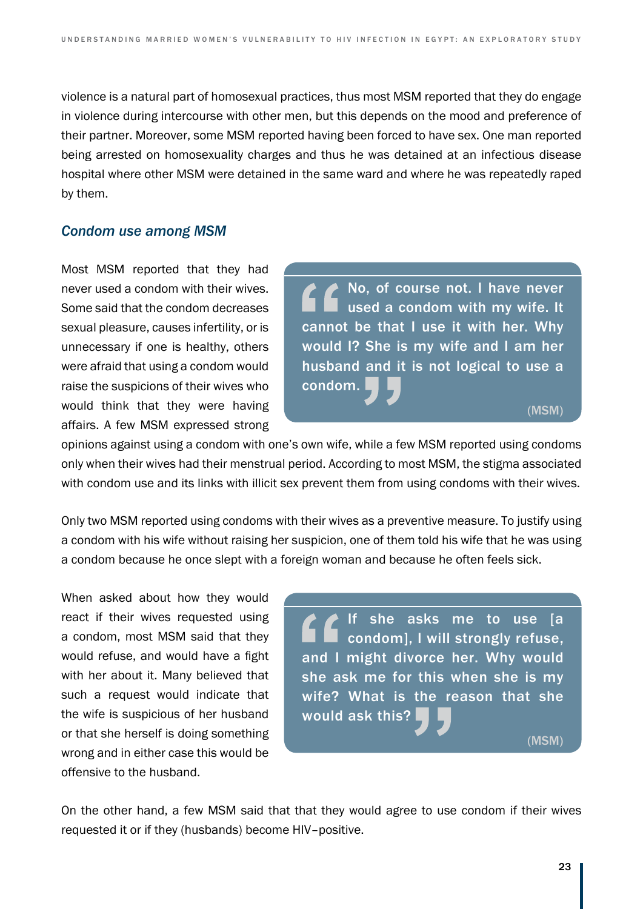violence is a natural part of homosexual practices, thus most MSM reported that they do engage in violence during intercourse with other men, but this depends on the mood and preference of their partner. Moreover, some MSM reported having been forced to have sex. One man reported being arrested on homosexuality charges and thus he was detained at an infectious disease hospital where other MSM were detained in the same ward and where he was repeatedly raped by them.

### *Condom use among MSM*

Most MSM reported that they had never used a condom with their wives. Some said that the condom decreases sexual pleasure, causes infertility, or is unnecessary if one is healthy, others were afraid that using a condom would raise the suspicions of their wives who would think that they were having affairs. A few MSM expressed strong opinions against using a condom with one's own wife, while a few MSM reported using condoms only when their wives had their menstrual period. According to most MSM, the stigma associated with condom use and its links with illicit sex prevent them from using condoms with their wives.

> "No, of course not. I have never used a condom with my wife. It cannot be that I use it with her. Why would I? She is my wife and I am her husband and it is not logical to use a condom."
>
> (MSM)

Only two MSM reported using condoms with their wives as a preventive measure. To justify using a condom with his wife without raising her suspicion, one of them told his wife that he was using a condom because he once slept with a foreign woman and because he often feels sick.

When asked about how they would react if their wives requested using a condom, most MSM said that they would refuse, and would have a fight with her about it. Many believed that such a request would indicate that the wife is suspicious of her husband or that she herself is doing something wrong and in either case this would be offensive to the husband.

> "If she asks me to use [a condom], I will strongly refuse, and I might divorce her. Why would she ask me for this when she is my wife? What is the reason that she would ask this?"
>
> (MSM)

On the other hand, a few MSM said that that they would agree to use condom if their wives requested it or if they (husbands) become HIV–positive.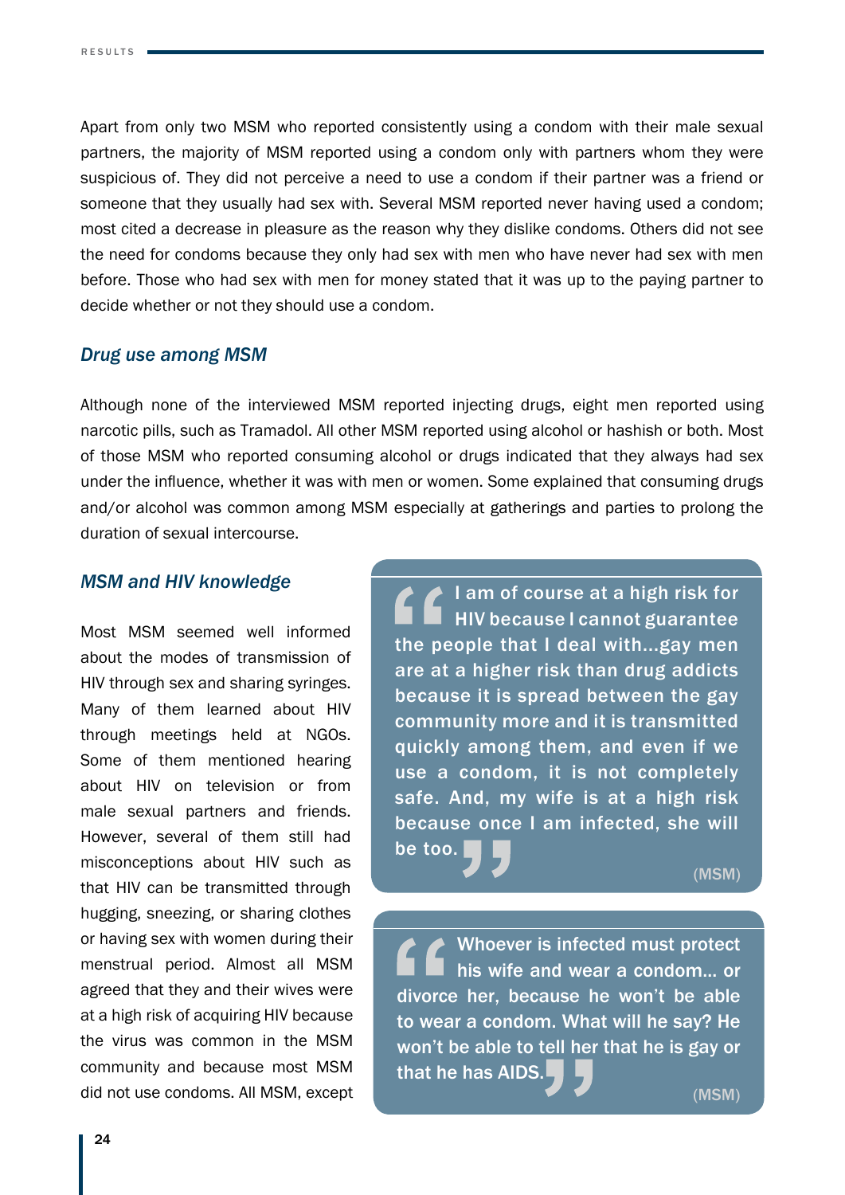Apart from only two MSM who reported consistently using a condom with their male sexual partners, the majority of MSM reported using a condom only with partners whom they were suspicious of. They did not perceive a need to use a condom if their partner was a friend or someone that they usually had sex with. Several MSM reported never having used a condom; most cited a decrease in pleasure as the reason why they dislike condoms. Others did not see the need for condoms because they only had sex with men who have never had sex with men before. Those who had sex with men for money stated that it was up to the paying partner to decide whether or not they should use a condom.

### *Drug use among MSM*

Although none of the interviewed MSM reported injecting drugs, eight men reported using narcotic pills, such as Tramadol. All other MSM reported using alcohol or hashish or both. Most of those MSM who reported consuming alcohol or drugs indicated that they always had sex under the influence, whether it was with men or women. Some explained that consuming drugs and/or alcohol was common among MSM especially at gatherings and parties to prolong the duration of sexual intercourse.

### *MSM and HIV knowledge*

Most MSM seemed well informed about the modes of transmission of HIV through sex and sharing syringes. Many of them learned about HIV through meetings held at NGOs. Some of them mentioned hearing about HIV on television or from male sexual partners and friends. However, several of them still had misconceptions about HIV such as that HIV can be transmitted through hugging, sneezing, or sharing clothes or having sex with women during their menstrual period. Almost all MSM agreed that they and their wives were at a high risk of acquiring HIV because the virus was common in the MSM community and because most MSM did not use condoms. All MSM, except

> "I am of course at a high risk for HIV because I cannot guarantee the people that I deal with...gay men are at a higher risk than drug addicts because it is spread between the gay community more and it is transmitted quickly among them, and even if we use a condom, it is not completely safe. And, my wife is at a high risk because once I am infected, she will be too."
>
> (MSM)

> "Whoever is infected must protect his wife and wear a condom... or divorce her, because he won't be able to wear a condom. What will he say? He won't be able to tell her that he is gay or that he has AIDS."
>
> (MSM)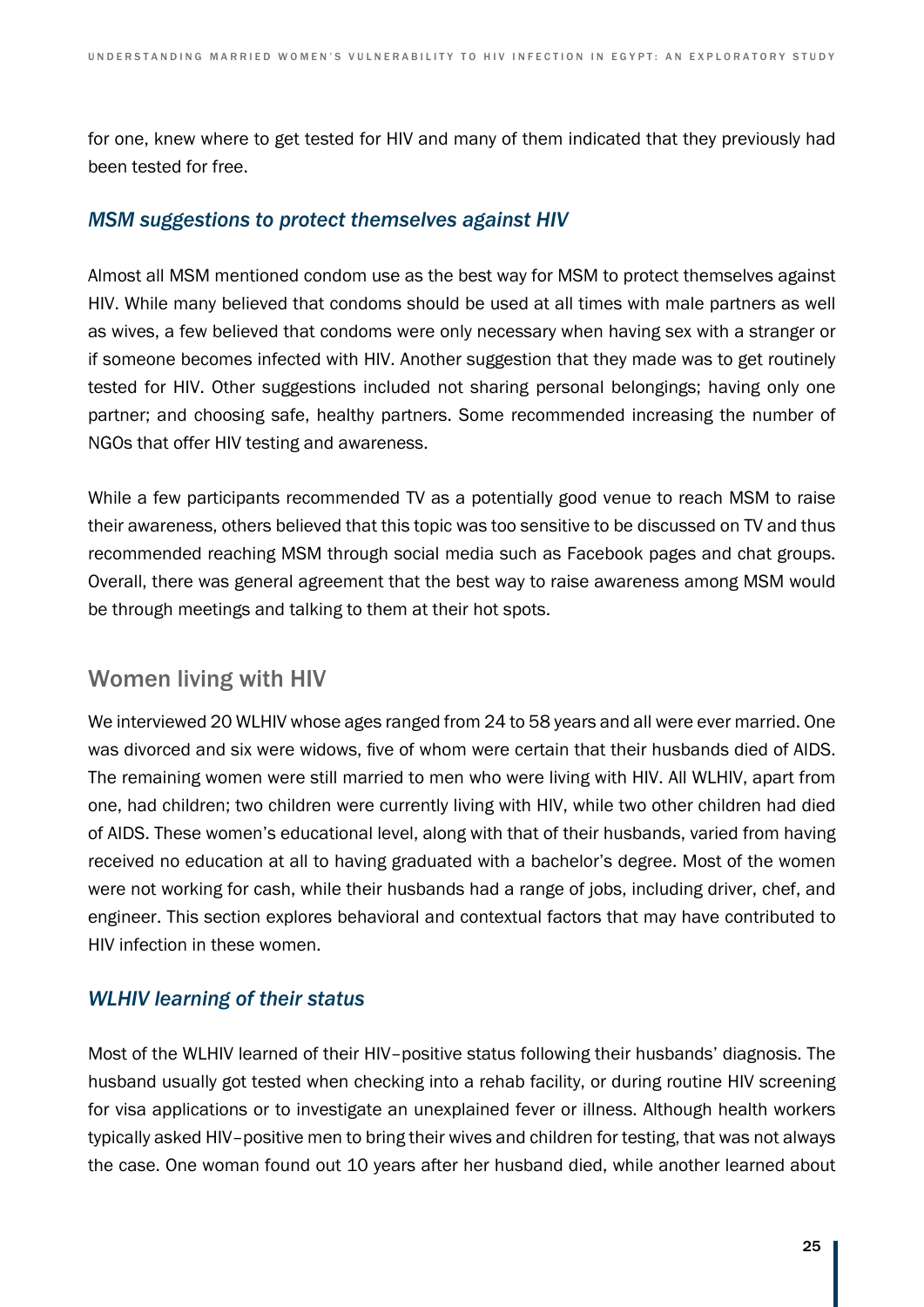for one, knew where to get tested for HIV and many of them indicated that they previously had been tested for free.

### *MSM suggestions to protect themselves against HIV*

Almost all MSM mentioned condom use as the best way for MSM to protect themselves against HIV. While many believed that condoms should be used at all times with male partners as well as wives, a few believed that condoms were only necessary when having sex with a stranger or if someone becomes infected with HIV. Another suggestion that they made was to get routinely tested for HIV. Other suggestions included not sharing personal belongings; having only one partner; and choosing safe, healthy partners. Some recommended increasing the number of NGOs that offer HIV testing and awareness.

While a few participants recommended TV as a potentially good venue to reach MSM to raise their awareness, others believed that this topic was too sensitive to be discussed on TV and thus recommended reaching MSM through social media such as Facebook pages and chat groups. Overall, there was general agreement that the best way to raise awareness among MSM would be through meetings and talking to them at their hot spots.

## Women living with HIV

We interviewed 20 WLHIV whose ages ranged from 24 to 58 years and all were ever married. One was divorced and six were widows, five of whom were certain that their husbands died of AIDS. The remaining women were still married to men who were living with HIV. All WLHIV, apart from one, had children; two children were currently living with HIV, while two other children had died of AIDS. These women's educational level, along with that of their husbands, varied from having received no education at all to having graduated with a bachelor's degree. Most of the women were not working for cash, while their husbands had a range of jobs, including driver, chef, and engineer. This section explores behavioral and contextual factors that may have contributed to HIV infection in these women.

### *WLHIV learning of their status*

Most of the WLHIV learned of their HIV–positive status following their husbands' diagnosis. The husband usually got tested when checking into a rehab facility, or during routine HIV screening for visa applications or to investigate an unexplained fever or illness. Although health workers typically asked HIV–positive men to bring their wives and children for testing, that was not always the case. One woman found out 10 years after her husband died, while another learned about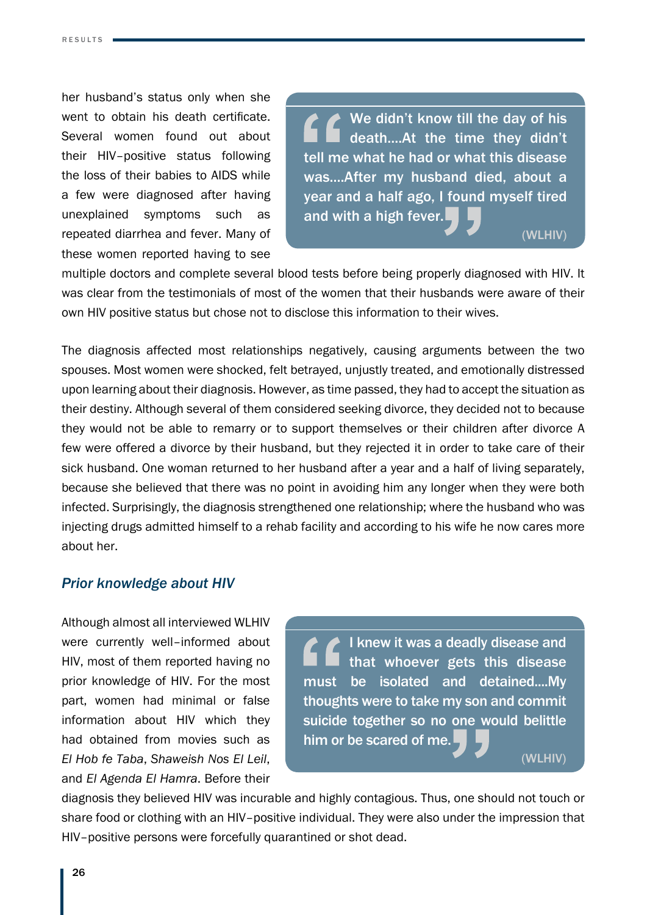her husband's status only when she went to obtain his death certificate. Several women found out about their HIV-positive status following the loss of their babies to AIDS while a few were diagnosed after having unexplained symptoms such as repeated diarrhea and fever. Many of these women reported having to see multiple doctors and complete several blood tests before being properly diagnosed with HIV. It was clear from the testimonials of most of the women that their husbands were aware of their own HIV positive status but chose not to disclose this information to their wives.

> **"We didn't know till the day of his death....At the time they didn't tell me what he had or what this disease was....After my husband died, about a year and a half ago, I found myself tired and with a high fever."**
>
> (WLHIV)

The diagnosis affected most relationships negatively, causing arguments between the two spouses. Most women were shocked, felt betrayed, unjustly treated, and emotionally distressed upon learning about their diagnosis. However, as time passed, they had to accept the situation as their destiny. Although several of them considered seeking divorce, they decided not to because they would not be able to remarry or to support themselves or their children after divorce A few were offered a divorce by their husband, but they rejected it in order to take care of their sick husband. One woman returned to her husband after a year and a half of living separately, because she believed that there was no point in avoiding him any longer when they were both infected. Surprisingly, the diagnosis strengthened one relationship; where the husband who was injecting drugs admitted himself to a rehab facility and according to his wife he now cares more about her.

### *Prior knowledge about HIV*

Although almost all interviewed WLHIV were currently well-informed about HIV, most of them reported having no prior knowledge of HIV. For the most part, women had minimal or false information about HIV which they had obtained from movies such as *El Hob fe Taba*, *Shaweish Nos El Leil*, and *El Agenda El Hamra*. Before their diagnosis they believed HIV was incurable and highly contagious. Thus, one should not touch or share food or clothing with an HIV-positive individual. They were also under the impression that HIV-positive persons were forcefully quarantined or shot dead.

> **"I knew it was a deadly disease and that whoever gets this disease must be isolated and detained....My thoughts were to take my son and commit suicide together so no one would belittle him or be scared of me."**
>
> (WLHIV)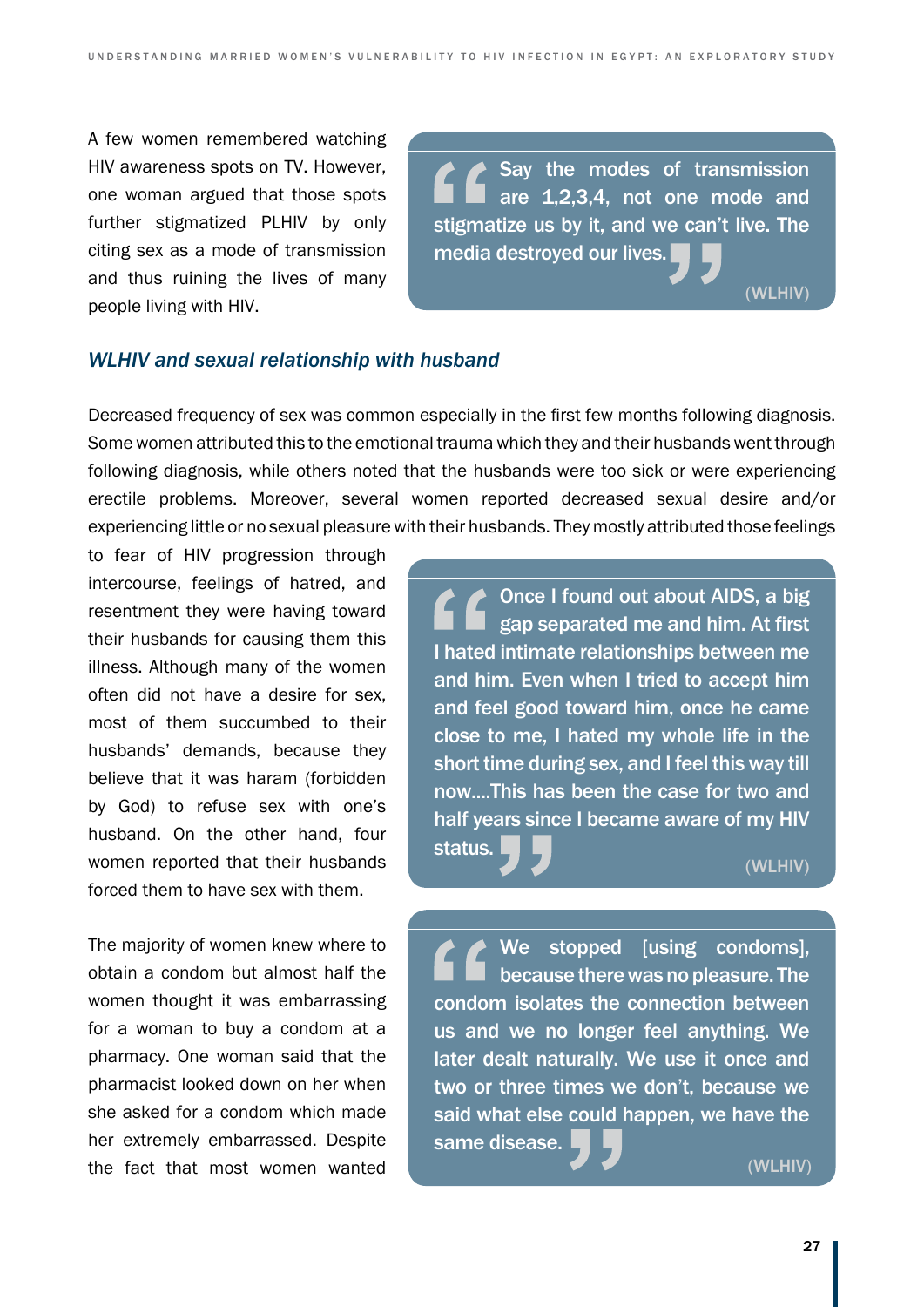A few women remembered watching HIV awareness spots on TV. However, one woman argued that those spots further stigmatized PLHIV by only citing sex as a mode of transmission and thus ruining the lives of many people living with HIV.

> Say the modes of transmission are 1,2,3,4, not one mode and stigmatize us by it, and we can't live. The media destroyed our lives.
>
> (WLHIV)

### *WLHIV and sexual relationship with husband*

Decreased frequency of sex was common especially in the first few months following diagnosis. Some women attributed this to the emotional trauma which they and their husbands went through following diagnosis, while others noted that the husbands were too sick or were experiencing erectile problems. Moreover, several women reported decreased sexual desire and/or experiencing little or no sexual pleasure with their husbands. They mostly attributed those feelings to fear of HIV progression through intercourse, feelings of hatred, and resentment they were having toward their husbands for causing them this illness. Although many of the women often did not have a desire for sex, most of them succumbed to their husbands' demands, because they believe that it was haram (forbidden by God) to refuse sex with one's husband. On the other hand, four women reported that their husbands forced them to have sex with them.

> Once I found out about AIDS, a big gap separated me and him. At first I hated intimate relationships between me and him. Even when I tried to accept him and feel good toward him, once he came close to me, I hated my whole life in the short time during sex, and I feel this way till now....This has been the case for two and half years since I became aware of my HIV status.
>
> (WLHIV)

The majority of women knew where to obtain a condom but almost half the women thought it was embarrassing for a woman to buy a condom at a pharmacy. One woman said that the pharmacist looked down on her when she asked for a condom which made her extremely embarrassed. Despite the fact that most women wanted

> We stopped [using condoms], because there was no pleasure. The condom isolates the connection between us and we no longer feel anything. We later dealt naturally. We use it once and two or three times we don't, because we said what else could happen, we have the same disease.
>
> (WLHIV)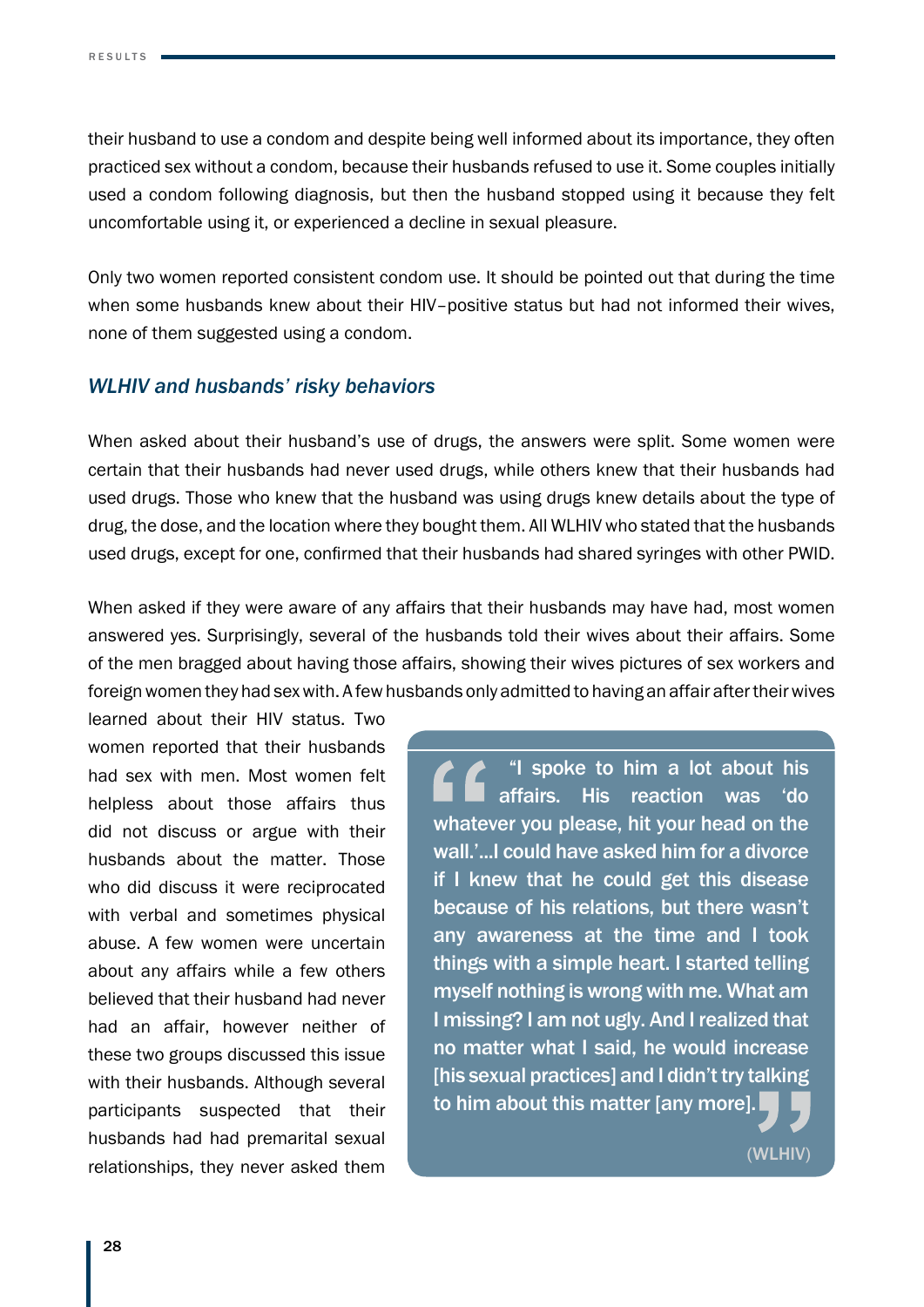their husband to use a condom and despite being well informed about its importance, they often practiced sex without a condom, because their husbands refused to use it. Some couples initially used a condom following diagnosis, but then the husband stopped using it because they felt uncomfortable using it, or experienced a decline in sexual pleasure.

Only two women reported consistent condom use. It should be pointed out that during the time when some husbands knew about their HIV–positive status but had not informed their wives, none of them suggested using a condom.

### *WLHIV and husbands' risky behaviors*

When asked about their husband's use of drugs, the answers were split. Some women were certain that their husbands had never used drugs, while others knew that their husbands had used drugs. Those who knew that the husband was using drugs knew details about the type of drug, the dose, and the location where they bought them. All WLHIV who stated that the husbands used drugs, except for one, confirmed that their husbands had shared syringes with other PWID.

When asked if they were aware of any affairs that their husbands may have had, most women answered yes. Surprisingly, several of the husbands told their wives about their affairs. Some of the men bragged about having those affairs, showing their wives pictures of sex workers and foreign women they had sex with. A few husbands only admitted to having an affair after their wives learned about their HIV status. Two women reported that their husbands had sex with men. Most women felt helpless about those affairs thus did not discuss or argue with their husbands about the matter. Those who did discuss it were reciprocated with verbal and sometimes physical abuse. A few women were uncertain about any affairs while a few others believed that their husband had never had an affair, however neither of these two groups discussed this issue with their husbands. Although several participants suspected that their husbands had had premarital sexual relationships, they never asked them

> "I spoke to him a lot about his affairs. His reaction was 'do whatever you please, hit your head on the wall.'...I could have asked him for a divorce if I knew that he could get this disease because of his relations, but there wasn't any awareness at the time and I took things with a simple heart. I started telling myself nothing is wrong with me. What am I missing? I am not ugly. And I realized that no matter what I said, he would increase [his sexual practices] and I didn't try talking to him about this matter [any more]."
>
> (WLHIV)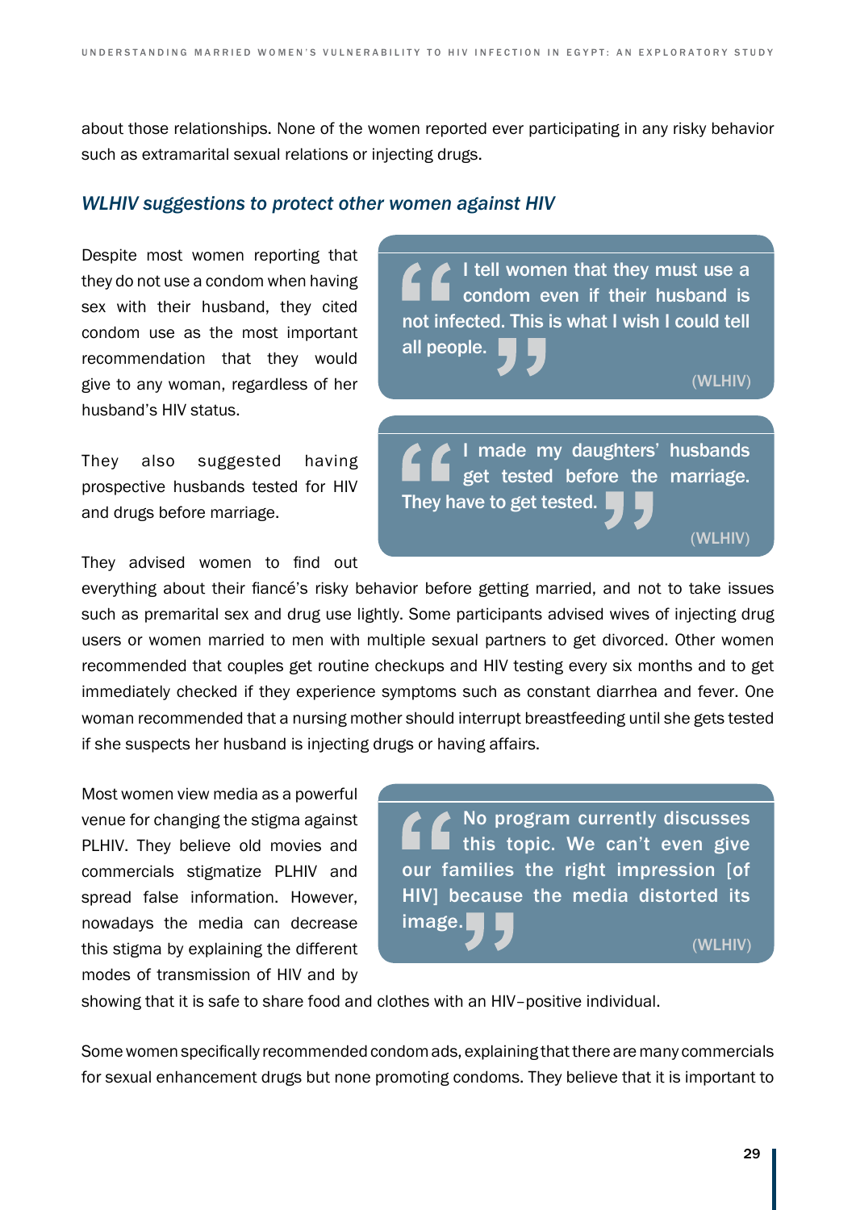about those relationships. None of the women reported ever participating in any risky behavior such as extramarital sexual relations or injecting drugs.

### *WLHIV suggestions to protect other women against HIV*

Despite most women reporting that they do not use a condom when having sex with their husband, they cited condom use as the most important recommendation that they would give to any woman, regardless of her husband's HIV status.

> "I tell women that they must use a condom even if their husband is not infected. This is what I wish I could tell all people."
>
> (WLHIV)

They also suggested having prospective husbands tested for HIV and drugs before marriage.

> "I made my daughters' husbands get tested before the marriage. They have to get tested."
>
> (WLHIV)

They advised women to find out everything about their fiancé's risky behavior before getting married, and not to take issues such as premarital sex and drug use lightly. Some participants advised wives of injecting drug users or women married to men with multiple sexual partners to get divorced. Other women recommended that couples get routine checkups and HIV testing every six months and to get immediately checked if they experience symptoms such as constant diarrhea and fever. One woman recommended that a nursing mother should interrupt breastfeeding until she gets tested if she suspects her husband is injecting drugs or having affairs.

Most women view media as a powerful venue for changing the stigma against PLHIV. They believe old movies and commercials stigmatize PLHIV and spread false information. However, nowadays the media can decrease this stigma by explaining the different modes of transmission of HIV and by showing that it is safe to share food and clothes with an HIV–positive individual.

> "No program currently discusses this topic. We can't even give our families the right impression [of HIV] because the media distorted its image."
>
> (WLHIV)

Some women specifically recommended condom ads, explaining that there are many commercials for sexual enhancement drugs but none promoting condoms. They believe that it is important to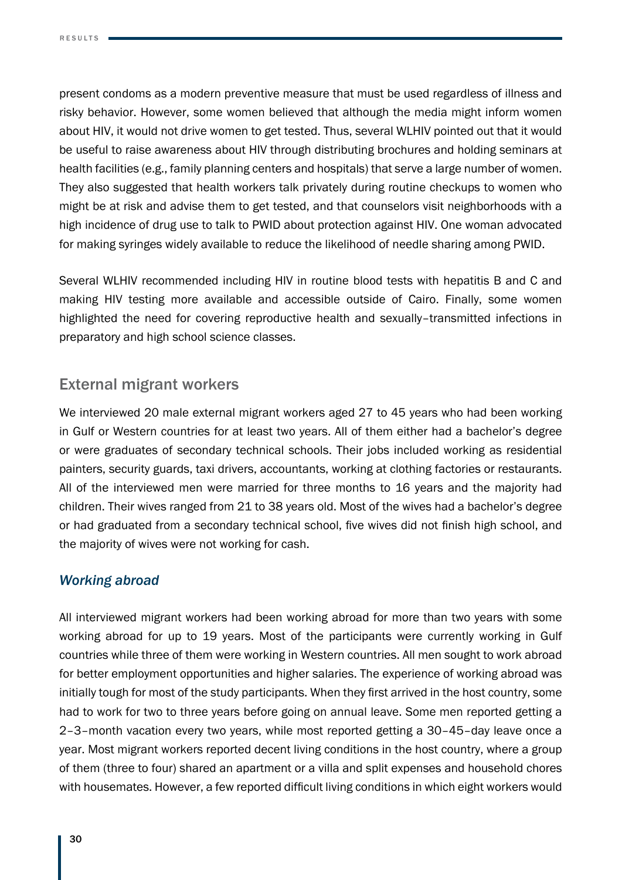present condoms as a modern preventive measure that must be used regardless of illness and risky behavior. However, some women believed that although the media might inform women about HIV, it would not drive women to get tested. Thus, several WLHIV pointed out that it would be useful to raise awareness about HIV through distributing brochures and holding seminars at health facilities (e.g., family planning centers and hospitals) that serve a large number of women. They also suggested that health workers talk privately during routine checkups to women who might be at risk and advise them to get tested, and that counselors visit neighborhoods with a high incidence of drug use to talk to PWID about protection against HIV. One woman advocated for making syringes widely available to reduce the likelihood of needle sharing among PWID.

Several WLHIV recommended including HIV in routine blood tests with hepatitis B and C and making HIV testing more available and accessible outside of Cairo. Finally, some women highlighted the need for covering reproductive health and sexually–transmitted infections in preparatory and high school science classes.

## External migrant workers

We interviewed 20 male external migrant workers aged 27 to 45 years who had been working in Gulf or Western countries for at least two years. All of them either had a bachelor's degree or were graduates of secondary technical schools. Their jobs included working as residential painters, security guards, taxi drivers, accountants, working at clothing factories or restaurants. All of the interviewed men were married for three months to 16 years and the majority had children. Their wives ranged from 21 to 38 years old. Most of the wives had a bachelor's degree or had graduated from a secondary technical school, five wives did not finish high school, and the majority of wives were not working for cash.

### *Working abroad*

All interviewed migrant workers had been working abroad for more than two years with some working abroad for up to 19 years. Most of the participants were currently working in Gulf countries while three of them were working in Western countries. All men sought to work abroad for better employment opportunities and higher salaries. The experience of working abroad was initially tough for most of the study participants. When they first arrived in the host country, some had to work for two to three years before going on annual leave. Some men reported getting a 2–3–month vacation every two years, while most reported getting a 30–45–day leave once a year. Most migrant workers reported decent living conditions in the host country, where a group of them (three to four) shared an apartment or a villa and split expenses and household chores with housemates. However, a few reported difficult living conditions in which eight workers would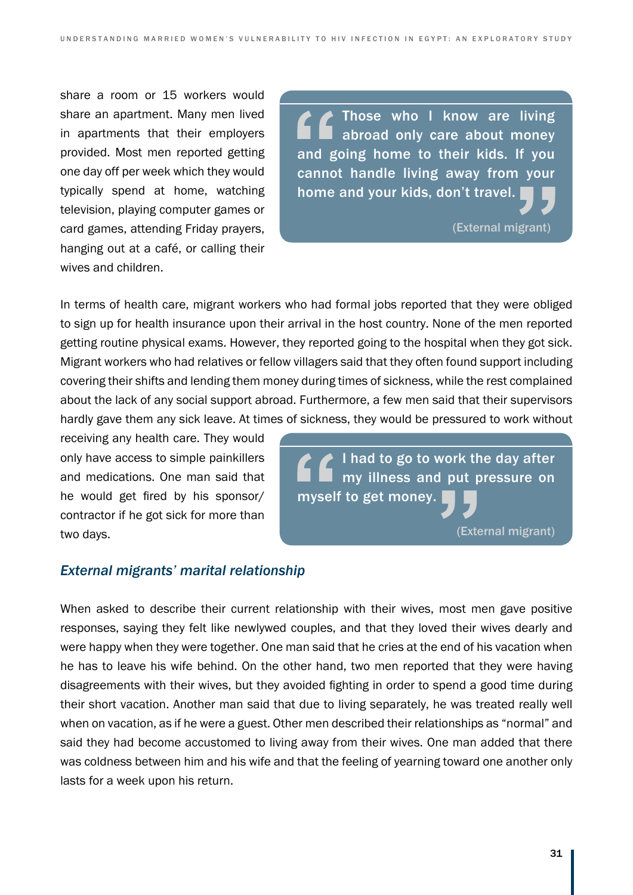share a room or 15 workers would share an apartment. Many men lived in apartments that their employers provided. Most men reported getting one day off per week which they would typically spend at home, watching television, playing computer games or card games, attending Friday prayers, hanging out at a café, or calling their wives and children.

> "Those who I know are living abroad only care about money and going home to their kids. If you cannot handle living away from your home and your kids, don't travel."
>
> (External migrant)

In terms of health care, migrant workers who had formal jobs reported that they were obliged to sign up for health insurance upon their arrival in the host country. None of the men reported getting routine physical exams. However, they reported going to the hospital when they got sick. Migrant workers who had relatives or fellow villagers said that they often found support including covering their shifts and lending them money during times of sickness, while the rest complained about the lack of any social support abroad. Furthermore, a few men said that their supervisors hardly gave them any sick leave. At times of sickness, they would be pressured to work without receiving any health care. They would only have access to simple painkillers and medications. One man said that he would get fired by his sponsor/contractor if he got sick for more than two days.

> "I had to go to work the day after my illness and put pressure on myself to get money."
>
> (External migrant)

### *External migrants' marital relationship*

When asked to describe their current relationship with their wives, most men gave positive responses, saying they felt like newlywed couples, and that they loved their wives dearly and were happy when they were together. One man said that he cries at the end of his vacation when he has to leave his wife behind. On the other hand, two men reported that they were having disagreements with their wives, but they avoided fighting in order to spend a good time during their short vacation. Another man said that due to living separately, he was treated really well when on vacation, as if he were a guest. Other men described their relationships as "normal" and said they had become accustomed to living away from their wives. One man added that there was coldness between him and his wife and that the feeling of yearning toward one another only lasts for a week upon his return.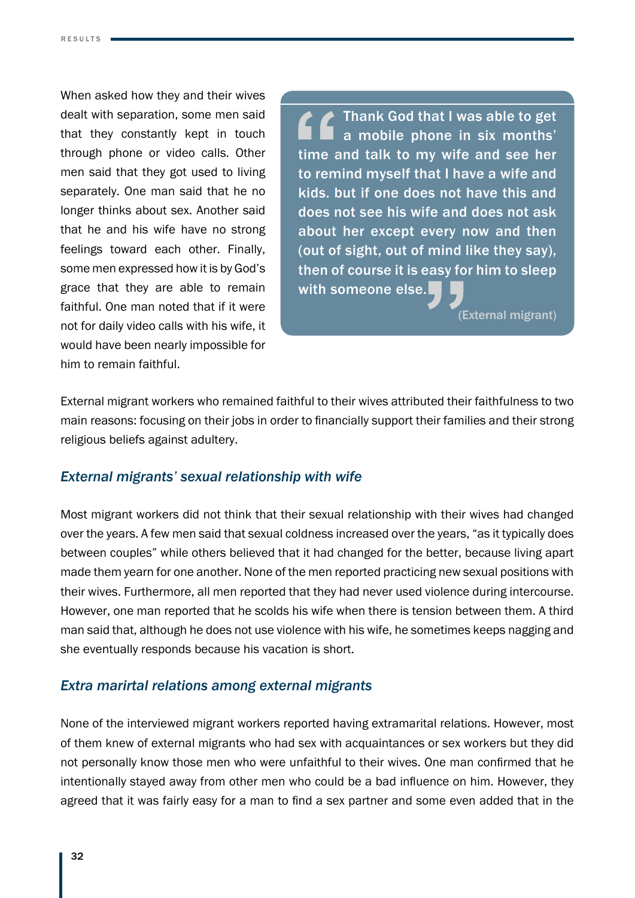When asked how they and their wives dealt with separation, some men said that they constantly kept in touch through phone or video calls. Other men said that they got used to living separately. One man said that he no longer thinks about sex. Another said that he and his wife have no strong feelings toward each other. Finally, some men expressed how it is by God's grace that they are able to remain faithful. One man noted that if it were not for daily video calls with his wife, it would have been nearly impossible for him to remain faithful.

> Thank God that I was able to get a mobile phone in six months' time and talk to my wife and see her to remind myself that I have a wife and kids. but if one does not have this and does not see his wife and does not ask about her except every now and then (out of sight, out of mind like they say), then of course it is easy for him to sleep with someone else.
>
> (External migrant)

External migrant workers who remained faithful to their wives attributed their faithfulness to two main reasons: focusing on their jobs in order to financially support their families and their strong religious beliefs against adultery.

### *External migrants' sexual relationship with wife*

Most migrant workers did not think that their sexual relationship with their wives had changed over the years. A few men said that sexual coldness increased over the years, "as it typically does between couples" while others believed that it had changed for the better, because living apart made them yearn for one another. None of the men reported practicing new sexual positions with their wives. Furthermore, all men reported that they had never used violence during intercourse. However, one man reported that he scolds his wife when there is tension between them. A third man said that, although he does not use violence with his wife, he sometimes keeps nagging and she eventually responds because his vacation is short.

### *Extra marirtal relations among external migrants*

None of the interviewed migrant workers reported having extramarital relations. However, most of them knew of external migrants who had sex with acquaintances or sex workers but they did not personally know those men who were unfaithful to their wives. One man confirmed that he intentionally stayed away from other men who could be a bad influence on him. However, they agreed that it was fairly easy for a man to find a sex partner and some even added that in the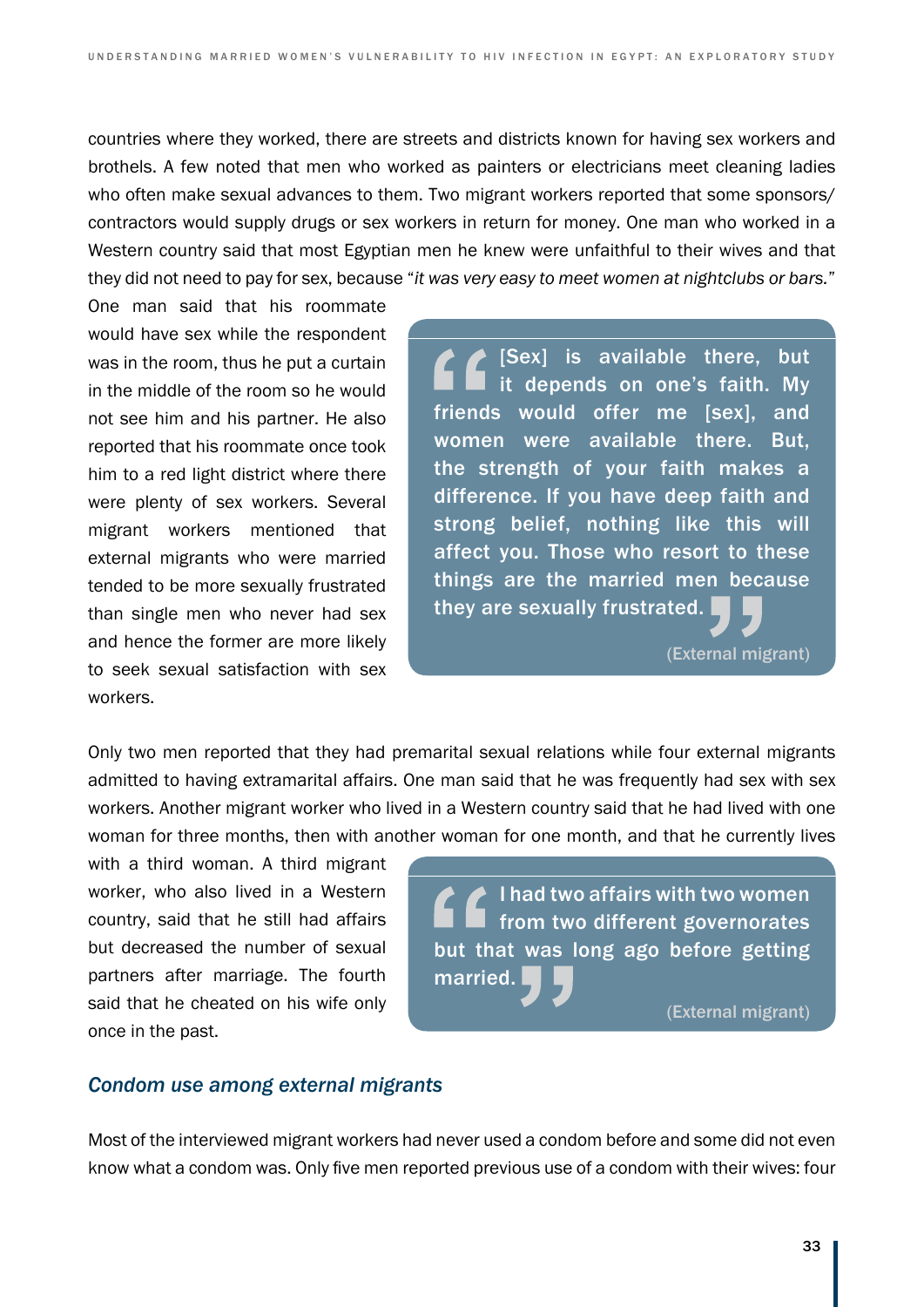countries where they worked, there are streets and districts known for having sex workers and brothels. A few noted that men who worked as painters or electricians meet cleaning ladies who often make sexual advances to them. Two migrant workers reported that some sponsors/contractors would supply drugs or sex workers in return for money. One man who worked in a Western country said that most Egyptian men he knew were unfaithful to their wives and that they did not need to pay for sex, because "*it was very easy to meet women at nightclubs or bars.*" One man said that his roommate would have sex while the respondent was in the room, thus he put a curtain in the middle of the room so he would not see him and his partner. He also reported that his roommate once took him to a red light district where there were plenty of sex workers. Several migrant workers mentioned that external migrants who were married tended to be more sexually frustrated than single men who never had sex and hence the former are more likely to seek sexual satisfaction with sex workers.

> **"[Sex] is available there, but it depends on one's faith. My friends would offer me [sex], and women were available there. But, the strength of your faith makes a difference. If you have deep faith and strong belief, nothing like this will affect you. Those who resort to these things are the married men because they are sexually frustrated."**
>
> (External migrant)

Only two men reported that they had premarital sexual relations while four external migrants admitted to having extramarital affairs. One man said that he was frequently had sex with sex workers. Another migrant worker who lived in a Western country said that he had lived with one woman for three months, then with another woman for one month, and that he currently lives with a third woman. A third migrant worker, who also lived in a Western country, said that he still had affairs but decreased the number of sexual partners after marriage. The fourth said that he cheated on his wife only once in the past.

> **"I had two affairs with two women from two different governorates but that was long ago before getting married."**
>
> (External migrant)

### *Condom use among external migrants*

Most of the interviewed migrant workers had never used a condom before and some did not even know what a condom was. Only five men reported previous use of a condom with their wives: four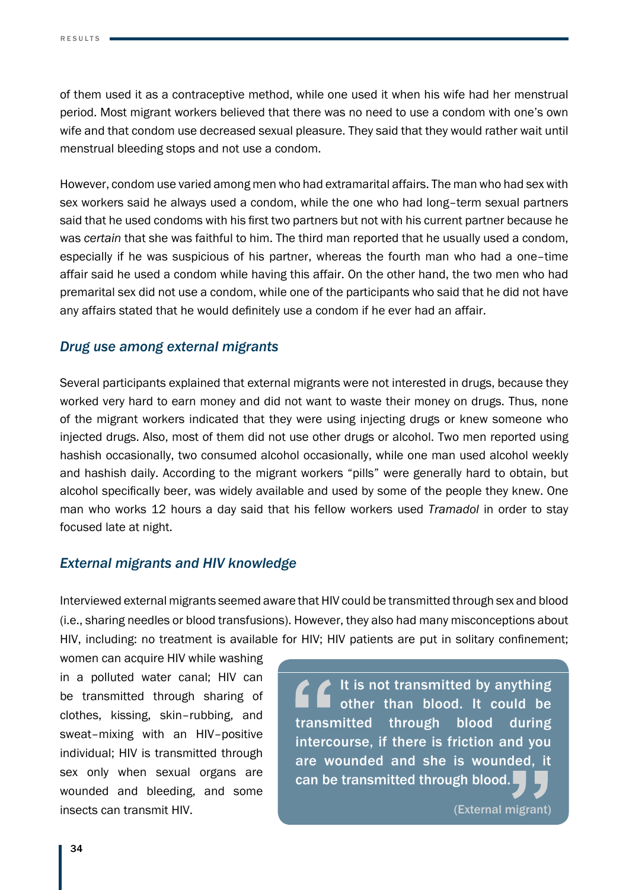of them used it as a contraceptive method, while one used it when his wife had her menstrual period. Most migrant workers believed that there was no need to use a condom with one's own wife and that condom use decreased sexual pleasure. They said that they would rather wait until menstrual bleeding stops and not use a condom.

However, condom use varied among men who had extramarital affairs. The man who had sex with sex workers said he always used a condom, while the one who had long–term sexual partners said that he used condoms with his first two partners but not with his current partner because he was *certain* that she was faithful to him. The third man reported that he usually used a condom, especially if he was suspicious of his partner, whereas the fourth man who had a one–time affair said he used a condom while having this affair. On the other hand, the two men who had premarital sex did not use a condom, while one of the participants who said that he did not have any affairs stated that he would definitely use a condom if he ever had an affair.

### *Drug use among external migrants*

Several participants explained that external migrants were not interested in drugs, because they worked very hard to earn money and did not want to waste their money on drugs. Thus, none of the migrant workers indicated that they were using injecting drugs or knew someone who injected drugs. Also, most of them did not use other drugs or alcohol. Two men reported using hashish occasionally, two consumed alcohol occasionally, while one man used alcohol weekly and hashish daily. According to the migrant workers "pills" were generally hard to obtain, but alcohol specifically beer, was widely available and used by some of the people they knew. One man who works 12 hours a day said that his fellow workers used *Tramadol* in order to stay focused late at night.

### *External migrants and HIV knowledge*

Interviewed external migrants seemed aware that HIV could be transmitted through sex and blood (i.e., sharing needles or blood transfusions). However, they also had many misconceptions about HIV, including: no treatment is available for HIV; HIV patients are put in solitary confinement; women can acquire HIV while washing in a polluted water canal; HIV can be transmitted through sharing of clothes, kissing, skin–rubbing, and sweat–mixing with an HIV–positive individual; HIV is transmitted through sex only when sexual organs are wounded and bleeding, and some insects can transmit HIV.

> **"It is not transmitted by anything other than blood. It could be transmitted through blood during intercourse, if there is friction and you are wounded and she is wounded, it can be transmitted through blood."**
>
> (External migrant)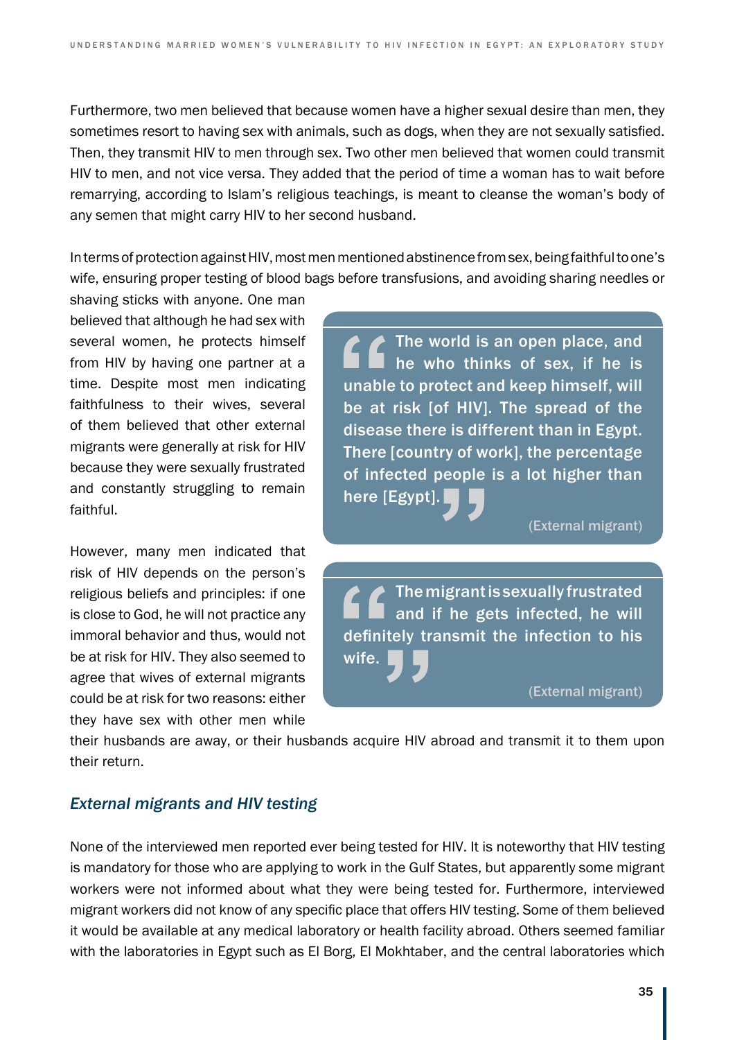Furthermore, two men believed that because women have a higher sexual desire than men, they sometimes resort to having sex with animals, such as dogs, when they are not sexually satisfied. Then, they transmit HIV to men through sex. Two other men believed that women could transmit HIV to men, and not vice versa. They added that the period of time a woman has to wait before remarrying, according to Islam's religious teachings, is meant to cleanse the woman's body of any semen that might carry HIV to her second husband.

In terms of protection against HIV, most men mentioned abstinence from sex, being faithful to one's wife, ensuring proper testing of blood bags before transfusions, and avoiding sharing needles or shaving sticks with anyone. One man believed that although he had sex with several women, he protects himself from HIV by having one partner at a time. Despite most men indicating faithfulness to their wives, several of them believed that other external migrants were generally at risk for HIV because they were sexually frustrated and constantly struggling to remain faithful.

> "The world is an open place, and he who thinks of sex, if he is unable to protect and keep himself, will be at risk [of HIV]. The spread of the disease there is different than in Egypt. There [country of work], the percentage of infected people is a lot higher than here [Egypt]."
>
> (External migrant)

> "The migrant is sexually frustrated and if he gets infected, he will definitely transmit the infection to his wife."
>
> (External migrant)

However, many men indicated that risk of HIV depends on the person's religious beliefs and principles: if one is close to God, he will not practice any immoral behavior and thus, would not be at risk for HIV. They also seemed to agree that wives of external migrants could be at risk for two reasons: either they have sex with other men while their husbands are away, or their husbands acquire HIV abroad and transmit it to them upon their return.

### *External migrants and HIV testing*

None of the interviewed men reported ever being tested for HIV. It is noteworthy that HIV testing is mandatory for those who are applying to work in the Gulf States, but apparently some migrant workers were not informed about what they were being tested for. Furthermore, interviewed migrant workers did not know of any specific place that offers HIV testing. Some of them believed it would be available at any medical laboratory or health facility abroad. Others seemed familiar with the laboratories in Egypt such as El Borg, El Mokhtaber, and the central laboratories which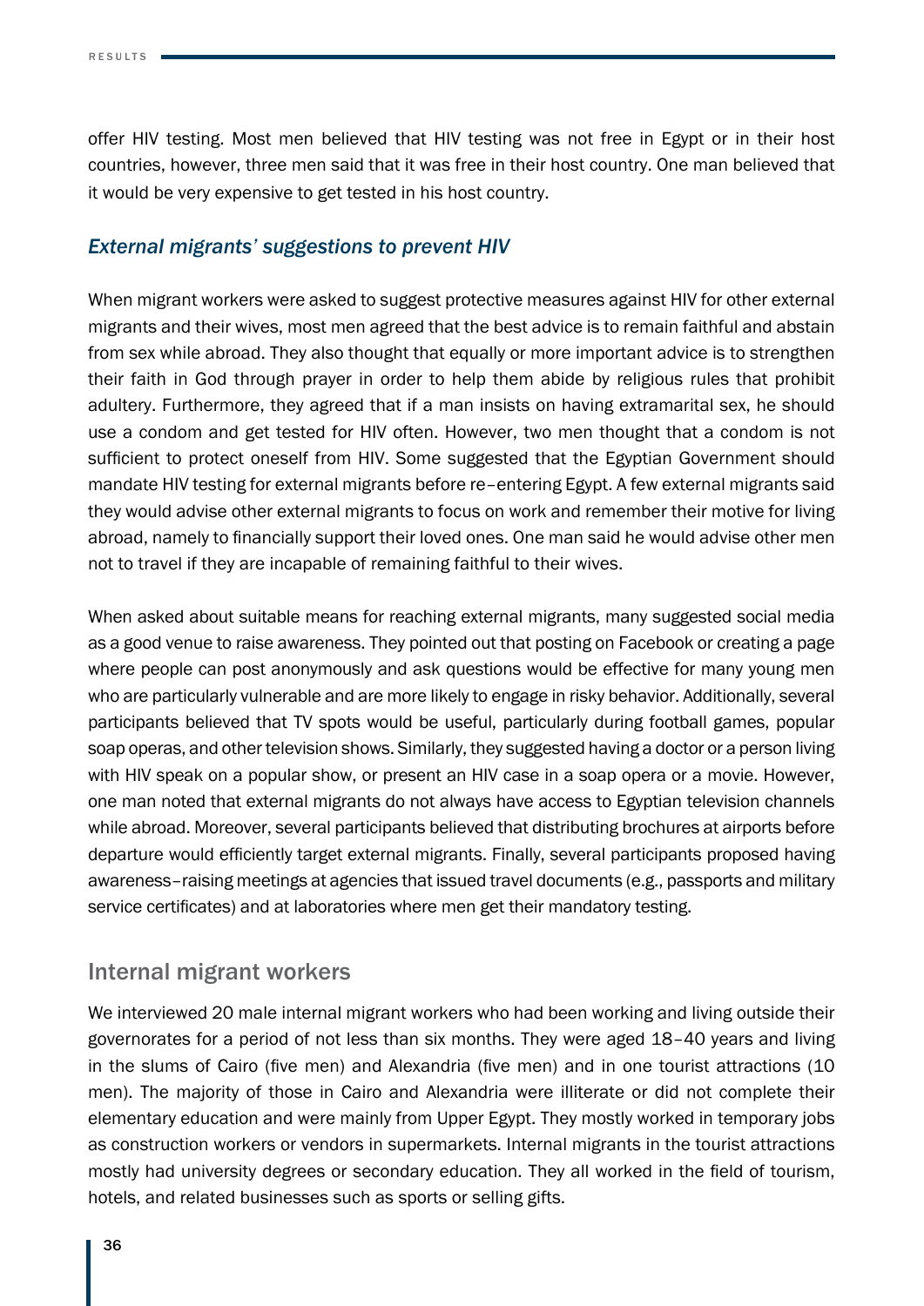offer HIV testing. Most men believed that HIV testing was not free in Egypt or in their host countries, however, three men said that it was free in their host country. One man believed that it would be very expensive to get tested in his host country.

### *External migrants' suggestions to prevent HIV*

When migrant workers were asked to suggest protective measures against HIV for other external migrants and their wives, most men agreed that the best advice is to remain faithful and abstain from sex while abroad. They also thought that equally or more important advice is to strengthen their faith in God through prayer in order to help them abide by religious rules that prohibit adultery. Furthermore, they agreed that if a man insists on having extramarital sex, he should use a condom and get tested for HIV often. However, two men thought that a condom is not sufficient to protect oneself from HIV. Some suggested that the Egyptian Government should mandate HIV testing for external migrants before re–entering Egypt. A few external migrants said they would advise other external migrants to focus on work and remember their motive for living abroad, namely to financially support their loved ones. One man said he would advise other men not to travel if they are incapable of remaining faithful to their wives.

When asked about suitable means for reaching external migrants, many suggested social media as a good venue to raise awareness. They pointed out that posting on Facebook or creating a page where people can post anonymously and ask questions would be effective for many young men who are particularly vulnerable and are more likely to engage in risky behavior. Additionally, several participants believed that TV spots would be useful, particularly during football games, popular soap operas, and other television shows. Similarly, they suggested having a doctor or a person living with HIV speak on a popular show, or present an HIV case in a soap opera or a movie. However, one man noted that external migrants do not always have access to Egyptian television channels while abroad. Moreover, several participants believed that distributing brochures at airports before departure would efficiently target external migrants. Finally, several participants proposed having awareness–raising meetings at agencies that issued travel documents (e.g., passports and military service certificates) and at laboratories where men get their mandatory testing.

## Internal migrant workers

We interviewed 20 male internal migrant workers who had been working and living outside their governorates for a period of not less than six months. They were aged 18–40 years and living in the slums of Cairo (five men) and Alexandria (five men) and in one tourist attractions (10 men). The majority of those in Cairo and Alexandria were illiterate or did not complete their elementary education and were mainly from Upper Egypt. They mostly worked in temporary jobs as construction workers or vendors in supermarkets. Internal migrants in the tourist attractions mostly had university degrees or secondary education. They all worked in the field of tourism, hotels, and related businesses such as sports or selling gifts.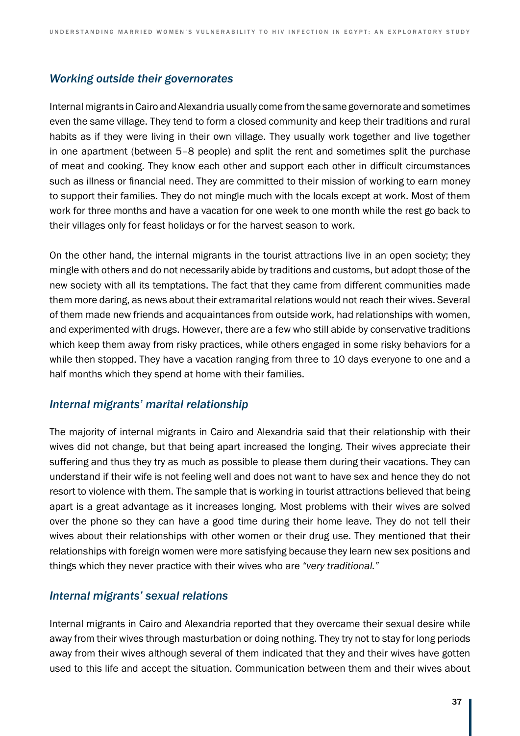### *Working outside their governorates*

Internal migrants in Cairo and Alexandria usually come from the same governorate and sometimes even the same village. They tend to form a closed community and keep their traditions and rural habits as if they were living in their own village. They usually work together and live together in one apartment (between 5–8 people) and split the rent and sometimes split the purchase of meat and cooking. They know each other and support each other in difficult circumstances such as illness or financial need. They are committed to their mission of working to earn money to support their families. They do not mingle much with the locals except at work. Most of them work for three months and have a vacation for one week to one month while the rest go back to their villages only for feast holidays or for the harvest season to work.

On the other hand, the internal migrants in the tourist attractions live in an open society; they mingle with others and do not necessarily abide by traditions and customs, but adopt those of the new society with all its temptations. The fact that they came from different communities made them more daring, as news about their extramarital relations would not reach their wives. Several of them made new friends and acquaintances from outside work, had relationships with women, and experimented with drugs. However, there are a few who still abide by conservative traditions which keep them away from risky practices, while others engaged in some risky behaviors for a while then stopped. They have a vacation ranging from three to 10 days everyone to one and a half months which they spend at home with their families.

### *Internal migrants' marital relationship*

The majority of internal migrants in Cairo and Alexandria said that their relationship with their wives did not change, but that being apart increased the longing. Their wives appreciate their suffering and thus they try as much as possible to please them during their vacations. They can understand if their wife is not feeling well and does not want to have sex and hence they do not resort to violence with them. The sample that is working in tourist attractions believed that being apart is a great advantage as it increases longing. Most problems with their wives are solved over the phone so they can have a good time during their home leave. They do not tell their wives about their relationships with other women or their drug use. They mentioned that their relationships with foreign women were more satisfying because they learn new sex positions and things which they never practice with their wives who are *"very traditional."*

### *Internal migrants' sexual relations*

Internal migrants in Cairo and Alexandria reported that they overcame their sexual desire while away from their wives through masturbation or doing nothing. They try not to stay for long periods away from their wives although several of them indicated that they and their wives have gotten used to this life and accept the situation. Communication between them and their wives about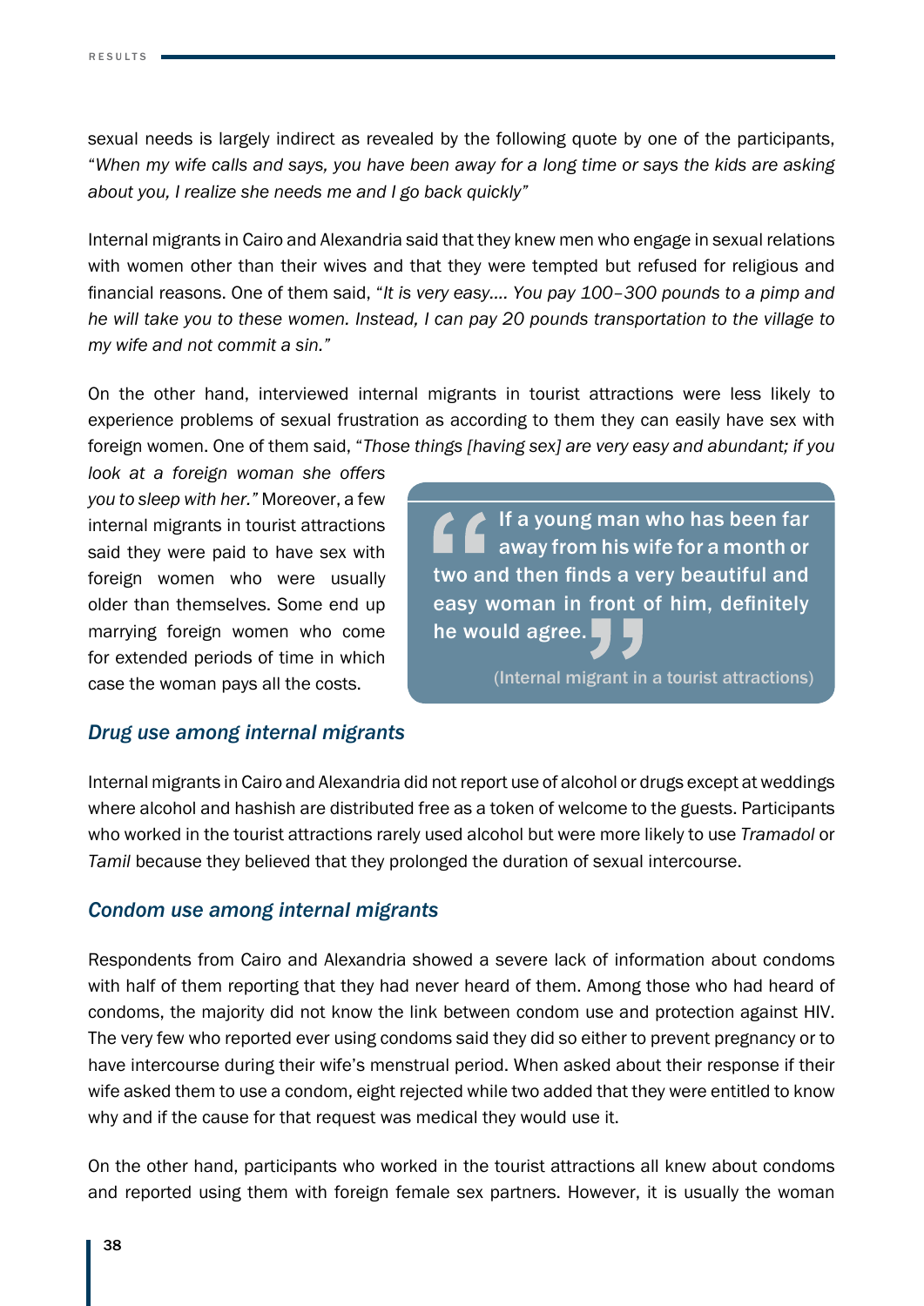sexual needs is largely indirect as revealed by the following quote by one of the participants, "*When my wife calls and says, you have been away for a long time or says the kids are asking about you, I realize she needs me and I go back quickly*"

Internal migrants in Cairo and Alexandria said that they knew men who engage in sexual relations with women other than their wives and that they were tempted but refused for religious and financial reasons. One of them said, "*It is very easy.... You pay 100–300 pounds to a pimp and he will take you to these women. Instead, I can pay 20 pounds transportation to the village to my wife and not commit a sin.*"

On the other hand, interviewed internal migrants in tourist attractions were less likely to experience problems of sexual frustration as according to them they can easily have sex with foreign women. One of them said, "*Those things [having sex] are very easy and abundant; if you look at a foreign woman she offers you to sleep with her.*" Moreover, a few internal migrants in tourist attractions said they were paid to have sex with foreign women who were usually older than themselves. Some end up marrying foreign women who come for extended periods of time in which case the woman pays all the costs.

> **If a young man who has been far away from his wife for a month or two and then finds a very beautiful and easy woman in front of him, definitely he would agree.**
>
> (Internal migrant in a tourist attractions)

### *Drug use among internal migrants*

Internal migrants in Cairo and Alexandria did not report use of alcohol or drugs except at weddings where alcohol and hashish are distributed free as a token of welcome to the guests. Participants who worked in the tourist attractions rarely used alcohol but were more likely to use *Tramadol* or *Tamil* because they believed that they prolonged the duration of sexual intercourse.

### *Condom use among internal migrants*

Respondents from Cairo and Alexandria showed a severe lack of information about condoms with half of them reporting that they had never heard of them. Among those who had heard of condoms, the majority did not know the link between condom use and protection against HIV. The very few who reported ever using condoms said they did so either to prevent pregnancy or to have intercourse during their wife's menstrual period. When asked about their response if their wife asked them to use a condom, eight rejected while two added that they were entitled to know why and if the cause for that request was medical they would use it.

On the other hand, participants who worked in the tourist attractions all knew about condoms and reported using them with foreign female sex partners. However, it is usually the woman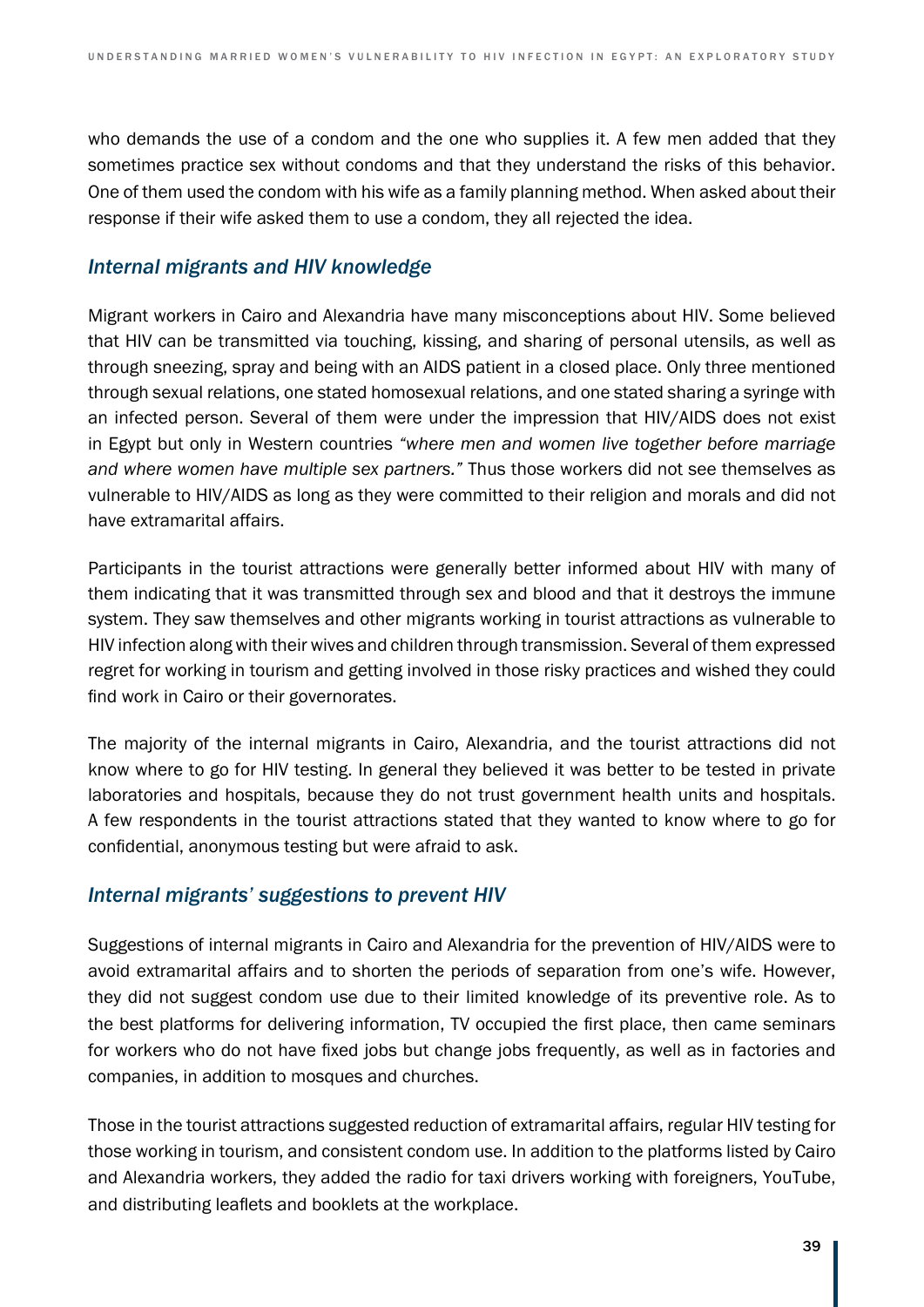who demands the use of a condom and the one who supplies it. A few men added that they sometimes practice sex without condoms and that they understand the risks of this behavior. One of them used the condom with his wife as a family planning method. When asked about their response if their wife asked them to use a condom, they all rejected the idea.

### *Internal migrants and HIV knowledge*

Migrant workers in Cairo and Alexandria have many misconceptions about HIV. Some believed that HIV can be transmitted via touching, kissing, and sharing of personal utensils, as well as through sneezing, spray and being with an AIDS patient in a closed place. Only three mentioned through sexual relations, one stated homosexual relations, and one stated sharing a syringe with an infected person. Several of them were under the impression that HIV/AIDS does not exist in Egypt but only in Western countries *"where men and women live together before marriage and where women have multiple sex partners."* Thus those workers did not see themselves as vulnerable to HIV/AIDS as long as they were committed to their religion and morals and did not have extramarital affairs.

Participants in the tourist attractions were generally better informed about HIV with many of them indicating that it was transmitted through sex and blood and that it destroys the immune system. They saw themselves and other migrants working in tourist attractions as vulnerable to HIV infection along with their wives and children through transmission. Several of them expressed regret for working in tourism and getting involved in those risky practices and wished they could find work in Cairo or their governorates.

The majority of the internal migrants in Cairo, Alexandria, and the tourist attractions did not know where to go for HIV testing. In general they believed it was better to be tested in private laboratories and hospitals, because they do not trust government health units and hospitals. A few respondents in the tourist attractions stated that they wanted to know where to go for confidential, anonymous testing but were afraid to ask.

### *Internal migrants' suggestions to prevent HIV*

Suggestions of internal migrants in Cairo and Alexandria for the prevention of HIV/AIDS were to avoid extramarital affairs and to shorten the periods of separation from one's wife. However, they did not suggest condom use due to their limited knowledge of its preventive role. As to the best platforms for delivering information, TV occupied the first place, then came seminars for workers who do not have fixed jobs but change jobs frequently, as well as in factories and companies, in addition to mosques and churches.

Those in the tourist attractions suggested reduction of extramarital affairs, regular HIV testing for those working in tourism, and consistent condom use. In addition to the platforms listed by Cairo and Alexandria workers, they added the radio for taxi drivers working with foreigners, YouTube, and distributing leaflets and booklets at the workplace.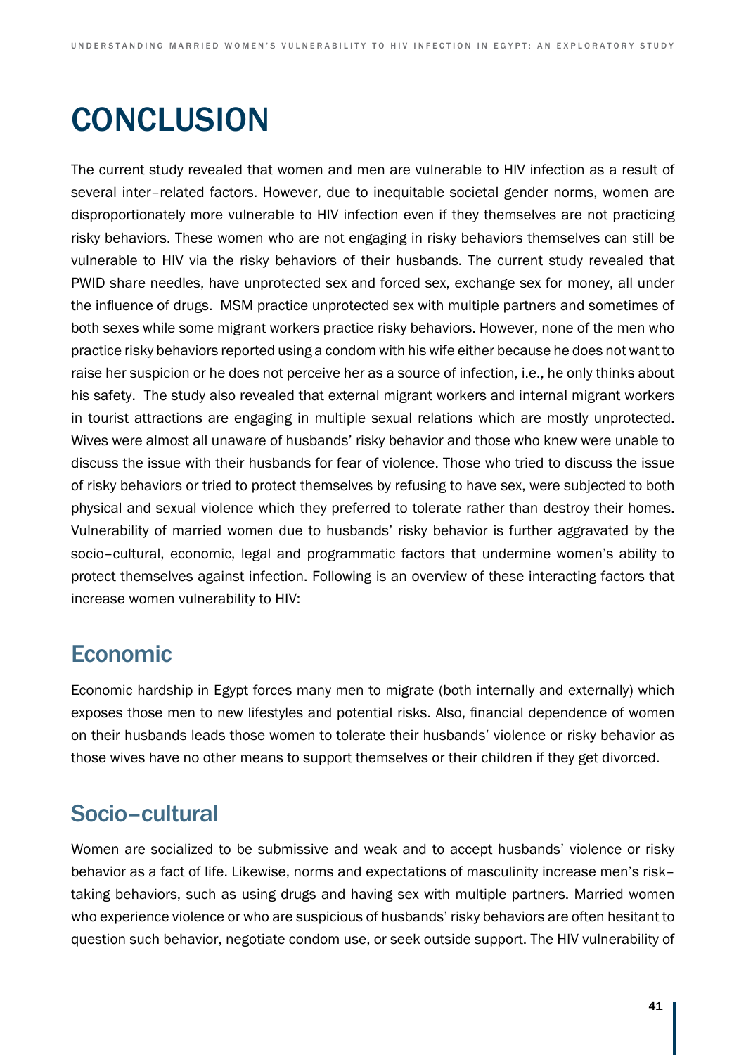# CONCLUSION

The current study revealed that women and men are vulnerable to HIV infection as a result of several inter–related factors. However, due to inequitable societal gender norms, women are disproportionately more vulnerable to HIV infection even if they themselves are not practicing risky behaviors. These women who are not engaging in risky behaviors themselves can still be vulnerable to HIV via the risky behaviors of their husbands. The current study revealed that PWID share needles, have unprotected sex and forced sex, exchange sex for money, all under the influence of drugs. MSM practice unprotected sex with multiple partners and sometimes of both sexes while some migrant workers practice risky behaviors. However, none of the men who practice risky behaviors reported using a condom with his wife either because he does not want to raise her suspicion or he does not perceive her as a source of infection, i.e., he only thinks about his safety. The study also revealed that external migrant workers and internal migrant workers in tourist attractions are engaging in multiple sexual relations which are mostly unprotected. Wives were almost all unaware of husbands' risky behavior and those who knew were unable to discuss the issue with their husbands for fear of violence. Those who tried to discuss the issue of risky behaviors or tried to protect themselves by refusing to have sex, were subjected to both physical and sexual violence which they preferred to tolerate rather than destroy their homes. Vulnerability of married women due to husbands' risky behavior is further aggravated by the socio–cultural, economic, legal and programmatic factors that undermine women's ability to protect themselves against infection. Following is an overview of these interacting factors that increase women vulnerability to HIV:

## Economic

Economic hardship in Egypt forces many men to migrate (both internally and externally) which exposes those men to new lifestyles and potential risks. Also, financial dependence of women on their husbands leads those women to tolerate their husbands' violence or risky behavior as those wives have no other means to support themselves or their children if they get divorced.

## Socio–cultural

Women are socialized to be submissive and weak and to accept husbands' violence or risky behavior as a fact of life. Likewise, norms and expectations of masculinity increase men's risk–taking behaviors, such as using drugs and having sex with multiple partners. Married women who experience violence or who are suspicious of husbands' risky behaviors are often hesitant to question such behavior, negotiate condom use, or seek outside support. The HIV vulnerability of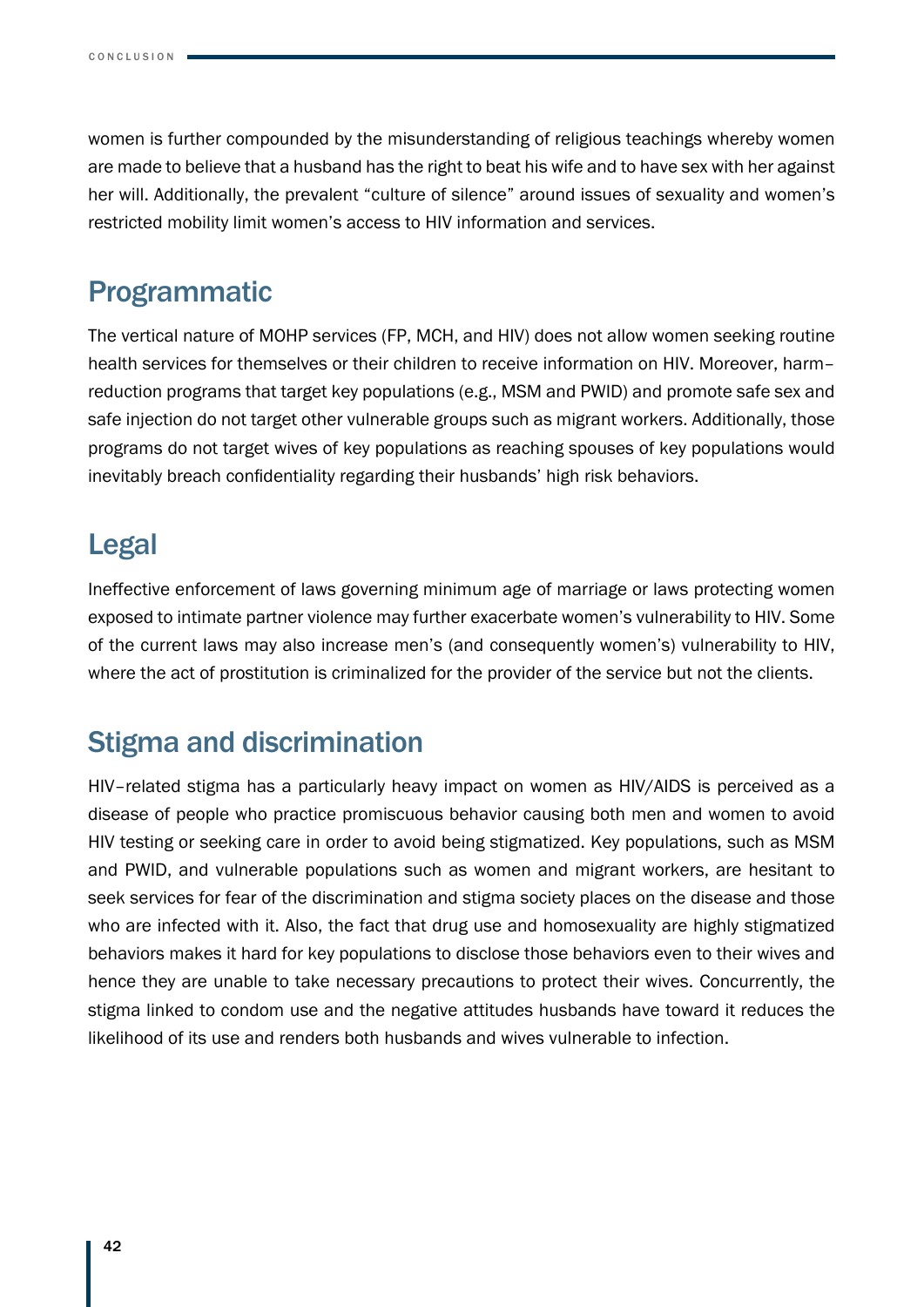women is further compounded by the misunderstanding of religious teachings whereby women are made to believe that a husband has the right to beat his wife and to have sex with her against her will. Additionally, the prevalent "culture of silence" around issues of sexuality and women's restricted mobility limit women's access to HIV information and services.

## Programmatic

The vertical nature of MOHP services (FP, MCH, and HIV) does not allow women seeking routine health services for themselves or their children to receive information on HIV. Moreover, harm–reduction programs that target key populations (e.g., MSM and PWID) and promote safe sex and safe injection do not target other vulnerable groups such as migrant workers. Additionally, those programs do not target wives of key populations as reaching spouses of key populations would inevitably breach confidentiality regarding their husbands' high risk behaviors.

## Legal

Ineffective enforcement of laws governing minimum age of marriage or laws protecting women exposed to intimate partner violence may further exacerbate women's vulnerability to HIV. Some of the current laws may also increase men's (and consequently women's) vulnerability to HIV, where the act of prostitution is criminalized for the provider of the service but not the clients.

## Stigma and discrimination

HIV–related stigma has a particularly heavy impact on women as HIV/AIDS is perceived as a disease of people who practice promiscuous behavior causing both men and women to avoid HIV testing or seeking care in order to avoid being stigmatized. Key populations, such as MSM and PWID, and vulnerable populations such as women and migrant workers, are hesitant to seek services for fear of the discrimination and stigma society places on the disease and those who are infected with it. Also, the fact that drug use and homosexuality are highly stigmatized behaviors makes it hard for key populations to disclose those behaviors even to their wives and hence they are unable to take necessary precautions to protect their wives. Concurrently, the stigma linked to condom use and the negative attitudes husbands have toward it reduces the likelihood of its use and renders both husbands and wives vulnerable to infection.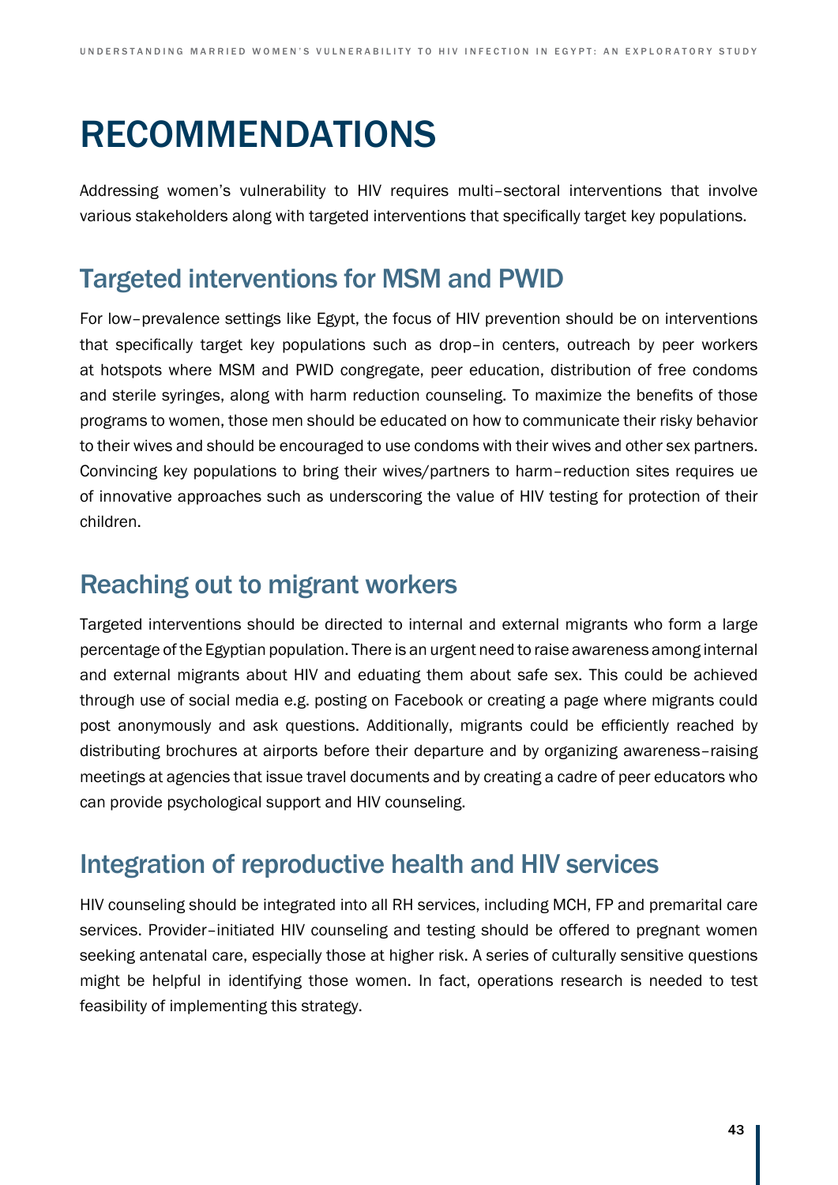# RECOMMENDATIONS

Addressing women's vulnerability to HIV requires multi–sectoral interventions that involve various stakeholders along with targeted interventions that specifically target key populations.

## Targeted interventions for MSM and PWID

For low–prevalence settings like Egypt, the focus of HIV prevention should be on interventions that specifically target key populations such as drop–in centers, outreach by peer workers at hotspots where MSM and PWID congregate, peer education, distribution of free condoms and sterile syringes, along with harm reduction counseling. To maximize the benefits of those programs to women, those men should be educated on how to communicate their risky behavior to their wives and should be encouraged to use condoms with their wives and other sex partners. Convincing key populations to bring their wives/partners to harm–reduction sites requires ue of innovative approaches such as underscoring the value of HIV testing for protection of their children.

## Reaching out to migrant workers

Targeted interventions should be directed to internal and external migrants who form a large percentage of the Egyptian population. There is an urgent need to raise awareness among internal and external migrants about HIV and eduating them about safe sex. This could be achieved through use of social media e.g. posting on Facebook or creating a page where migrants could post anonymously and ask questions. Additionally, migrants could be efficiently reached by distributing brochures at airports before their departure and by organizing awareness–raising meetings at agencies that issue travel documents and by creating a cadre of peer educators who can provide psychological support and HIV counseling.

## Integration of reproductive health and HIV services

HIV counseling should be integrated into all RH services, including MCH, FP and premarital care services. Provider–initiated HIV counseling and testing should be offered to pregnant women seeking antenatal care, especially those at higher risk. A series of culturally sensitive questions might be helpful in identifying those women. In fact, operations research is needed to test feasibility of implementing this strategy.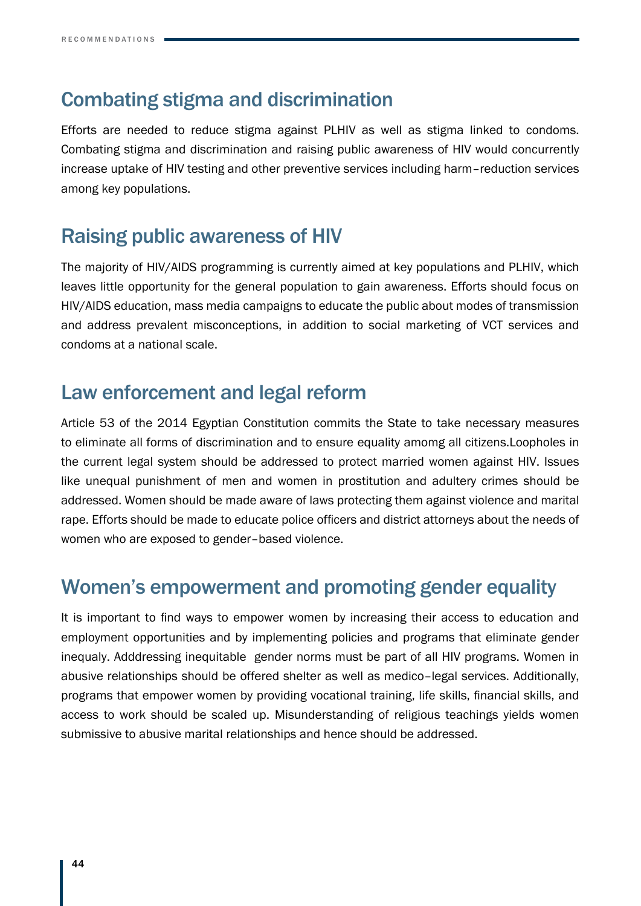## Combating stigma and discrimination

Efforts are needed to reduce stigma against PLHIV as well as stigma linked to condoms. Combating stigma and discrimination and raising public awareness of HIV would concurrently increase uptake of HIV testing and other preventive services including harm–reduction services among key populations.

## Raising public awareness of HIV

The majority of HIV/AIDS programming is currently aimed at key populations and PLHIV, which leaves little opportunity for the general population to gain awareness. Efforts should focus on HIV/AIDS education, mass media campaigns to educate the public about modes of transmission and address prevalent misconceptions, in addition to social marketing of VCT services and condoms at a national scale.

## Law enforcement and legal reform

Article 53 of the 2014 Egyptian Constitution commits the State to take necessary measures to eliminate all forms of discrimination and to ensure equality amomg all citizens.Loopholes in the current legal system should be addressed to protect married women against HIV. Issues like unequal punishment of men and women in prostitution and adultery crimes should be addressed. Women should be made aware of laws protecting them against violence and marital rape. Efforts should be made to educate police officers and district attorneys about the needs of women who are exposed to gender–based violence.

## Women's empowerment and promoting gender equality

It is important to find ways to empower women by increasing their access to education and employment opportunities and by implementing policies and programs that eliminate gender inequaly. Adddressing inequitable gender norms must be part of all HIV programs. Women in abusive relationships should be offered shelter as well as medico–legal services. Additionally, programs that empower women by providing vocational training, life skills, financial skills, and access to work should be scaled up. Misunderstanding of religious teachings yields women submissive to abusive marital relationships and hence should be addressed.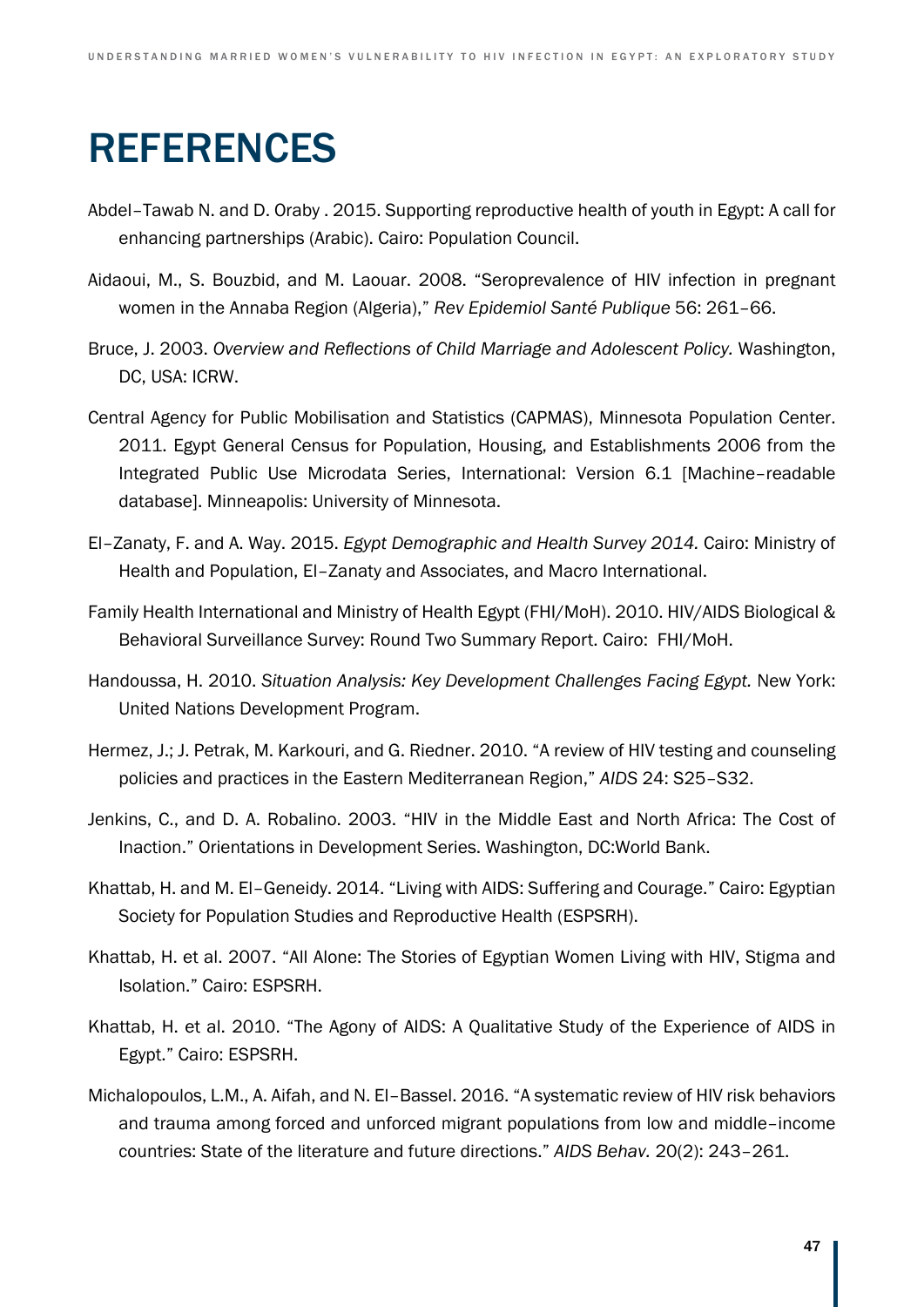# REFERENCES

Abdel–Tawab N. and D. Oraby . 2015. Supporting reproductive health of youth in Egypt: A call for enhancing partnerships (Arabic). Cairo: Population Council.

Aidaoui, M., S. Bouzbid, and M. Laouar. 2008. "Seroprevalence of HIV infection in pregnant women in the Annaba Region (Algeria)," *Rev Epidemiol Santé Publique* 56: 261–66.

Bruce, J. 2003. *Overview and Reflections of Child Marriage and Adolescent Policy.* Washington, DC, USA: ICRW.

Central Agency for Public Mobilisation and Statistics (CAPMAS), Minnesota Population Center. 2011. Egypt General Census for Population, Housing, and Establishments 2006 from the Integrated Public Use Microdata Series, International: Version 6.1 [Machine–readable database]. Minneapolis: University of Minnesota.

El–Zanaty, F. and A. Way. 2015. *Egypt Demographic and Health Survey 2014.* Cairo: Ministry of Health and Population, El–Zanaty and Associates, and Macro International.

Family Health International and Ministry of Health Egypt (FHI/MoH). 2010. HIV/AIDS Biological & Behavioral Surveillance Survey: Round Two Summary Report. Cairo: FHI/MoH.

Handoussa, H. 2010. *Situation Analysis: Key Development Challenges Facing Egypt.* New York: United Nations Development Program.

Hermez, J.; J. Petrak, M. Karkouri, and G. Riedner. 2010. "A review of HIV testing and counseling policies and practices in the Eastern Mediterranean Region," *AIDS* 24: S25–S32.

Jenkins, C., and D. A. Robalino. 2003. "HIV in the Middle East and North Africa: The Cost of Inaction." Orientations in Development Series. Washington, DC:World Bank.

Khattab, H. and M. El–Geneidy. 2014. "Living with AIDS: Suffering and Courage." Cairo: Egyptian Society for Population Studies and Reproductive Health (ESPSRH).

Khattab, H. et al. 2007. "All Alone: The Stories of Egyptian Women Living with HIV, Stigma and Isolation." Cairo: ESPSRH.

Khattab, H. et al. 2010. "The Agony of AIDS: A Qualitative Study of the Experience of AIDS in Egypt." Cairo: ESPSRH.

Michalopoulos, L.M., A. Aifah, and N. El–Bassel. 2016. "A systematic review of HIV risk behaviors and trauma among forced and unforced migrant populations from low and middle–income countries: State of the literature and future directions." *AIDS Behav.* 20(2): 243–261.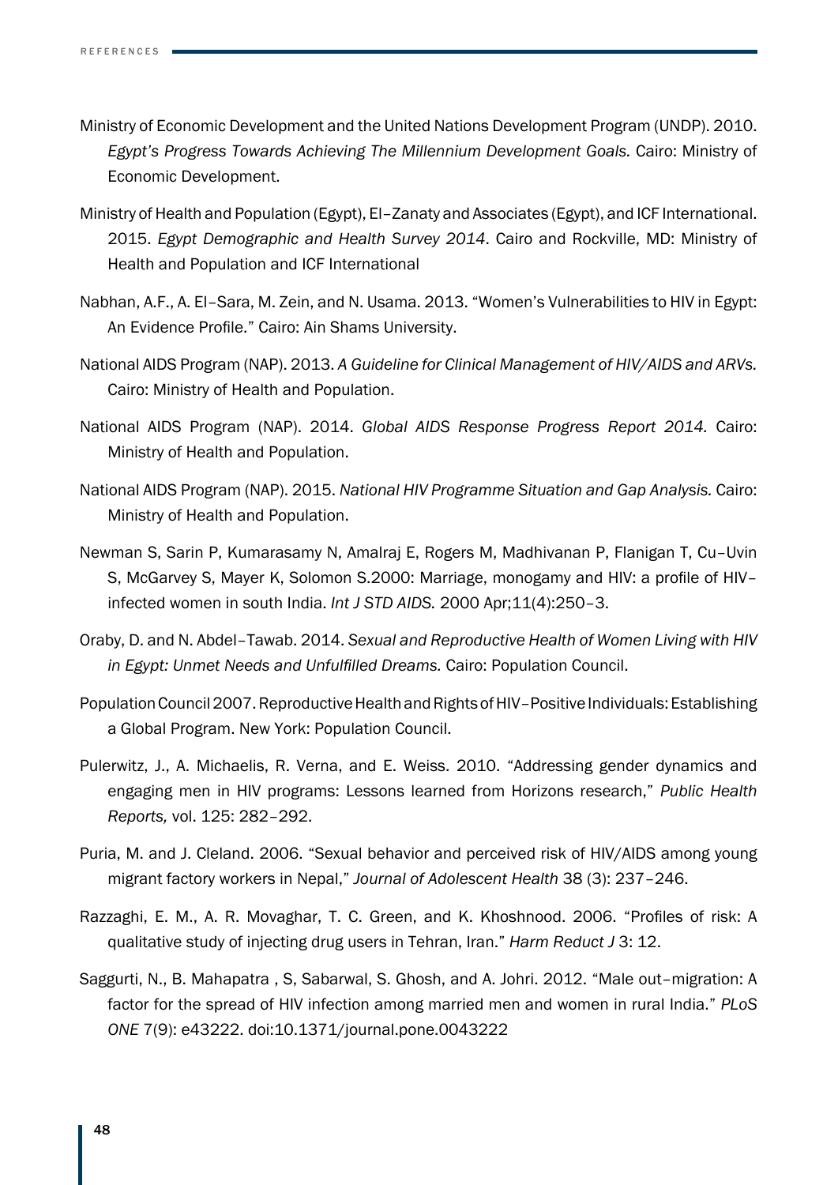Ministry of Economic Development and the United Nations Development Program (UNDP). 2010. *Egypt's Progress Towards Achieving The Millennium Development Goals.* Cairo: Ministry of Economic Development.

Ministry of Health and Population (Egypt), El–Zanaty and Associates (Egypt), and ICF International. 2015. *Egypt Demographic and Health Survey 2014*. Cairo and Rockville, MD: Ministry of Health and Population and ICF International

Nabhan, A.F., A. El–Sara, M. Zein, and N. Usama. 2013. "Women's Vulnerabilities to HIV in Egypt: An Evidence Profile." Cairo: Ain Shams University.

National AIDS Program (NAP). 2013. *A Guideline for Clinical Management of HIV/AIDS and ARVs.* Cairo: Ministry of Health and Population.

National AIDS Program (NAP). 2014. *Global AIDS Response Progress Report 2014.* Cairo: Ministry of Health and Population.

National AIDS Program (NAP). 2015. *National HIV Programme Situation and Gap Analysis.* Cairo: Ministry of Health and Population.

Newman S, Sarin P, Kumarasamy N, Amalraj E, Rogers M, Madhivanan P, Flanigan T, Cu–Uvin S, McGarvey S, Mayer K, Solomon S.2000: Marriage, monogamy and HIV: a profile of HIV–infected women in south India. *Int J STD AIDS.* 2000 Apr;11(4):250–3.

Oraby, D. and N. Abdel–Tawab. 2014. *Sexual and Reproductive Health of Women Living with HIV in Egypt: Unmet Needs and Unfulfilled Dreams.* Cairo: Population Council.

Population Council 2007. Reproductive Health and Rights of HIV–Positive Individuals: Establishing a Global Program. New York: Population Council.

Pulerwitz, J., A. Michaelis, R. Verna, and E. Weiss. 2010. "Addressing gender dynamics and engaging men in HIV programs: Lessons learned from Horizons research," *Public Health Reports,* vol. 125: 282–292.

Puria, M. and J. Cleland. 2006. "Sexual behavior and perceived risk of HIV/AIDS among young migrant factory workers in Nepal," *Journal of Adolescent Health* 38 (3): 237–246.

Razzaghi, E. M., A. R. Movaghar, T. C. Green, and K. Khoshnood. 2006. "Profiles of risk: A qualitative study of injecting drug users in Tehran, Iran." *Harm Reduct J* 3: 12.

Saggurti, N., B. Mahapatra , S, Sabarwal, S. Ghosh, and A. Johri. 2012. "Male out–migration: A factor for the spread of HIV infection among married men and women in rural India." *PLoS ONE* 7(9): e43222. doi:10.1371/journal.pone.0043222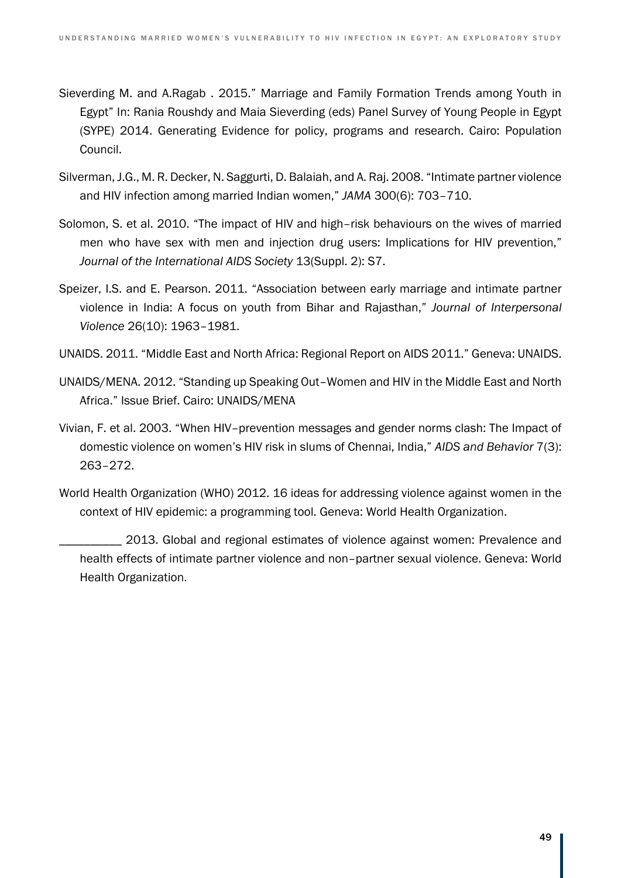Sieverding M. and A.Ragab . 2015." Marriage and Family Formation Trends among Youth in Egypt" In: Rania Roushdy and Maia Sieverding (eds) Panel Survey of Young People in Egypt (SYPE) 2014. Generating Evidence for policy, programs and research. Cairo: Population Council.

Silverman, J.G., M. R. Decker, N. Saggurti, D. Balaiah, and A. Raj. 2008. "Intimate partner violence and HIV infection among married Indian women," *JAMA* 300(6): 703–710.

Solomon, S. et al. 2010. "The impact of HIV and high–risk behaviours on the wives of married men who have sex with men and injection drug users: Implications for HIV prevention," *Journal of the International AIDS Society* 13(Suppl. 2): S7.

Speizer, I.S. and E. Pearson. 2011. "Association between early marriage and intimate partner violence in India: A focus on youth from Bihar and Rajasthan," *Journal of Interpersonal Violence* 26(10): 1963–1981.

UNAIDS. 2011. "Middle East and North Africa: Regional Report on AIDS 2011." Geneva: UNAIDS.

UNAIDS/MENA. 2012. "Standing up Speaking Out–Women and HIV in the Middle East and North Africa." Issue Brief. Cairo: UNAIDS/MENA

Vivian, F. et al. 2003. "When HIV–prevention messages and gender norms clash: The Impact of domestic violence on women's HIV risk in slums of Chennai, India," *AIDS and Behavior* 7(3): 263–272.

World Health Organization (WHO) 2012. 16 ideas for addressing violence against women in the context of HIV epidemic: a programming tool. Geneva: World Health Organization.

__________ 2013. Global and regional estimates of violence against women: Prevalence and health effects of intimate partner violence and non–partner sexual violence. Geneva: World Health Organization.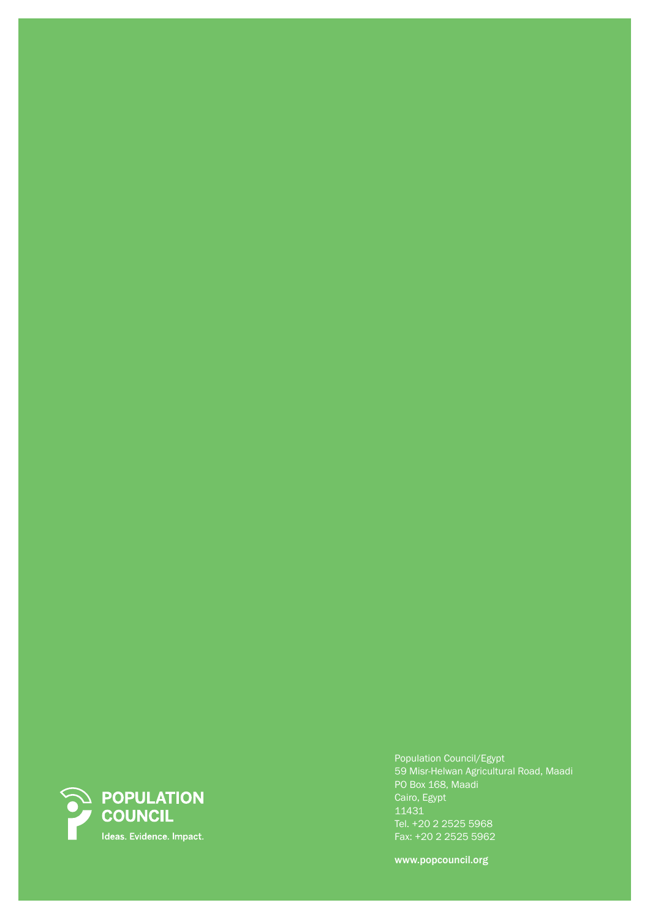POPULATION COUNCIL

Ideas. Evidence. Impact.

Population Council/Egypt
59 Misr-Helwan Agricultural Road, Maadi
PO Box 168, Maadi
Cairo, Egypt
11431
Tel. +20 2 2525 5968
Fax: +20 2 2525 5962

www.popcouncil.org